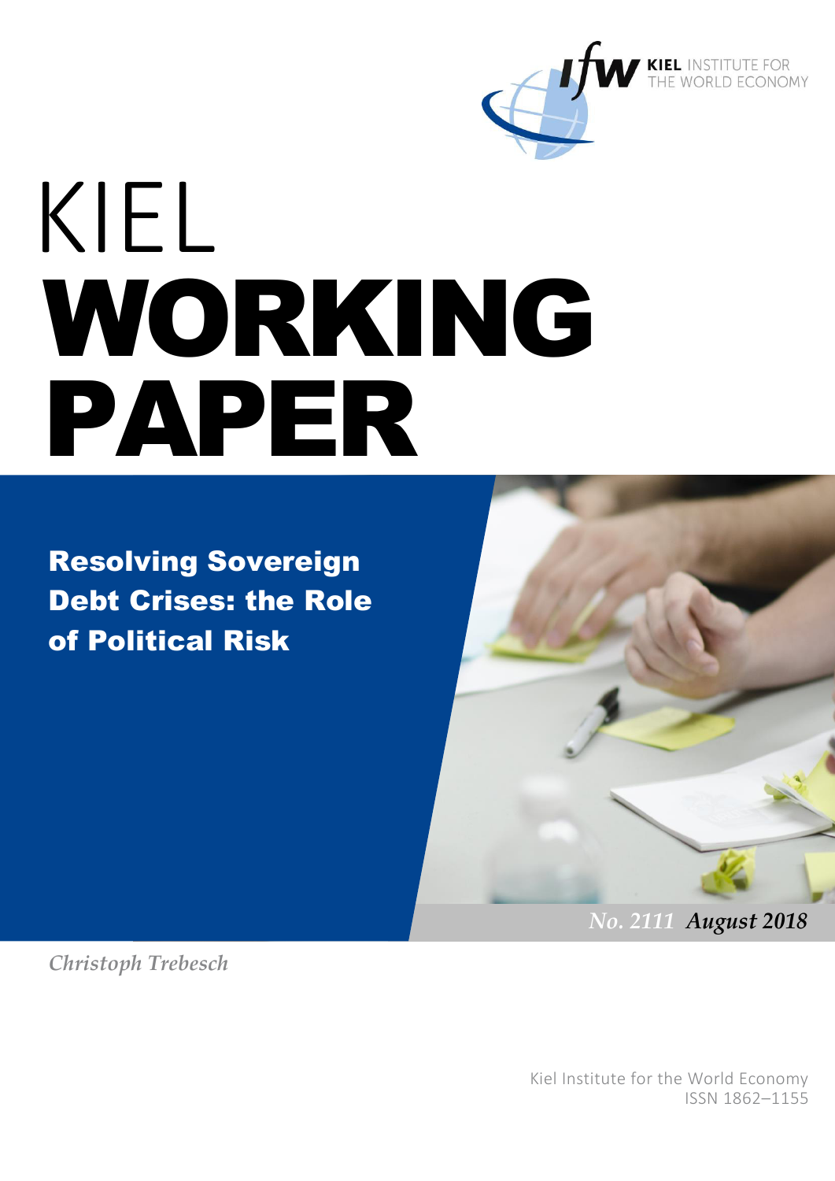KIEL INSTITUTE FOR THE WORLD ECONOMY

# KIEL WORKING PAPER

## Resolving Sovereign Debt Crises: the Role of Political Risk

*No. 2111 August 2018*

*Christoph Trebesch*

Kiel Institute for the World Economy
ISSN 1862–1155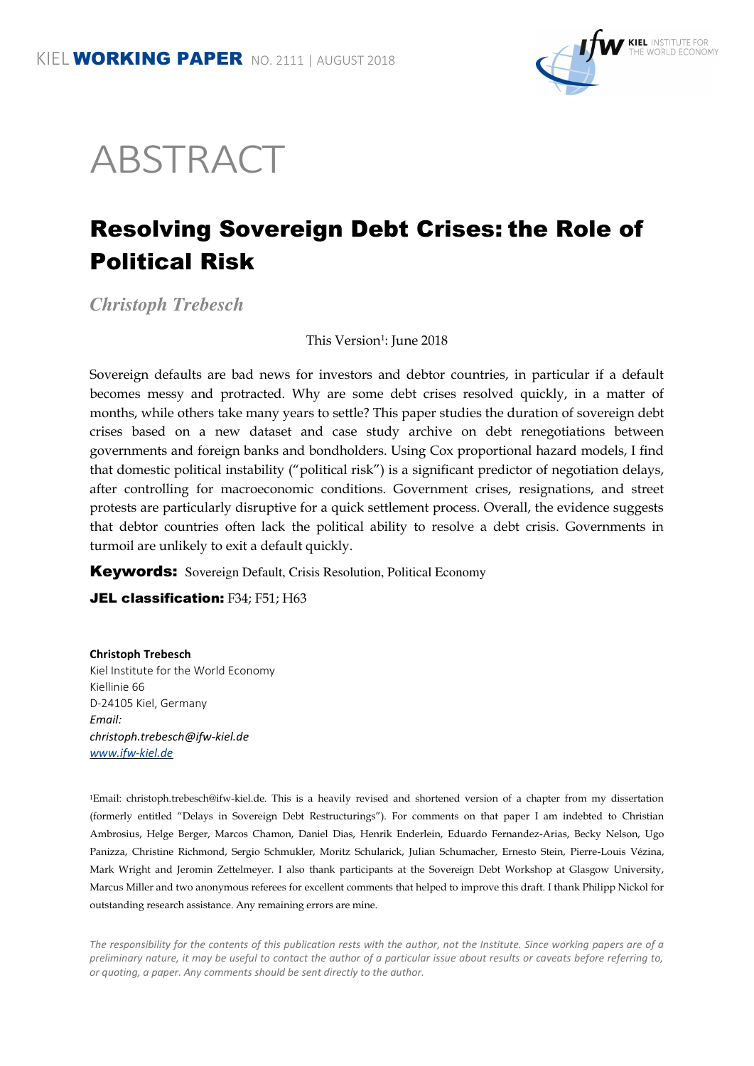KIEL **WORKING PAPER** NO. 2111 | AUGUST 2018

# ABSTRACT

## Resolving Sovereign Debt Crises: the Role of Political Risk

*Christoph Trebesch*

This Version[1]: June 2018

Sovereign defaults are bad news for investors and debtor countries, in particular if a default becomes messy and protracted. Why are some debt crises resolved quickly, in a matter of months, while others take many years to settle? This paper studies the duration of sovereign debt crises based on a new dataset and case study archive on debt renegotiations between governments and foreign banks and bondholders. Using Cox proportional hazard models, I find that domestic political instability ("political risk") is a significant predictor of negotiation delays, after controlling for macroeconomic conditions. Government crises, resignations, and street protests are particularly disruptive for a quick settlement process. Overall, the evidence suggests that debtor countries often lack the political ability to resolve a debt crisis. Governments in turmoil are unlikely to exit a default quickly.

**Keywords:** Sovereign Default, Crisis Resolution, Political Economy

**JEL classification:** F34; F51; H63

**Christoph Trebesch**
Kiel Institute for the World Economy
Kiellinie 66
D-24105 Kiel, Germany
*Email:*
*christoph.trebesch@ifw-kiel.de*
*www.ifw-kiel.de*

[1]Email: christoph.trebesch@ifw-kiel.de. This is a heavily revised and shortened version of a chapter from my dissertation (formerly entitled "Delays in Sovereign Debt Restructurings"). For comments on that paper I am indebted to Christian Ambrosius, Helge Berger, Marcos Chamon, Daniel Dias, Henrik Enderlein, Eduardo Fernandez-Arias, Becky Nelson, Ugo Panizza, Christine Richmond, Sergio Schmukler, Moritz Schularick, Julian Schumacher, Ernesto Stein, Pierre-Louis Vézina, Mark Wright and Jeromin Zettelmeyer. I also thank participants at the Sovereign Debt Workshop at Glasgow University, Marcus Miller and two anonymous referees for excellent comments that helped to improve this draft. I thank Philipp Nickol for outstanding research assistance. Any remaining errors are mine.

*The responsibility for the contents of this publication rests with the author, not the Institute. Since working papers are of a preliminary nature, it may be useful to contact the author of a particular issue about results or caveats before referring to, or quoting, a paper. Any comments should be sent directly to the author.*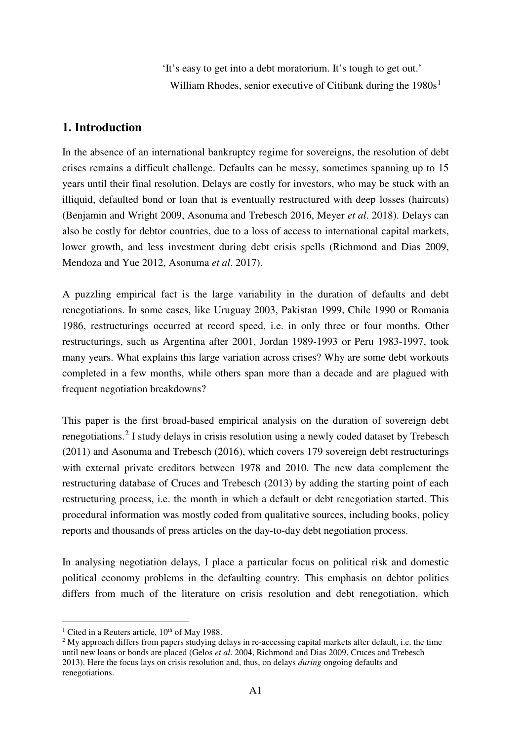'It's easy to get into a debt moratorium. It's tough to get out.'
William Rhodes, senior executive of Citibank during the 1980s[1]

## 1. Introduction

In the absence of an international bankruptcy regime for sovereigns, the resolution of debt crises remains a difficult challenge. Defaults can be messy, sometimes spanning up to 15 years until their final resolution. Delays are costly for investors, who may be stuck with an illiquid, defaulted bond or loan that is eventually restructured with deep losses (haircuts) (Benjamin and Wright 2009, Asonuma and Trebesch 2016, Meyer *et al*. 2018). Delays can also be costly for debtor countries, due to a loss of access to international capital markets, lower growth, and less investment during debt crisis spells (Richmond and Dias 2009, Mendoza and Yue 2012, Asonuma *et al*. 2017).

A puzzling empirical fact is the large variability in the duration of defaults and debt renegotiations. In some cases, like Uruguay 2003, Pakistan 1999, Chile 1990 or Romania 1986, restructurings occurred at record speed, i.e. in only three or four months. Other restructurings, such as Argentina after 2001, Jordan 1989-1993 or Peru 1983-1997, took many years. What explains this large variation across crises? Why are some debt workouts completed in a few months, while others span more than a decade and are plagued with frequent negotiation breakdowns?

This paper is the first broad-based empirical analysis on the duration of sovereign debt renegotiations.[2] I study delays in crisis resolution using a newly coded dataset by Trebesch (2011) and Asonuma and Trebesch (2016), which covers 179 sovereign debt restructurings with external private creditors between 1978 and 2010. The new data complement the restructuring database of Cruces and Trebesch (2013) by adding the starting point of each restructuring process, i.e. the month in which a default or debt renegotiation started. This procedural information was mostly coded from qualitative sources, including books, policy reports and thousands of press articles on the day-to-day debt negotiation process.

In analysing negotiation delays, I place a particular focus on political risk and domestic political economy problems in the defaulting country. This emphasis on debtor politics differs from much of the literature on crisis resolution and debt renegotiation, which

[1] Cited in a Reuters article, 10th of May 1988.

[2] My approach differs from papers studying delays in re-accessing capital markets after default, i.e. the time until new loans or bonds are placed (Gelos *et al*. 2004, Richmond and Dias 2009, Cruces and Trebesch 2013). Here the focus lays on crisis resolution and, thus, on delays *during* ongoing defaults and renegotiations.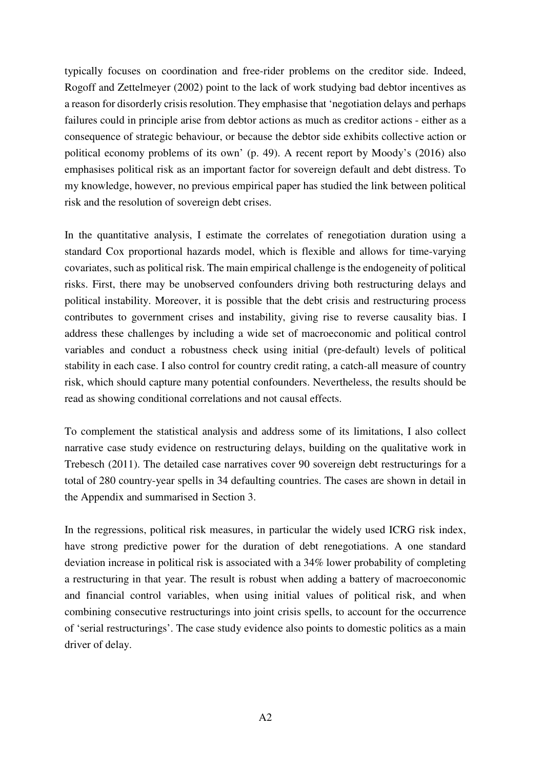typically focuses on coordination and free-rider problems on the creditor side. Indeed, Rogoff and Zettelmeyer (2002) point to the lack of work studying bad debtor incentives as a reason for disorderly crisis resolution. They emphasise that 'negotiation delays and perhaps failures could in principle arise from debtor actions as much as creditor actions - either as a consequence of strategic behaviour, or because the debtor side exhibits collective action or political economy problems of its own' (p. 49). A recent report by Moody's (2016) also emphasises political risk as an important factor for sovereign default and debt distress. To my knowledge, however, no previous empirical paper has studied the link between political risk and the resolution of sovereign debt crises.

In the quantitative analysis, I estimate the correlates of renegotiation duration using a standard Cox proportional hazards model, which is flexible and allows for time-varying covariates, such as political risk. The main empirical challenge is the endogeneity of political risks. First, there may be unobserved confounders driving both restructuring delays and political instability. Moreover, it is possible that the debt crisis and restructuring process contributes to government crises and instability, giving rise to reverse causality bias. I address these challenges by including a wide set of macroeconomic and political control variables and conduct a robustness check using initial (pre-default) levels of political stability in each case. I also control for country credit rating, a catch-all measure of country risk, which should capture many potential confounders. Nevertheless, the results should be read as showing conditional correlations and not causal effects.

To complement the statistical analysis and address some of its limitations, I also collect narrative case study evidence on restructuring delays, building on the qualitative work in Trebesch (2011). The detailed case narratives cover 90 sovereign debt restructurings for a total of 280 country-year spells in 34 defaulting countries. The cases are shown in detail in the Appendix and summarised in Section 3.

In the regressions, political risk measures, in particular the widely used ICRG risk index, have strong predictive power for the duration of debt renegotiations. A one standard deviation increase in political risk is associated with a 34% lower probability of completing a restructuring in that year. The result is robust when adding a battery of macroeconomic and financial control variables, when using initial values of political risk, and when combining consecutive restructurings into joint crisis spells, to account for the occurrence of 'serial restructurings'. The case study evidence also points to domestic politics as a main driver of delay.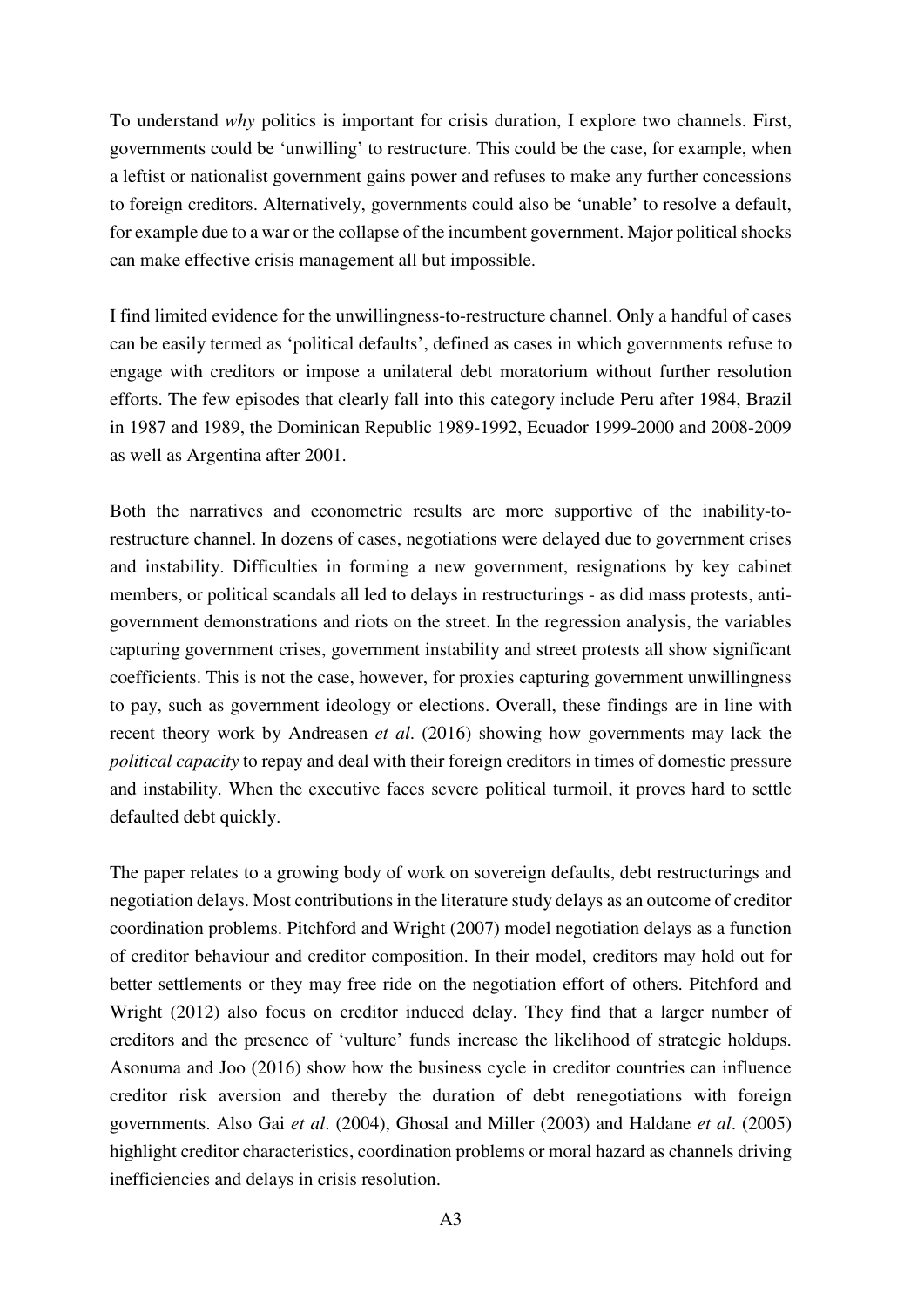To understand *why* politics is important for crisis duration, I explore two channels. First, governments could be 'unwilling' to restructure. This could be the case, for example, when a leftist or nationalist government gains power and refuses to make any further concessions to foreign creditors. Alternatively, governments could also be 'unable' to resolve a default, for example due to a war or the collapse of the incumbent government. Major political shocks can make effective crisis management all but impossible.

I find limited evidence for the unwillingness-to-restructure channel. Only a handful of cases can be easily termed as 'political defaults', defined as cases in which governments refuse to engage with creditors or impose a unilateral debt moratorium without further resolution efforts. The few episodes that clearly fall into this category include Peru after 1984, Brazil in 1987 and 1989, the Dominican Republic 1989-1992, Ecuador 1999-2000 and 2008-2009 as well as Argentina after 2001.

Both the narratives and econometric results are more supportive of the inability-to-restructure channel. In dozens of cases, negotiations were delayed due to government crises and instability. Difficulties in forming a new government, resignations by key cabinet members, or political scandals all led to delays in restructurings - as did mass protests, anti-government demonstrations and riots on the street. In the regression analysis, the variables capturing government crises, government instability and street protests all show significant coefficients. This is not the case, however, for proxies capturing government unwillingness to pay, such as government ideology or elections. Overall, these findings are in line with recent theory work by Andreasen *et al*. (2016) showing how governments may lack the *political capacity* to repay and deal with their foreign creditors in times of domestic pressure and instability. When the executive faces severe political turmoil, it proves hard to settle defaulted debt quickly.

The paper relates to a growing body of work on sovereign defaults, debt restructurings and negotiation delays. Most contributions in the literature study delays as an outcome of creditor coordination problems. Pitchford and Wright (2007) model negotiation delays as a function of creditor behaviour and creditor composition. In their model, creditors may hold out for better settlements or they may free ride on the negotiation effort of others. Pitchford and Wright (2012) also focus on creditor induced delay. They find that a larger number of creditors and the presence of 'vulture' funds increase the likelihood of strategic holdups. Asonuma and Joo (2016) show how the business cycle in creditor countries can influence creditor risk aversion and thereby the duration of debt renegotiations with foreign governments. Also Gai *et al*. (2004), Ghosal and Miller (2003) and Haldane *et al*. (2005) highlight creditor characteristics, coordination problems or moral hazard as channels driving inefficiencies and delays in crisis resolution.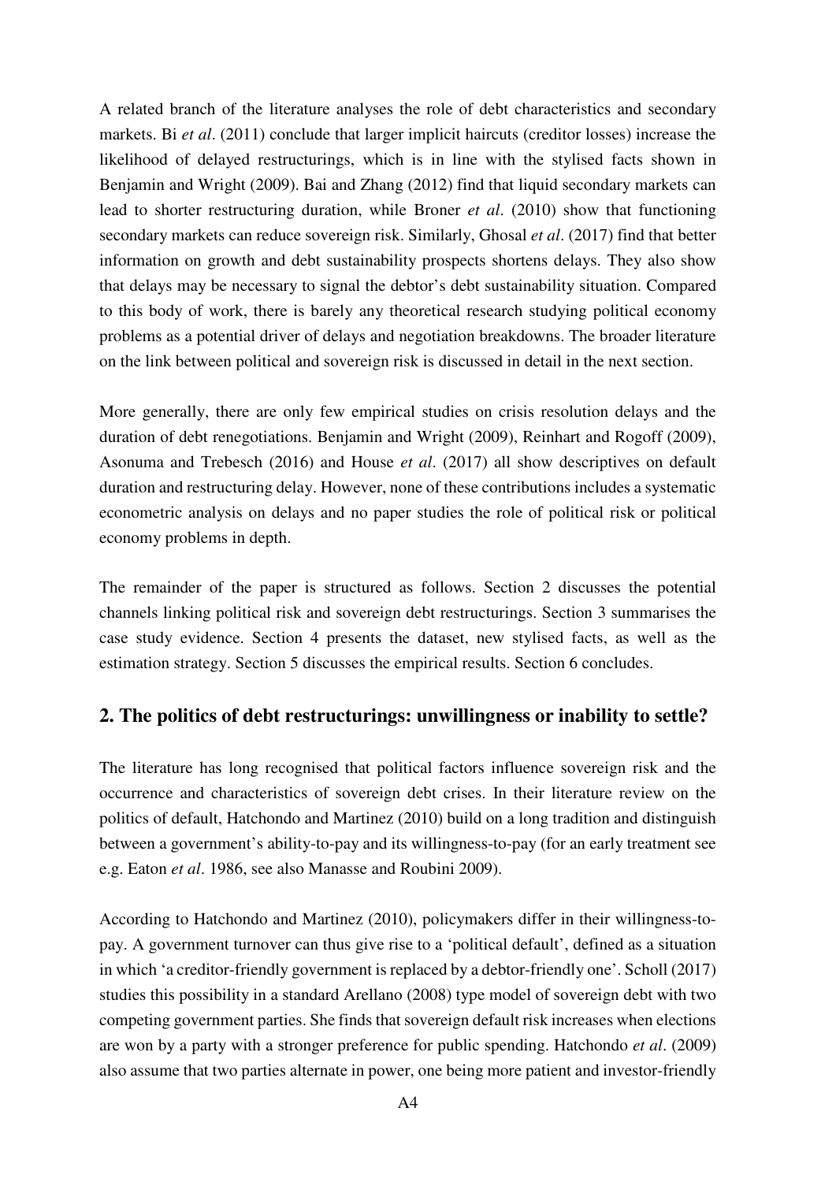A related branch of the literature analyses the role of debt characteristics and secondary markets. Bi *et al*. (2011) conclude that larger implicit haircuts (creditor losses) increase the likelihood of delayed restructurings, which is in line with the stylised facts shown in Benjamin and Wright (2009). Bai and Zhang (2012) find that liquid secondary markets can lead to shorter restructuring duration, while Broner *et al*. (2010) show that functioning secondary markets can reduce sovereign risk. Similarly, Ghosal *et al*. (2017) find that better information on growth and debt sustainability prospects shortens delays. They also show that delays may be necessary to signal the debtor's debt sustainability situation. Compared to this body of work, there is barely any theoretical research studying political economy problems as a potential driver of delays and negotiation breakdowns. The broader literature on the link between political and sovereign risk is discussed in detail in the next section.

More generally, there are only few empirical studies on crisis resolution delays and the duration of debt renegotiations. Benjamin and Wright (2009), Reinhart and Rogoff (2009), Asonuma and Trebesch (2016) and House *et al*. (2017) all show descriptives on default duration and restructuring delay. However, none of these contributions includes a systematic econometric analysis on delays and no paper studies the role of political risk or political economy problems in depth.

The remainder of the paper is structured as follows. Section 2 discusses the potential channels linking political risk and sovereign debt restructurings. Section 3 summarises the case study evidence. Section 4 presents the dataset, new stylised facts, as well as the estimation strategy. Section 5 discusses the empirical results. Section 6 concludes.

## 2. The politics of debt restructurings: unwillingness or inability to settle?

The literature has long recognised that political factors influence sovereign risk and the occurrence and characteristics of sovereign debt crises. In their literature review on the politics of default, Hatchondo and Martinez (2010) build on a long tradition and distinguish between a government's ability-to-pay and its willingness-to-pay (for an early treatment see e.g. Eaton *et al*. 1986, see also Manasse and Roubini 2009).

According to Hatchondo and Martinez (2010), policymakers differ in their willingness-to-pay. A government turnover can thus give rise to a 'political default', defined as a situation in which 'a creditor-friendly government is replaced by a debtor-friendly one'. Scholl (2017) studies this possibility in a standard Arellano (2008) type model of sovereign debt with two competing government parties. She finds that sovereign default risk increases when elections are won by a party with a stronger preference for public spending. Hatchondo *et al*. (2009) also assume that two parties alternate in power, one being more patient and investor-friendly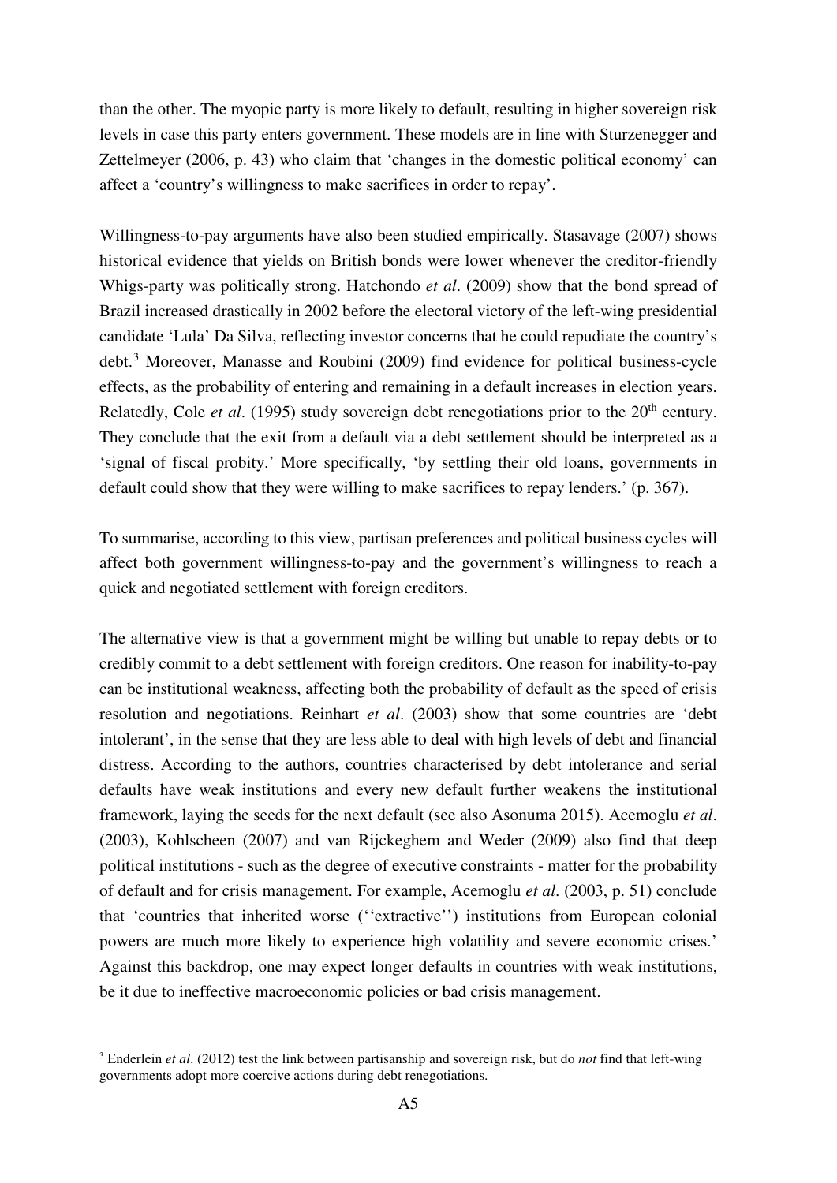than the other. The myopic party is more likely to default, resulting in higher sovereign risk levels in case this party enters government. These models are in line with Sturzenegger and Zettelmeyer (2006, p. 43) who claim that 'changes in the domestic political economy' can affect a 'country's willingness to make sacrifices in order to repay'.

Willingness-to-pay arguments have also been studied empirically. Stasavage (2007) shows historical evidence that yields on British bonds were lower whenever the creditor-friendly Whigs-party was politically strong. Hatchondo *et al*. (2009) show that the bond spread of Brazil increased drastically in 2002 before the electoral victory of the left-wing presidential candidate 'Lula' Da Silva, reflecting investor concerns that he could repudiate the country's debt.[3] Moreover, Manasse and Roubini (2009) find evidence for political business-cycle effects, as the probability of entering and remaining in a default increases in election years. Relatedly, Cole *et al*. (1995) study sovereign debt renegotiations prior to the 20th century. They conclude that the exit from a default via a debt settlement should be interpreted as a 'signal of fiscal probity.' More specifically, 'by settling their old loans, governments in default could show that they were willing to make sacrifices to repay lenders.' (p. 367).

To summarise, according to this view, partisan preferences and political business cycles will affect both government willingness-to-pay and the government's willingness to reach a quick and negotiated settlement with foreign creditors.

The alternative view is that a government might be willing but unable to repay debts or to credibly commit to a debt settlement with foreign creditors. One reason for inability-to-pay can be institutional weakness, affecting both the probability of default as the speed of crisis resolution and negotiations. Reinhart *et al*. (2003) show that some countries are 'debt intolerant', in the sense that they are less able to deal with high levels of debt and financial distress. According to the authors, countries characterised by debt intolerance and serial defaults have weak institutions and every new default further weakens the institutional framework, laying the seeds for the next default (see also Asonuma 2015). Acemoglu *et al*. (2003), Kohlscheen (2007) and van Rijckeghem and Weder (2009) also find that deep political institutions - such as the degree of executive constraints - matter for the probability of default and for crisis management. For example, Acemoglu *et al*. (2003, p. 51) conclude that 'countries that inherited worse (''extractive'') institutions from European colonial powers are much more likely to experience high volatility and severe economic crises.' Against this backdrop, one may expect longer defaults in countries with weak institutions, be it due to ineffective macroeconomic policies or bad crisis management.

[3] Enderlein *et al*. (2012) test the link between partisanship and sovereign risk, but do *not* find that left-wing governments adopt more coercive actions during debt renegotiations.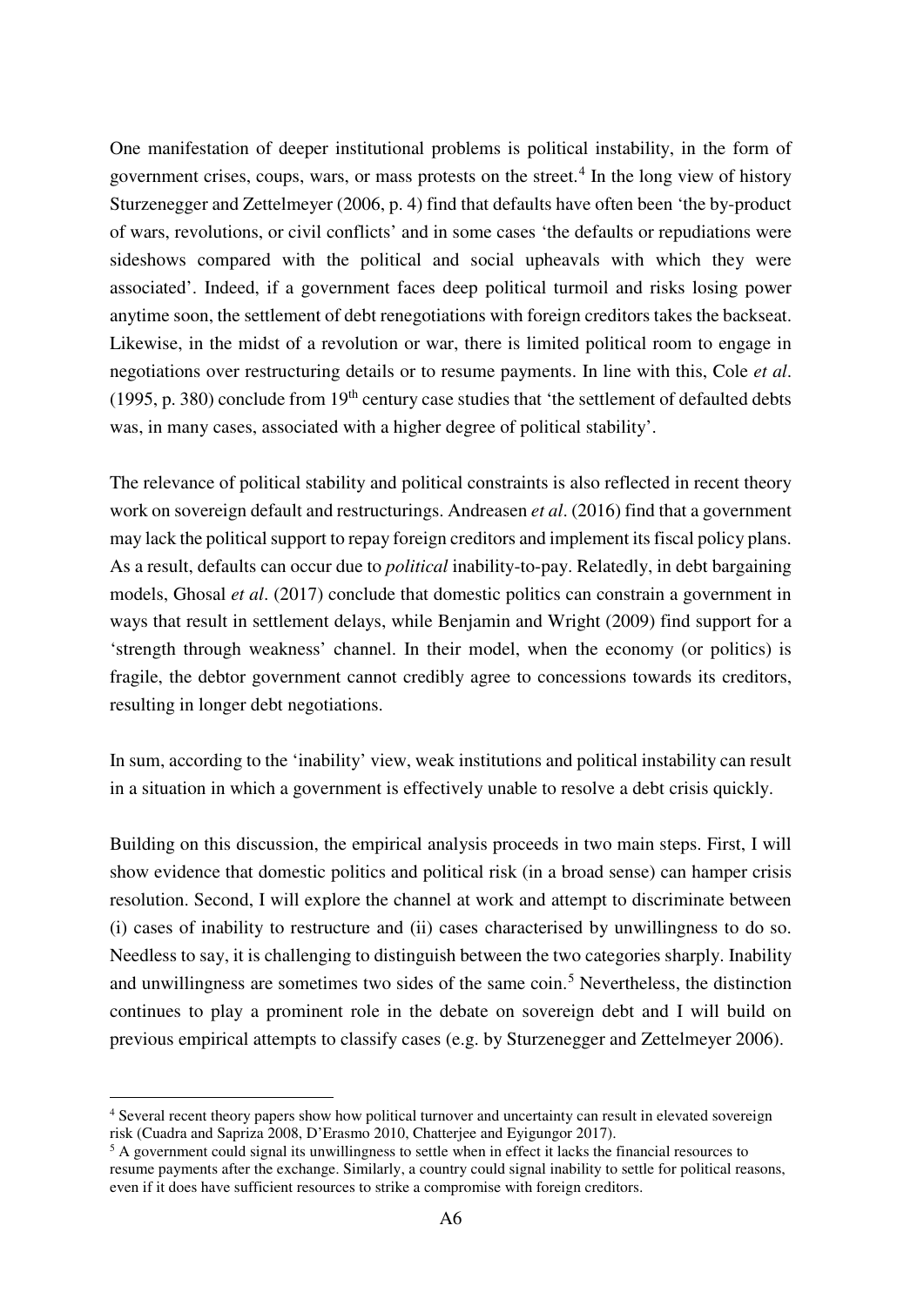One manifestation of deeper institutional problems is political instability, in the form of government crises, coups, wars, or mass protests on the street.[4] In the long view of history Sturzenegger and Zettelmeyer (2006, p. 4) find that defaults have often been 'the by-product of wars, revolutions, or civil conflicts' and in some cases 'the defaults or repudiations were sideshows compared with the political and social upheavals with which they were associated'. Indeed, if a government faces deep political turmoil and risks losing power anytime soon, the settlement of debt renegotiations with foreign creditors takes the backseat. Likewise, in the midst of a revolution or war, there is limited political room to engage in negotiations over restructuring details or to resume payments. In line with this, Cole *et al*. (1995, p. 380) conclude from 19[th] century case studies that 'the settlement of defaulted debts was, in many cases, associated with a higher degree of political stability'.

The relevance of political stability and political constraints is also reflected in recent theory work on sovereign default and restructurings. Andreasen *et al*. (2016) find that a government may lack the political support to repay foreign creditors and implement its fiscal policy plans. As a result, defaults can occur due to *political* inability-to-pay. Relatedly, in debt bargaining models, Ghosal *et al*. (2017) conclude that domestic politics can constrain a government in ways that result in settlement delays, while Benjamin and Wright (2009) find support for a 'strength through weakness' channel. In their model, when the economy (or politics) is fragile, the debtor government cannot credibly agree to concessions towards its creditors, resulting in longer debt negotiations.

In sum, according to the 'inability' view, weak institutions and political instability can result in a situation in which a government is effectively unable to resolve a debt crisis quickly.

Building on this discussion, the empirical analysis proceeds in two main steps. First, I will show evidence that domestic politics and political risk (in a broad sense) can hamper crisis resolution. Second, I will explore the channel at work and attempt to discriminate between (i) cases of inability to restructure and (ii) cases characterised by unwillingness to do so. Needless to say, it is challenging to distinguish between the two categories sharply. Inability and unwillingness are sometimes two sides of the same coin.[5] Nevertheless, the distinction continues to play a prominent role in the debate on sovereign debt and I will build on previous empirical attempts to classify cases (e.g. by Sturzenegger and Zettelmeyer 2006).

---

[4] Several recent theory papers show how political turnover and uncertainty can result in elevated sovereign risk (Cuadra and Sapriza 2008, D'Erasmo 2010, Chatterjee and Eyigungor 2017).

[5] A government could signal its unwillingness to settle when in effect it lacks the financial resources to resume payments after the exchange. Similarly, a country could signal inability to settle for political reasons, even if it does have sufficient resources to strike a compromise with foreign creditors.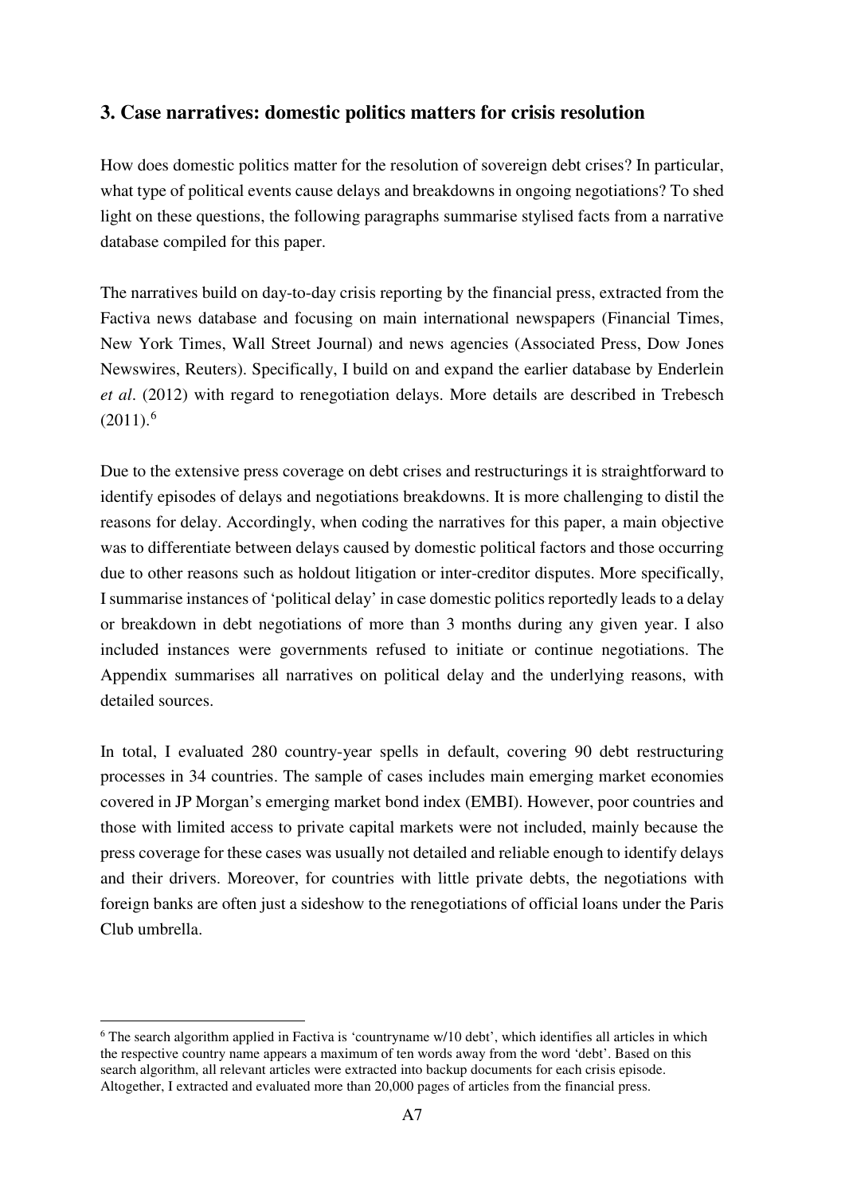## 3. Case narratives: domestic politics matters for crisis resolution

How does domestic politics matter for the resolution of sovereign debt crises? In particular, what type of political events cause delays and breakdowns in ongoing negotiations? To shed light on these questions, the following paragraphs summarise stylised facts from a narrative database compiled for this paper.

The narratives build on day-to-day crisis reporting by the financial press, extracted from the Factiva news database and focusing on main international newspapers (Financial Times, New York Times, Wall Street Journal) and news agencies (Associated Press, Dow Jones Newswires, Reuters). Specifically, I build on and expand the earlier database by Enderlein *et al*. (2012) with regard to renegotiation delays. More details are described in Trebesch (2011).[6]

Due to the extensive press coverage on debt crises and restructurings it is straightforward to identify episodes of delays and negotiations breakdowns. It is more challenging to distil the reasons for delay. Accordingly, when coding the narratives for this paper, a main objective was to differentiate between delays caused by domestic political factors and those occurring due to other reasons such as holdout litigation or inter-creditor disputes. More specifically, I summarise instances of 'political delay' in case domestic politics reportedly leads to a delay or breakdown in debt negotiations of more than 3 months during any given year. I also included instances were governments refused to initiate or continue negotiations. The Appendix summarises all narratives on political delay and the underlying reasons, with detailed sources.

In total, I evaluated 280 country-year spells in default, covering 90 debt restructuring processes in 34 countries. The sample of cases includes main emerging market economies covered in JP Morgan's emerging market bond index (EMBI). However, poor countries and those with limited access to private capital markets were not included, mainly because the press coverage for these cases was usually not detailed and reliable enough to identify delays and their drivers. Moreover, for countries with little private debts, the negotiations with foreign banks are often just a sideshow to the renegotiations of official loans under the Paris Club umbrella.

[6] The search algorithm applied in Factiva is 'countryname w/10 debt', which identifies all articles in which the respective country name appears a maximum of ten words away from the word 'debt'. Based on this search algorithm, all relevant articles were extracted into backup documents for each crisis episode. Altogether, I extracted and evaluated more than 20,000 pages of articles from the financial press.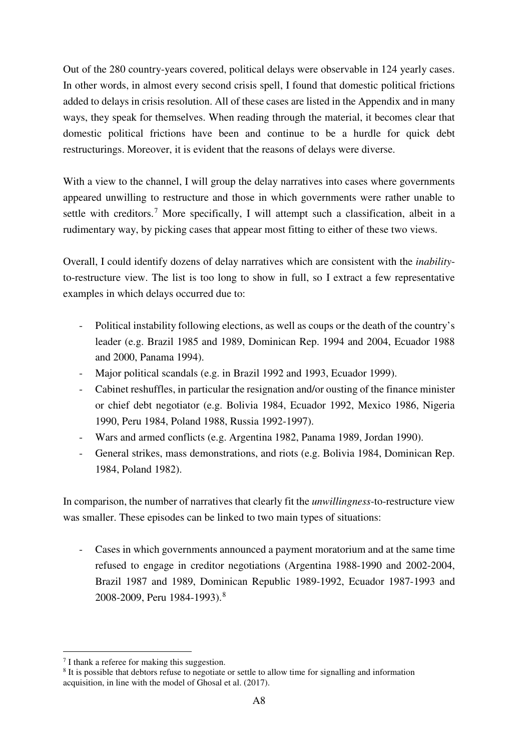Out of the 280 country-years covered, political delays were observable in 124 yearly cases. In other words, in almost every second crisis spell, I found that domestic political frictions added to delays in crisis resolution. All of these cases are listed in the Appendix and in many ways, they speak for themselves. When reading through the material, it becomes clear that domestic political frictions have been and continue to be a hurdle for quick debt restructurings. Moreover, it is evident that the reasons of delays were diverse.

With a view to the channel, I will group the delay narratives into cases where governments appeared unwilling to restructure and those in which governments were rather unable to settle with creditors.[7] More specifically, I will attempt such a classification, albeit in a rudimentary way, by picking cases that appear most fitting to either of these two views.

Overall, I could identify dozens of delay narratives which are consistent with the *inability*-to-restructure view. The list is too long to show in full, so I extract a few representative examples in which delays occurred due to:

- Political instability following elections, as well as coups or the death of the country's leader (e.g. Brazil 1985 and 1989, Dominican Rep. 1994 and 2004, Ecuador 1988 and 2000, Panama 1994).
- Major political scandals (e.g. in Brazil 1992 and 1993, Ecuador 1999).
- Cabinet reshuffles, in particular the resignation and/or ousting of the finance minister or chief debt negotiator (e.g. Bolivia 1984, Ecuador 1992, Mexico 1986, Nigeria 1990, Peru 1984, Poland 1988, Russia 1992-1997).
- Wars and armed conflicts (e.g. Argentina 1982, Panama 1989, Jordan 1990).
- General strikes, mass demonstrations, and riots (e.g. Bolivia 1984, Dominican Rep. 1984, Poland 1982).

In comparison, the number of narratives that clearly fit the *unwillingness*-to-restructure view was smaller. These episodes can be linked to two main types of situations:

- Cases in which governments announced a payment moratorium and at the same time refused to engage in creditor negotiations (Argentina 1988-1990 and 2002-2004, Brazil 1987 and 1989, Dominican Republic 1989-1992, Ecuador 1987-1993 and 2008-2009, Peru 1984-1993).[8]

---

[7] I thank a referee for making this suggestion.

[8] It is possible that debtors refuse to negotiate or settle to allow time for signalling and information acquisition, in line with the model of Ghosal et al. (2017).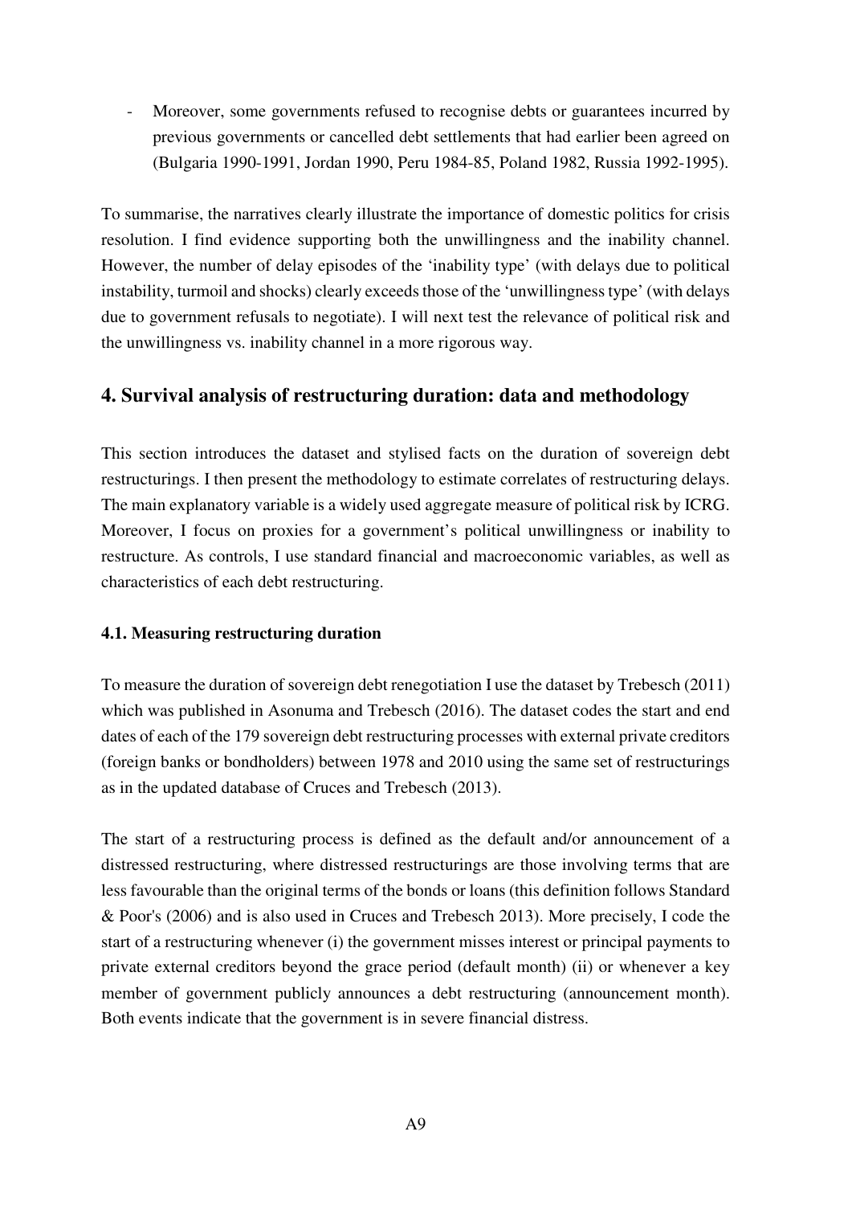- Moreover, some governments refused to recognise debts or guarantees incurred by previous governments or cancelled debt settlements that had earlier been agreed on (Bulgaria 1990-1991, Jordan 1990, Peru 1984-85, Poland 1982, Russia 1992-1995).

To summarise, the narratives clearly illustrate the importance of domestic politics for crisis resolution. I find evidence supporting both the unwillingness and the inability channel. However, the number of delay episodes of the 'inability type' (with delays due to political instability, turmoil and shocks) clearly exceeds those of the 'unwillingness type' (with delays due to government refusals to negotiate). I will next test the relevance of political risk and the unwillingness vs. inability channel in a more rigorous way.

## 4. Survival analysis of restructuring duration: data and methodology

This section introduces the dataset and stylised facts on the duration of sovereign debt restructurings. I then present the methodology to estimate correlates of restructuring delays. The main explanatory variable is a widely used aggregate measure of political risk by ICRG. Moreover, I focus on proxies for a government's political unwillingness or inability to restructure. As controls, I use standard financial and macroeconomic variables, as well as characteristics of each debt restructuring.

### 4.1. Measuring restructuring duration

To measure the duration of sovereign debt renegotiation I use the dataset by Trebesch (2011) which was published in Asonuma and Trebesch (2016). The dataset codes the start and end dates of each of the 179 sovereign debt restructuring processes with external private creditors (foreign banks or bondholders) between 1978 and 2010 using the same set of restructurings as in the updated database of Cruces and Trebesch (2013).

The start of a restructuring process is defined as the default and/or announcement of a distressed restructuring, where distressed restructurings are those involving terms that are less favourable than the original terms of the bonds or loans (this definition follows Standard & Poor's (2006) and is also used in Cruces and Trebesch 2013). More precisely, I code the start of a restructuring whenever (i) the government misses interest or principal payments to private external creditors beyond the grace period (default month) (ii) or whenever a key member of government publicly announces a debt restructuring (announcement month). Both events indicate that the government is in severe financial distress.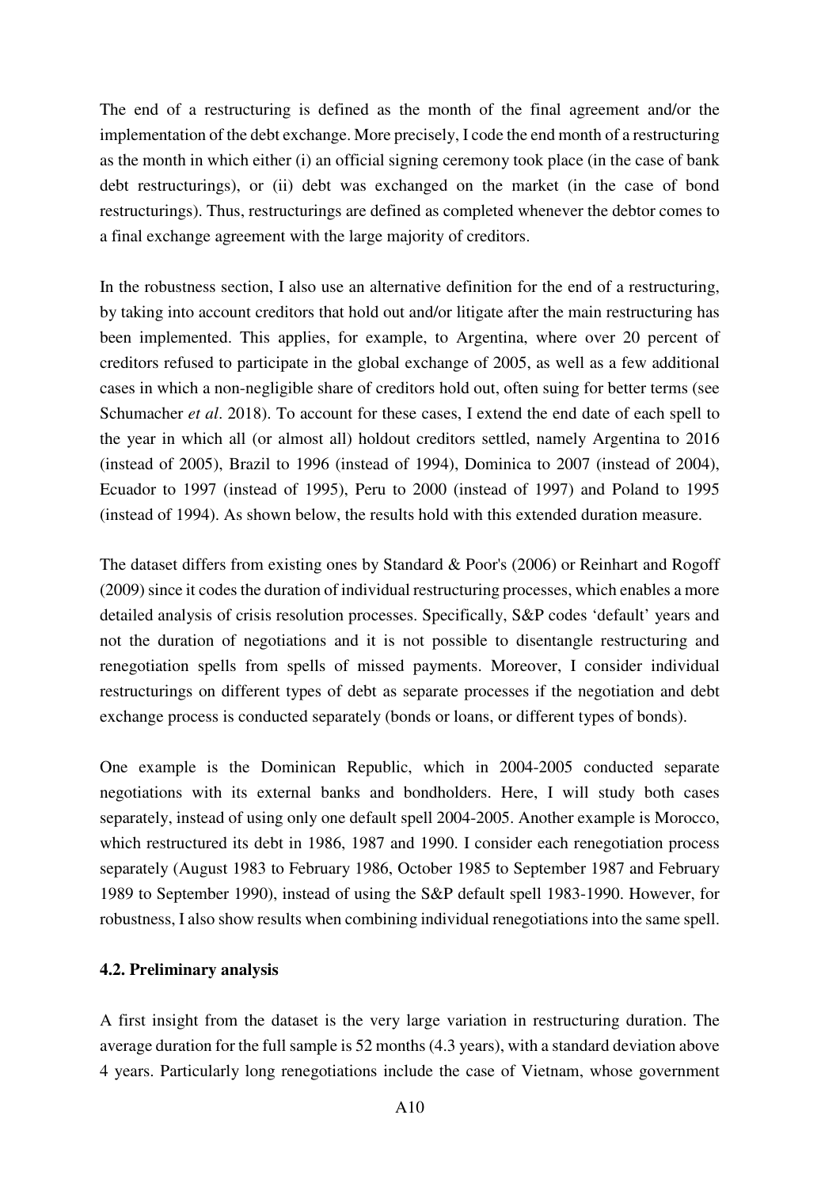The end of a restructuring is defined as the month of the final agreement and/or the implementation of the debt exchange. More precisely, I code the end month of a restructuring as the month in which either (i) an official signing ceremony took place (in the case of bank debt restructurings), or (ii) debt was exchanged on the market (in the case of bond restructurings). Thus, restructurings are defined as completed whenever the debtor comes to a final exchange agreement with the large majority of creditors.

In the robustness section, I also use an alternative definition for the end of a restructuring, by taking into account creditors that hold out and/or litigate after the main restructuring has been implemented. This applies, for example, to Argentina, where over 20 percent of creditors refused to participate in the global exchange of 2005, as well as a few additional cases in which a non-negligible share of creditors hold out, often suing for better terms (see Schumacher *et al*. 2018). To account for these cases, I extend the end date of each spell to the year in which all (or almost all) holdout creditors settled, namely Argentina to 2016 (instead of 2005), Brazil to 1996 (instead of 1994), Dominica to 2007 (instead of 2004), Ecuador to 1997 (instead of 1995), Peru to 2000 (instead of 1997) and Poland to 1995 (instead of 1994). As shown below, the results hold with this extended duration measure.

The dataset differs from existing ones by Standard & Poor's (2006) or Reinhart and Rogoff (2009) since it codes the duration of individual restructuring processes, which enables a more detailed analysis of crisis resolution processes. Specifically, S&P codes 'default' years and not the duration of negotiations and it is not possible to disentangle restructuring and renegotiation spells from spells of missed payments. Moreover, I consider individual restructurings on different types of debt as separate processes if the negotiation and debt exchange process is conducted separately (bonds or loans, or different types of bonds).

One example is the Dominican Republic, which in 2004-2005 conducted separate negotiations with its external banks and bondholders. Here, I will study both cases separately, instead of using only one default spell 2004-2005. Another example is Morocco, which restructured its debt in 1986, 1987 and 1990. I consider each renegotiation process separately (August 1983 to February 1986, October 1985 to September 1987 and February 1989 to September 1990), instead of using the S&P default spell 1983-1990. However, for robustness, I also show results when combining individual renegotiations into the same spell.

### 4.2. Preliminary analysis

A first insight from the dataset is the very large variation in restructuring duration. The average duration for the full sample is 52 months (4.3 years), with a standard deviation above 4 years. Particularly long renegotiations include the case of Vietnam, whose government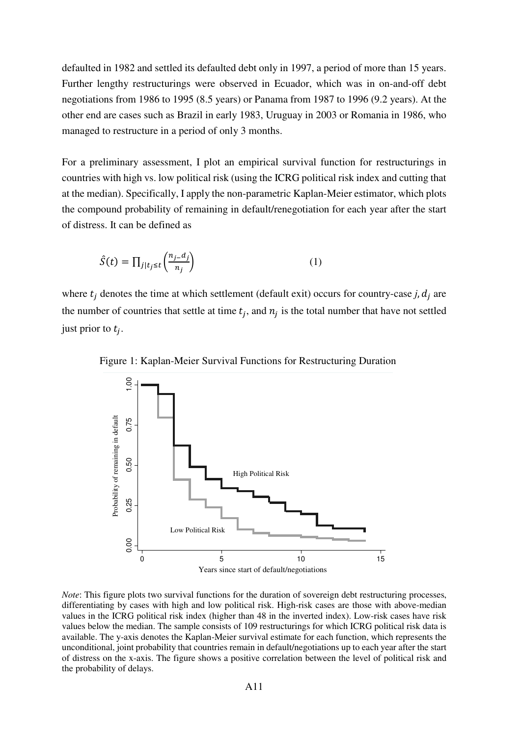defaulted in 1982 and settled its defaulted debt only in 1997, a period of more than 15 years. Further lengthy restructurings were observed in Ecuador, which was in on-and-off debt negotiations from 1986 to 1995 (8.5 years) or Panama from 1987 to 1996 (9.2 years). At the other end are cases such as Brazil in early 1983, Uruguay in 2003 or Romania in 1986, who managed to restructure in a period of only 3 months.

For a preliminary assessment, I plot an empirical survival function for restructurings in countries with high vs. low political risk (using the ICRG political risk index and cutting that at the median). Specifically, I apply the non-parametric Kaplan-Meier estimator, which plots the compound probability of remaining in default/renegotiation for each year after the start of distress. It can be defined as

$$\hat{S}(t) = \prod_{j|t_j \leq t} \left(\frac{n_j - d_j}{n_j}\right) \tag{1}$$

where $t_j$ denotes the time at which settlement (default exit) occurs for country-case $j$, $d_j$ are the number of countries that settle at time $t_j$, and $n_j$ is the total number that have not settled just prior to $t_j$.

Figure 1: Kaplan-Meier Survival Functions for Restructuring Duration

*Note*: This figure plots two survival functions for the duration of sovereign debt restructuring processes, differentiating by cases with high and low political risk. High-risk cases are those with above-median values in the ICRG political risk index (higher than 48 in the inverted index). Low-risk cases have risk values below the median. The sample consists of 109 restructurings for which ICRG political risk data is available. The y-axis denotes the Kaplan-Meier survival estimate for each function, which represents the unconditional, joint probability that countries remain in default/negotiations up to each year after the start of distress on the x-axis. The figure shows a positive correlation between the level of political risk and the probability of delays.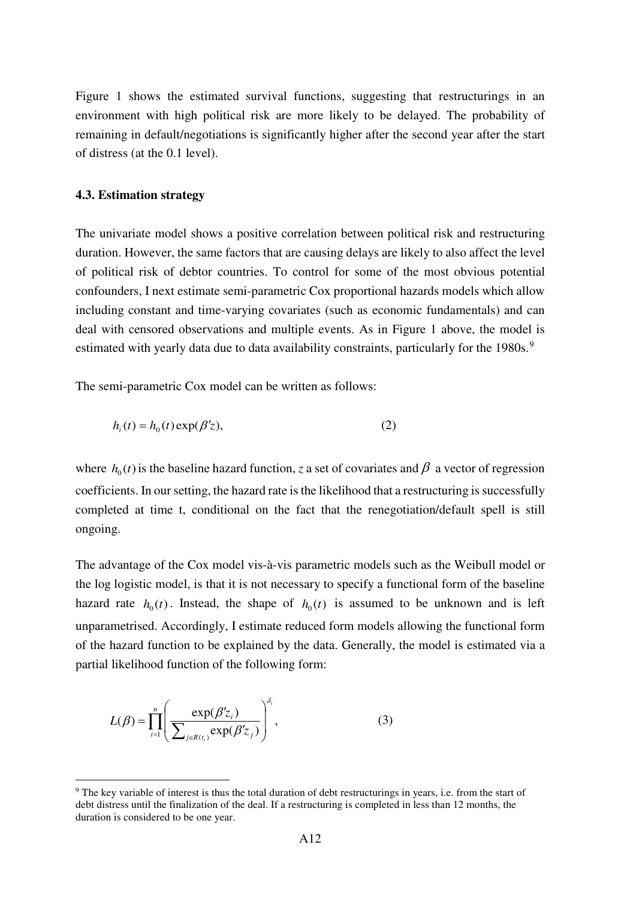Figure 1 shows the estimated survival functions, suggesting that restructurings in an environment with high political risk are more likely to be delayed. The probability of remaining in default/negotiations is significantly higher after the second year after the start of distress (at the 0.1 level).

### 4.3. Estimation strategy

The univariate model shows a positive correlation between political risk and restructuring duration. However, the same factors that are causing delays are likely to also affect the level of political risk of debtor countries. To control for some of the most obvious potential confounders, I next estimate semi-parametric Cox proportional hazards models which allow including constant and time-varying covariates (such as economic fundamentals) and can deal with censored observations and multiple events. As in Figure 1 above, the model is estimated with yearly data due to data availability constraints, particularly for the 1980s.[9]

The semi-parametric Cox model can be written as follows:

$$h_i(t) = h_0(t)\exp(\beta' z), \qquad (2)$$

where $h_0(t)$ is the baseline hazard function, $z$ a set of covariates and $\beta$ a vector of regression coefficients. In our setting, the hazard rate is the likelihood that a restructuring is successfully completed at time t, conditional on the fact that the renegotiation/default spell is still ongoing.

The advantage of the Cox model vis-à-vis parametric models such as the Weibull model or the log logistic model, is that it is not necessary to specify a functional form of the baseline hazard rate $h_0(t)$. Instead, the shape of $h_0(t)$ is assumed to be unknown and is left unparametrised. Accordingly, I estimate reduced form models allowing the functional form of the hazard function to be explained by the data. Generally, the model is estimated via a partial likelihood function of the following form:

$$L(\beta) = \prod_{i=1}^{n} \left( \frac{\exp(\beta' z_i)}{\sum_{j \in R(t_i)} \exp(\beta' z_j)} \right)^{\delta_i}, \qquad (3)$$

[9] The key variable of interest is thus the total duration of debt restructurings in years, i.e. from the start of debt distress until the finalization of the deal. If a restructuring is completed in less than 12 months, the duration is considered to be one year.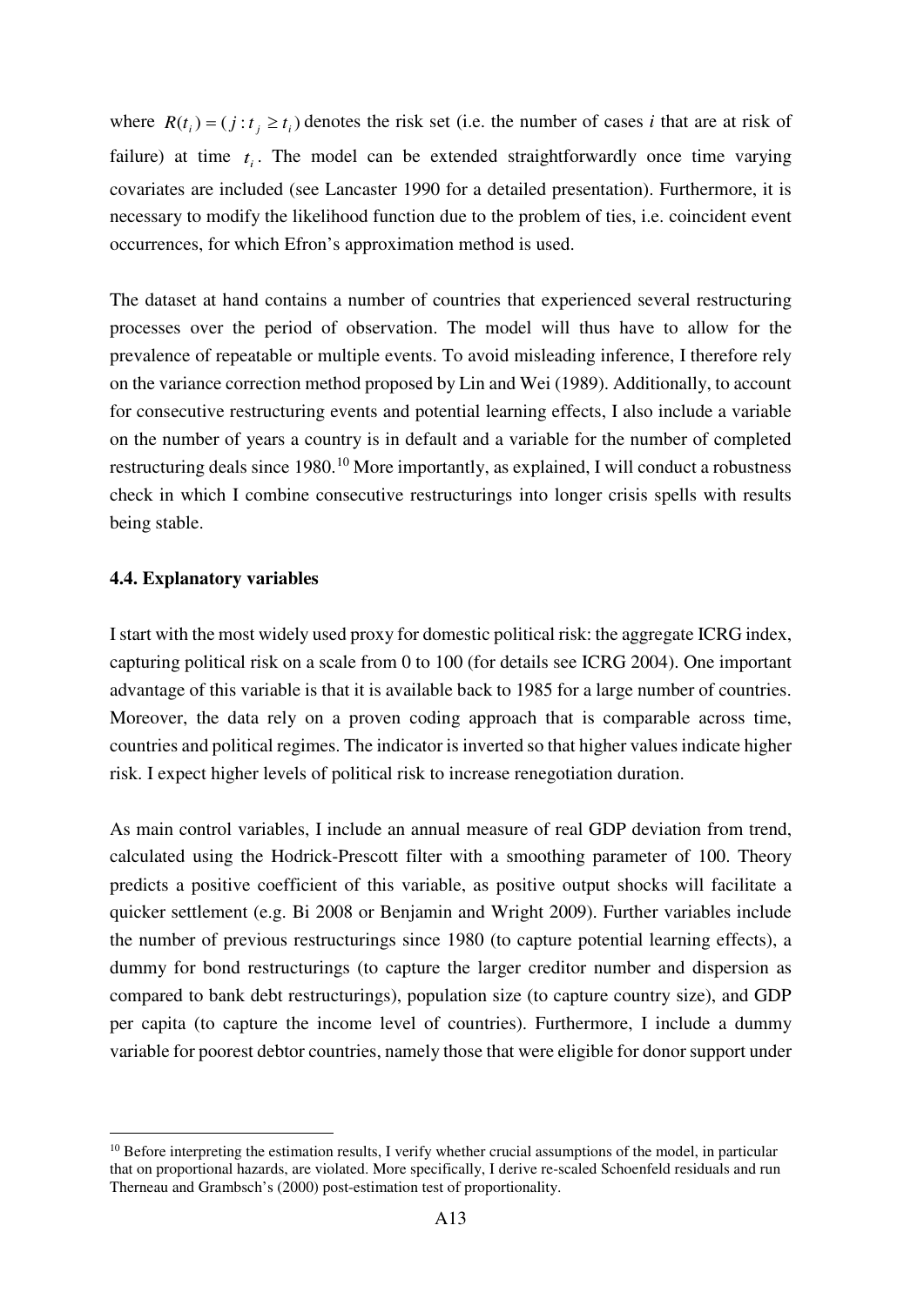where $R(t_i) = (j : t_j \geq t_i)$ denotes the risk set (i.e. the number of cases *i* that are at risk of failure) at time $t_i$. The model can be extended straightforwardly once time varying covariates are included (see Lancaster 1990 for a detailed presentation). Furthermore, it is necessary to modify the likelihood function due to the problem of ties, i.e. coincident event occurrences, for which Efron's approximation method is used.

The dataset at hand contains a number of countries that experienced several restructuring processes over the period of observation. The model will thus have to allow for the prevalence of repeatable or multiple events. To avoid misleading inference, I therefore rely on the variance correction method proposed by Lin and Wei (1989). Additionally, to account for consecutive restructuring events and potential learning effects, I also include a variable on the number of years a country is in default and a variable for the number of completed restructuring deals since 1980.[10] More importantly, as explained, I will conduct a robustness check in which I combine consecutive restructurings into longer crisis spells with results being stable.

### 4.4. Explanatory variables

I start with the most widely used proxy for domestic political risk: the aggregate ICRG index, capturing political risk on a scale from 0 to 100 (for details see ICRG 2004). One important advantage of this variable is that it is available back to 1985 for a large number of countries. Moreover, the data rely on a proven coding approach that is comparable across time, countries and political regimes. The indicator is inverted so that higher values indicate higher risk. I expect higher levels of political risk to increase renegotiation duration.

As main control variables, I include an annual measure of real GDP deviation from trend, calculated using the Hodrick-Prescott filter with a smoothing parameter of 100. Theory predicts a positive coefficient of this variable, as positive output shocks will facilitate a quicker settlement (e.g. Bi 2008 or Benjamin and Wright 2009). Further variables include the number of previous restructurings since 1980 (to capture potential learning effects), a dummy for bond restructurings (to capture the larger creditor number and dispersion as compared to bank debt restructurings), population size (to capture country size), and GDP per capita (to capture the income level of countries). Furthermore, I include a dummy variable for poorest debtor countries, namely those that were eligible for donor support under

[10] Before interpreting the estimation results, I verify whether crucial assumptions of the model, in particular that on proportional hazards, are violated. More specifically, I derive re-scaled Schoenfeld residuals and run Therneau and Grambsch's (2000) post-estimation test of proportionality.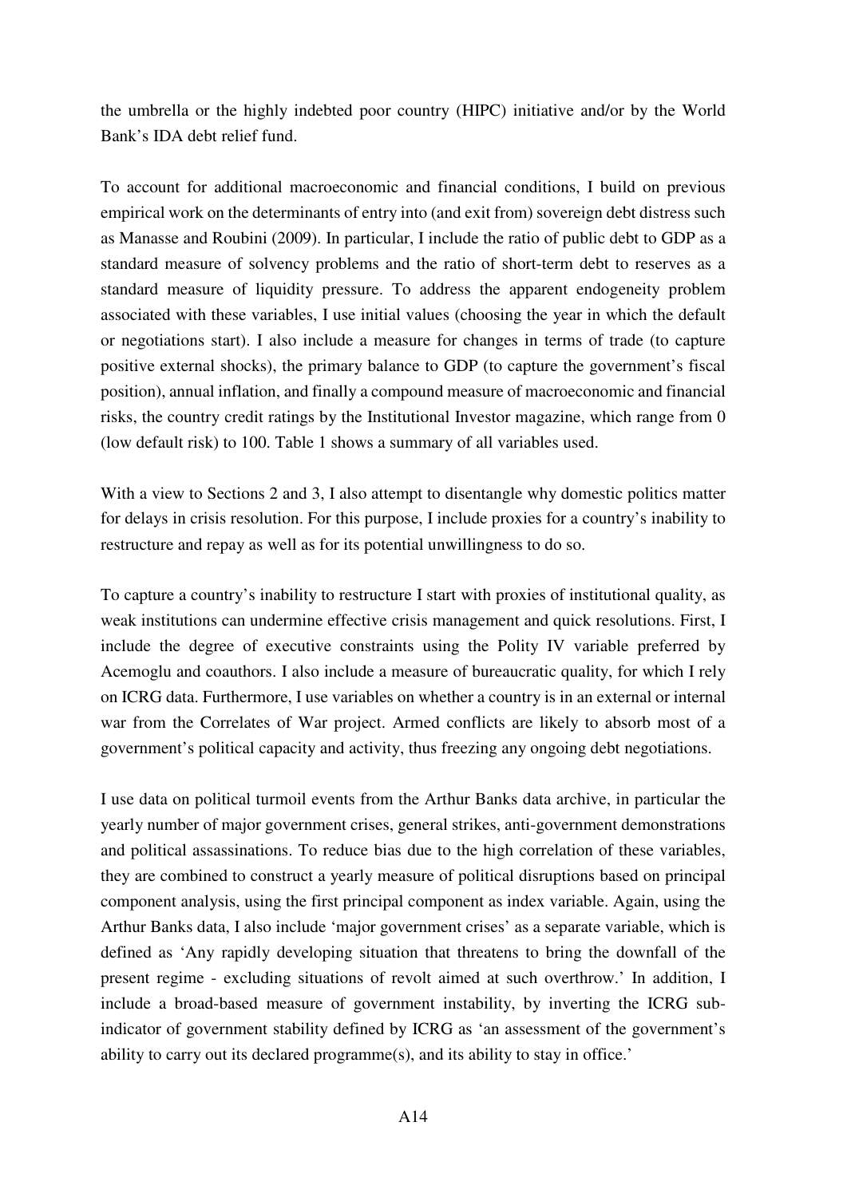the umbrella or the highly indebted poor country (HIPC) initiative and/or by the World Bank's IDA debt relief fund.

To account for additional macroeconomic and financial conditions, I build on previous empirical work on the determinants of entry into (and exit from) sovereign debt distress such as Manasse and Roubini (2009). In particular, I include the ratio of public debt to GDP as a standard measure of solvency problems and the ratio of short-term debt to reserves as a standard measure of liquidity pressure. To address the apparent endogeneity problem associated with these variables, I use initial values (choosing the year in which the default or negotiations start). I also include a measure for changes in terms of trade (to capture positive external shocks), the primary balance to GDP (to capture the government's fiscal position), annual inflation, and finally a compound measure of macroeconomic and financial risks, the country credit ratings by the Institutional Investor magazine, which range from 0 (low default risk) to 100. Table 1 shows a summary of all variables used.

With a view to Sections 2 and 3, I also attempt to disentangle why domestic politics matter for delays in crisis resolution. For this purpose, I include proxies for a country's inability to restructure and repay as well as for its potential unwillingness to do so.

To capture a country's inability to restructure I start with proxies of institutional quality, as weak institutions can undermine effective crisis management and quick resolutions. First, I include the degree of executive constraints using the Polity IV variable preferred by Acemoglu and coauthors. I also include a measure of bureaucratic quality, for which I rely on ICRG data. Furthermore, I use variables on whether a country is in an external or internal war from the Correlates of War project. Armed conflicts are likely to absorb most of a government's political capacity and activity, thus freezing any ongoing debt negotiations.

I use data on political turmoil events from the Arthur Banks data archive, in particular the yearly number of major government crises, general strikes, anti-government demonstrations and political assassinations. To reduce bias due to the high correlation of these variables, they are combined to construct a yearly measure of political disruptions based on principal component analysis, using the first principal component as index variable. Again, using the Arthur Banks data, I also include 'major government crises' as a separate variable, which is defined as 'Any rapidly developing situation that threatens to bring the downfall of the present regime - excluding situations of revolt aimed at such overthrow.' In addition, I include a broad-based measure of government instability, by inverting the ICRG sub-indicator of government stability defined by ICRG as 'an assessment of the government's ability to carry out its declared programme(s), and its ability to stay in office.'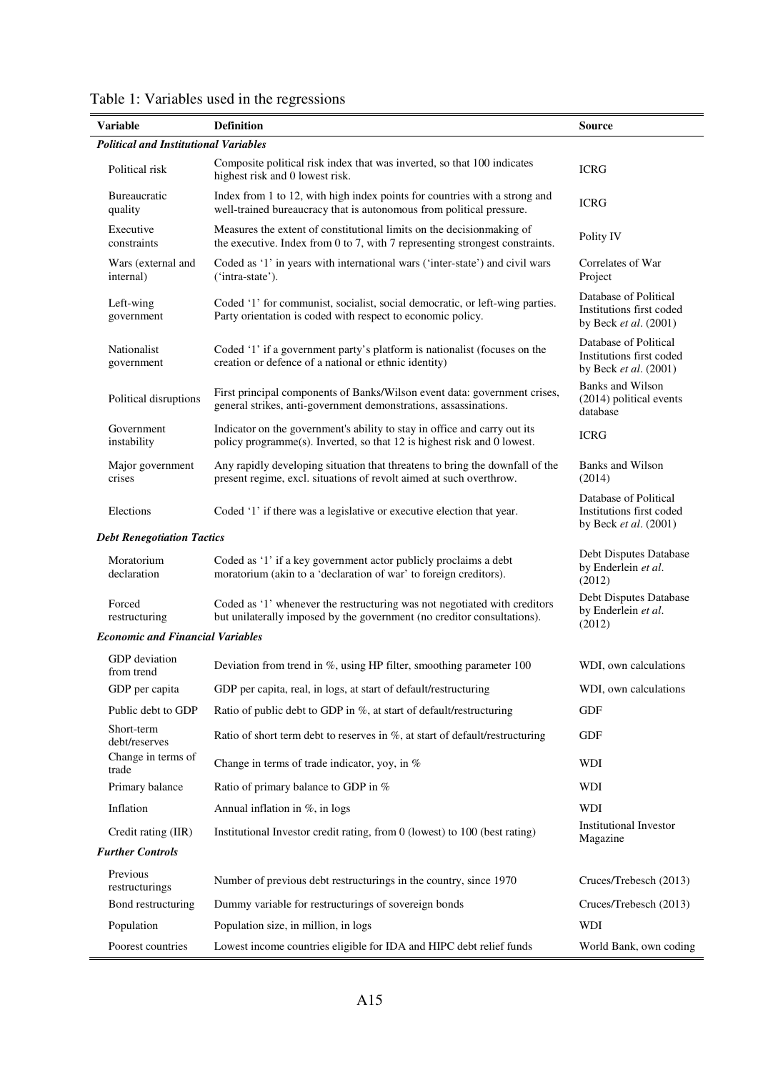Table 1: Variables used in the regressions

| Variable | Definition | Source |
|---|---|---|
| ***Political and Institutional Variables*** | | |
| Political risk | Composite political risk index that was inverted, so that 100 indicates highest risk and 0 lowest risk. | ICRG |
| Bureaucratic quality | Index from 1 to 12, with high index points for countries with a strong and well-trained bureaucracy that is autonomous from political pressure. | ICRG |
| Executive constraints | Measures the extent of constitutional limits on the decisionmaking of the executive. Index from 0 to 7, with 7 representing strongest constraints. | Polity IV |
| Wars (external and internal) | Coded as '1' in years with international wars ('inter-state') and civil wars ('intra-state'). | Correlates of War Project |
| Left-wing government | Coded '1' for communist, socialist, social democratic, or left-wing parties. Party orientation is coded with respect to economic policy. | Database of Political Institutions first coded by Beck *et al*. (2001) |
| Nationalist government | Coded '1' if a government party's platform is nationalist (focuses on the creation or defence of a national or ethnic identity) | Database of Political Institutions first coded by Beck *et al*. (2001) |
| Political disruptions | First principal components of Banks/Wilson event data: government crises, general strikes, anti-government demonstrations, assassinations. | Banks and Wilson (2014) political events database |
| Government instability | Indicator on the government's ability to stay in office and carry out its policy programme(s). Inverted, so that 12 is highest risk and 0 lowest. | ICRG |
| Major government crises | Any rapidly developing situation that threatens to bring the downfall of the present regime, excl. situations of revolt aimed at such overthrow. | Banks and Wilson (2014) |
| Elections | Coded '1' if there was a legislative or executive election that year. | Database of Political Institutions first coded by Beck *et al*. (2001) |
| ***Debt Renegotiation Tactics*** | | |
| Moratorium declaration | Coded as '1' if a key government actor publicly proclaims a debt moratorium (akin to a 'declaration of war' to foreign creditors). | Debt Disputes Database by Enderlein *et al*. (2012) |
| Forced restructuring | Coded as '1' whenever the restructuring was not negotiated with creditors but unilaterally imposed by the government (no creditor consultations). | Debt Disputes Database by Enderlein *et al*. (2012) |
| ***Economic and Financial Variables*** | | |
| GDP deviation from trend | Deviation from trend in %, using HP filter, smoothing parameter 100 | WDI, own calculations |
| GDP per capita | GDP per capita, real, in logs, at start of default/restructuring | WDI, own calculations |
| Public debt to GDP | Ratio of public debt to GDP in %, at start of default/restructuring | GDF |
| Short-term debt/reserves | Ratio of short term debt to reserves in %, at start of default/restructuring | GDF |
| Change in terms of trade | Change in terms of trade indicator, yoy, in % | WDI |
| Primary balance | Ratio of primary balance to GDP in % | WDI |
| Inflation | Annual inflation in %, in logs | WDI |
| Credit rating (IIR) | Institutional Investor credit rating, from 0 (lowest) to 100 (best rating) | Institutional Investor Magazine |
| ***Further Controls*** | | |
| Previous restructurings | Number of previous debt restructurings in the country, since 1970 | Cruces/Trebesch (2013) |
| Bond restructuring | Dummy variable for restructurings of sovereign bonds | Cruces/Trebesch (2013) |
| Population | Population size, in million, in logs | WDI |
| Poorest countries | Lowest income countries eligible for IDA and HIPC debt relief funds | World Bank, own coding |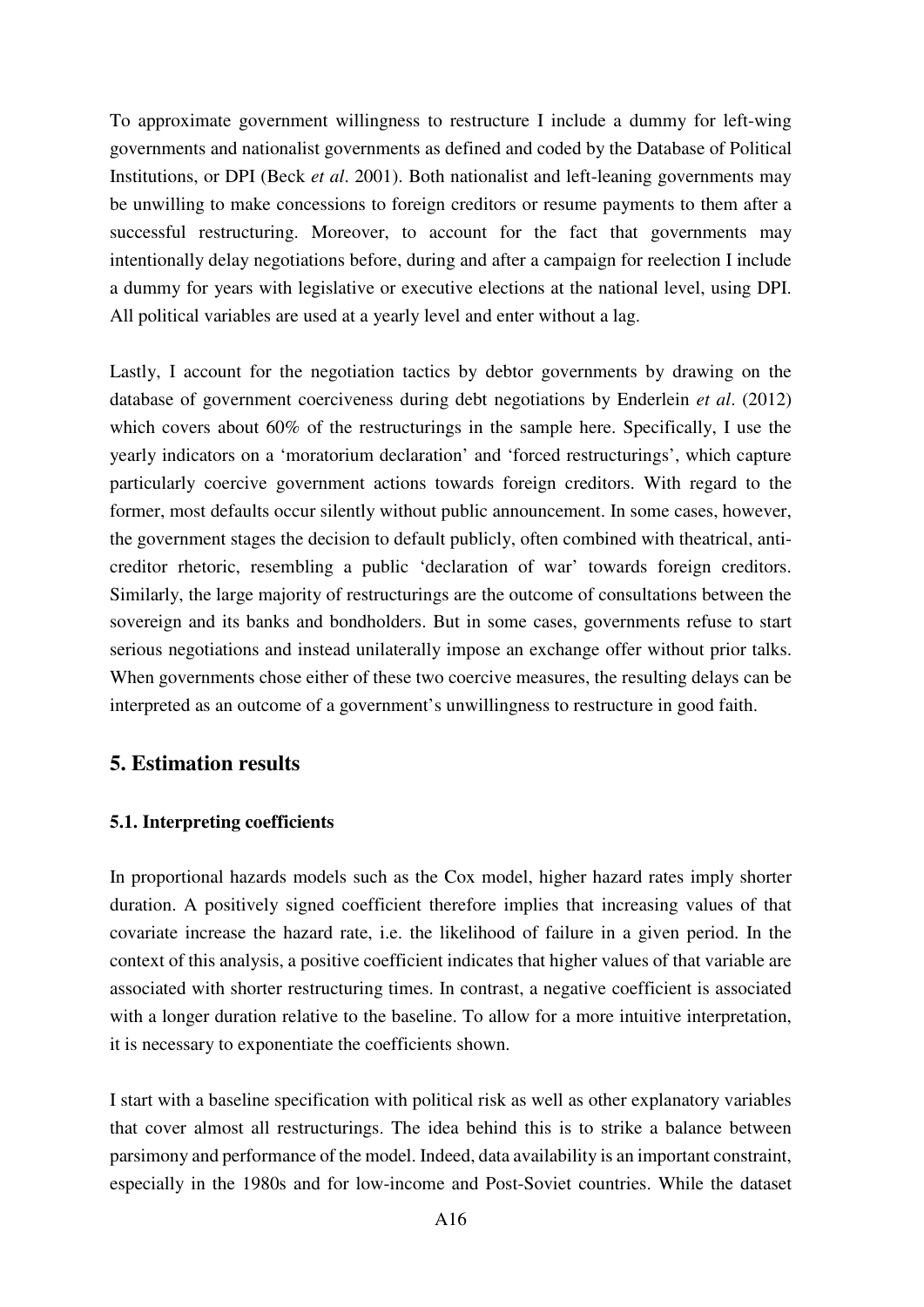To approximate government willingness to restructure I include a dummy for left-wing governments and nationalist governments as defined and coded by the Database of Political Institutions, or DPI (Beck *et al*. 2001). Both nationalist and left-leaning governments may be unwilling to make concessions to foreign creditors or resume payments to them after a successful restructuring. Moreover, to account for the fact that governments may intentionally delay negotiations before, during and after a campaign for reelection I include a dummy for years with legislative or executive elections at the national level, using DPI. All political variables are used at a yearly level and enter without a lag.

Lastly, I account for the negotiation tactics by debtor governments by drawing on the database of government coerciveness during debt negotiations by Enderlein *et al*. (2012) which covers about 60% of the restructurings in the sample here. Specifically, I use the yearly indicators on a 'moratorium declaration' and 'forced restructurings', which capture particularly coercive government actions towards foreign creditors. With regard to the former, most defaults occur silently without public announcement. In some cases, however, the government stages the decision to default publicly, often combined with theatrical, anti-creditor rhetoric, resembling a public 'declaration of war' towards foreign creditors. Similarly, the large majority of restructurings are the outcome of consultations between the sovereign and its banks and bondholders. But in some cases, governments refuse to start serious negotiations and instead unilaterally impose an exchange offer without prior talks. When governments chose either of these two coercive measures, the resulting delays can be interpreted as an outcome of a government's unwillingness to restructure in good faith.

## 5. Estimation results

### 5.1. Interpreting coefficients

In proportional hazards models such as the Cox model, higher hazard rates imply shorter duration. A positively signed coefficient therefore implies that increasing values of that covariate increase the hazard rate, i.e. the likelihood of failure in a given period. In the context of this analysis, a positive coefficient indicates that higher values of that variable are associated with shorter restructuring times. In contrast, a negative coefficient is associated with a longer duration relative to the baseline. To allow for a more intuitive interpretation, it is necessary to exponentiate the coefficients shown.

I start with a baseline specification with political risk as well as other explanatory variables that cover almost all restructurings. The idea behind this is to strike a balance between parsimony and performance of the model. Indeed, data availability is an important constraint, especially in the 1980s and for low-income and Post-Soviet countries. While the dataset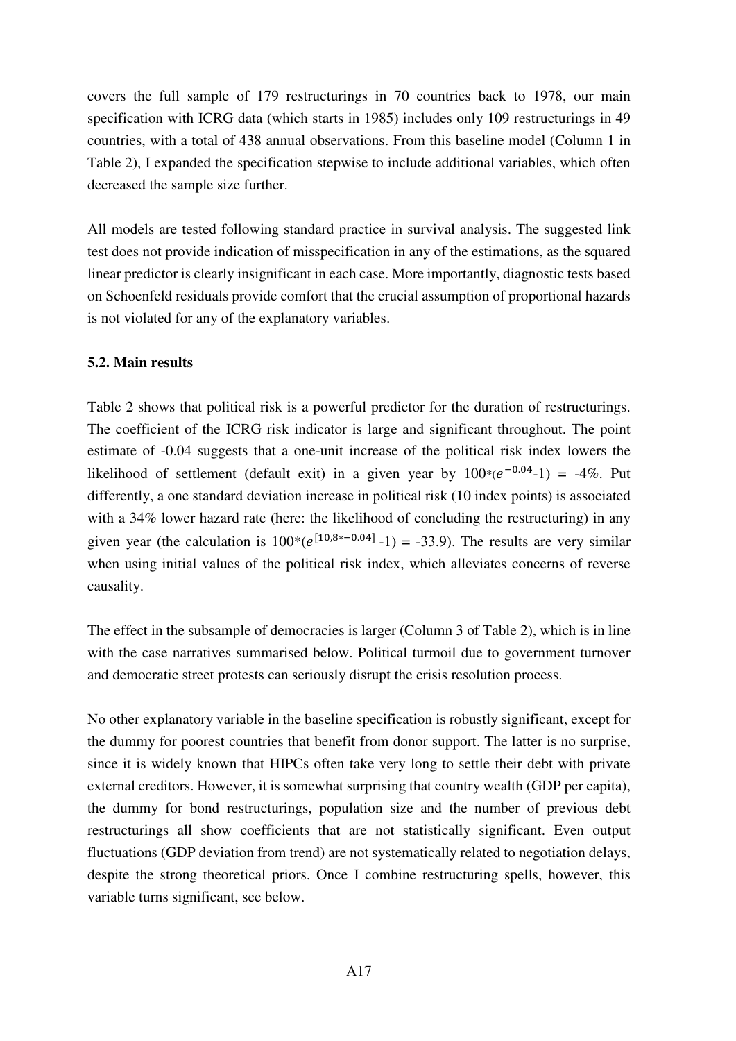covers the full sample of 179 restructurings in 70 countries back to 1978, our main specification with ICRG data (which starts in 1985) includes only 109 restructurings in 49 countries, with a total of 438 annual observations. From this baseline model (Column 1 in Table 2), I expanded the specification stepwise to include additional variables, which often decreased the sample size further.

All models are tested following standard practice in survival analysis. The suggested link test does not provide indication of misspecification in any of the estimations, as the squared linear predictor is clearly insignificant in each case. More importantly, diagnostic tests based on Schoenfeld residuals provide comfort that the crucial assumption of proportional hazards is not violated for any of the explanatory variables.

### 5.2. Main results

Table 2 shows that political risk is a powerful predictor for the duration of restructurings. The coefficient of the ICRG risk indicator is large and significant throughout. The point estimate of -0.04 suggests that a one-unit increase of the political risk index lowers the likelihood of settlement (default exit) in a given year by $100*(e^{-0.04}-1) = -4\%$. Put differently, a one standard deviation increase in political risk (10 index points) is associated with a 34% lower hazard rate (here: the likelihood of concluding the restructuring) in any given year (the calculation is $100*(e^{[10,8*-0.04]}-1) = -33.9$). The results are very similar when using initial values of the political risk index, which alleviates concerns of reverse causality.

The effect in the subsample of democracies is larger (Column 3 of Table 2), which is in line with the case narratives summarised below. Political turmoil due to government turnover and democratic street protests can seriously disrupt the crisis resolution process.

No other explanatory variable in the baseline specification is robustly significant, except for the dummy for poorest countries that benefit from donor support. The latter is no surprise, since it is widely known that HIPCs often take very long to settle their debt with private external creditors. However, it is somewhat surprising that country wealth (GDP per capita), the dummy for bond restructurings, population size and the number of previous debt restructurings all show coefficients that are not statistically significant. Even output fluctuations (GDP deviation from trend) are not systematically related to negotiation delays, despite the strong theoretical priors. Once I combine restructuring spells, however, this variable turns significant, see below.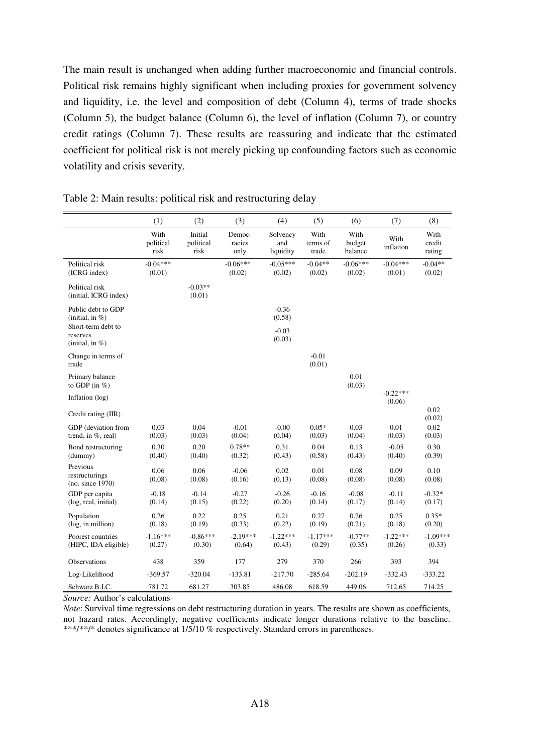The main result is unchanged when adding further macroeconomic and financial controls. Political risk remains highly significant when including proxies for government solvency and liquidity, i.e. the level and composition of debt (Column 4), terms of trade shocks (Column 5), the budget balance (Column 6), the level of inflation (Column 7), or country credit ratings (Column 7). These results are reassuring and indicate that the estimated coefficient for political risk is not merely picking up confounding factors such as economic volatility and crisis severity.

Table 2: Main results: political risk and restructuring delay

| | (1) | (2) | (3) | (4) | (5) | (6) | (7) | (8) |
|---|---|---|---|---|---|---|---|---|
| | With political risk | Initial political risk | Democ-racies only | Solvency and liquidity | With terms of trade | With budget balance | With inflation | With credit rating |
| Political risk (ICRG index) | -0.04*** (0.01) | | -0.06*** (0.02) | -0.05*** (0.02) | -0.04** (0.02) | -0.06*** (0.02) | -0.04*** (0.01) | -0.04** (0.02) |
| Political risk (initial, ICRG index) | | -0.03** (0.01) | | | | | | |
| Public debt to GDP (initial, in %) | | | | -0.36 (0.58) | | | | |
| Short-term debt to reserves (initial, in %) | | | | -0.03 (0.03) | | | | |
| Change in terms of trade | | | | | -0.01 (0.01) | | | |
| Primary balance to GDP (in %) | | | | | | 0.01 (0.03) | | |
| Inflation (log) | | | | | | | -0.22*** (0.06) | |
| Credit rating (IIR) | | | | | | | | 0.02 (0.02) |
| GDP (deviation from trend, in %, real) | 0.03 (0.03) | 0.04 (0.03) | -0.01 (0.04) | -0.00 (0.04) | 0.05* (0.03) | 0.03 (0.04) | 0.01 (0.03) | 0.02 (0.03) |
| Bond restructuring (dummy) | 0.30 (0.40) | 0.20 (0.40) | 0.78** (0.32) | 0.31 (0.43) | 0.04 (0.58) | 0.13 (0.43) | -0.05 (0.40) | 0.30 (0.39) |
| Previous restructurings (no. since 1970) | 0.06 (0.08) | 0.06 (0.08) | -0.06 (0.16) | 0.02 (0.13) | 0.01 (0.08) | 0.08 (0.08) | 0.09 (0.08) | 0.10 (0.08) |
| GDP per capita (log, real, initial) | -0.18 (0.14) | -0.14 (0.15) | -0.27 (0.22) | -0.26 (0.20) | -0.16 (0.14) | -0.08 (0.17) | -0.11 (0.14) | -0.32* (0.17) |
| Population (log, in million) | 0.26 (0.18) | 0.22 (0.19) | 0.25 (0.33) | 0.21 (0.22) | 0.27 (0.19) | 0.26 (0.21) | 0.25 (0.18) | 0.35* (0.20) |
| Poorest countries (HIPC, IDA eligible) | -1.16*** (0.27) | -0.86*** (0.30) | -2.19*** (0.64) | -1.22*** (0.43) | -1.17*** (0.29) | -0.77** (0.35) | -1.22*** (0.26) | -1.09*** (0.33) |
| Observations | 438 | 359 | 177 | 279 | 370 | 266 | 393 | 394 |
| Log-Likelihood | -369.57 | -320.04 | -133.81 | -217.70 | -285.64 | -202.19 | -332.43 | -333.22 |
| Schwarz B.I.C. | 781.72 | 681.27 | 303.85 | 486.08 | 618.59 | 449.06 | 712.65 | 714.25 |

*Source:* Author's calculations

*Note*: Survival time regressions on debt restructuring duration in years. The results are shown as coefficients, not hazard rates. Accordingly, negative coefficients indicate longer durations relative to the baseline. ***/**/* denotes significance at 1/5/10 % respectively. Standard errors in parentheses.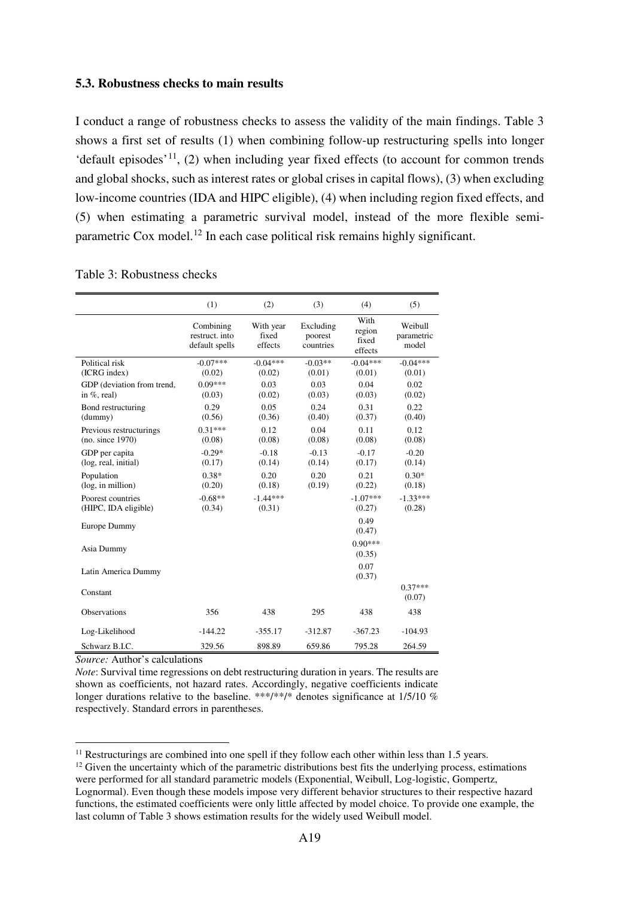### 5.3. Robustness checks to main results

I conduct a range of robustness checks to assess the validity of the main findings. Table 3 shows a first set of results (1) when combining follow-up restructuring spells into longer 'default episodes'[11], (2) when including year fixed effects (to account for common trends and global shocks, such as interest rates or global crises in capital flows), (3) when excluding low-income countries (IDA and HIPC eligible), (4) when including region fixed effects, and (5) when estimating a parametric survival model, instead of the more flexible semi-parametric Cox model.[12] In each case political risk remains highly significant.

Table 3: Robustness checks

| | (1) | (2) | (3) | (4) | (5) |
|---|---|---|---|---|---|
| | Combining restruct. into default spells | With year fixed effects | Excluding poorest countries | With region fixed effects | Weibull parametric model |
| Political risk (ICRG index) | -0.07*** (0.02) | -0.04*** (0.02) | -0.03** (0.01) | -0.04*** (0.01) | -0.04*** (0.01) |
| GDP (deviation from trend, in %, real) | 0.09*** (0.03) | 0.03 (0.02) | 0.03 (0.03) | 0.04 (0.03) | 0.02 (0.02) |
| Bond restructuring (dummy) | 0.29 (0.56) | 0.05 (0.36) | 0.24 (0.40) | 0.31 (0.37) | 0.22 (0.40) |
| Previous restructurings (no. since 1970) | 0.31*** (0.08) | 0.12 (0.08) | 0.04 (0.08) | 0.11 (0.08) | 0.12 (0.08) |
| GDP per capita (log, real, initial) | -0.29* (0.17) | -0.18 (0.14) | -0.13 (0.14) | -0.17 (0.17) | -0.20 (0.14) |
| Population (log, in million) | 0.38* (0.20) | 0.20 (0.18) | 0.20 (0.19) | 0.21 (0.22) | 0.30* (0.18) |
| Poorest countries (HIPC, IDA eligible) | -0.68** (0.34) | -1.44*** (0.31) | | -1.07*** (0.27) | -1.33*** (0.28) |
| Europe Dummy | | | | 0.49 (0.47) | |
| Asia Dummy | | | | 0.90*** (0.35) | |
| Latin America Dummy | | | | 0.07 (0.37) | |
| Constant | | | | | 0.37*** (0.07) |
| Observations | 356 | 438 | 295 | 438 | 438 |
| Log-Likelihood | -144.22 | -355.17 | -312.87 | -367.23 | -104.93 |
| Schwarz B.I.C. | 329.56 | 898.89 | 659.86 | 795.28 | 264.59 |

*Source:* Author's calculations

*Note*: Survival time regressions on debt restructuring duration in years. The results are shown as coefficients, not hazard rates. Accordingly, negative coefficients indicate longer durations relative to the baseline. ***/**/* denotes significance at 1/5/10 % respectively. Standard errors in parentheses.

[11] Restructurings are combined into one spell if they follow each other within less than 1.5 years.

[12] Given the uncertainty which of the parametric distributions best fits the underlying process, estimations were performed for all standard parametric models (Exponential, Weibull, Log-logistic, Gompertz, Lognormal). Even though these models impose very different behavior structures to their respective hazard functions, the estimated coefficients were only little affected by model choice. To provide one example, the last column of Table 3 shows estimation results for the widely used Weibull model.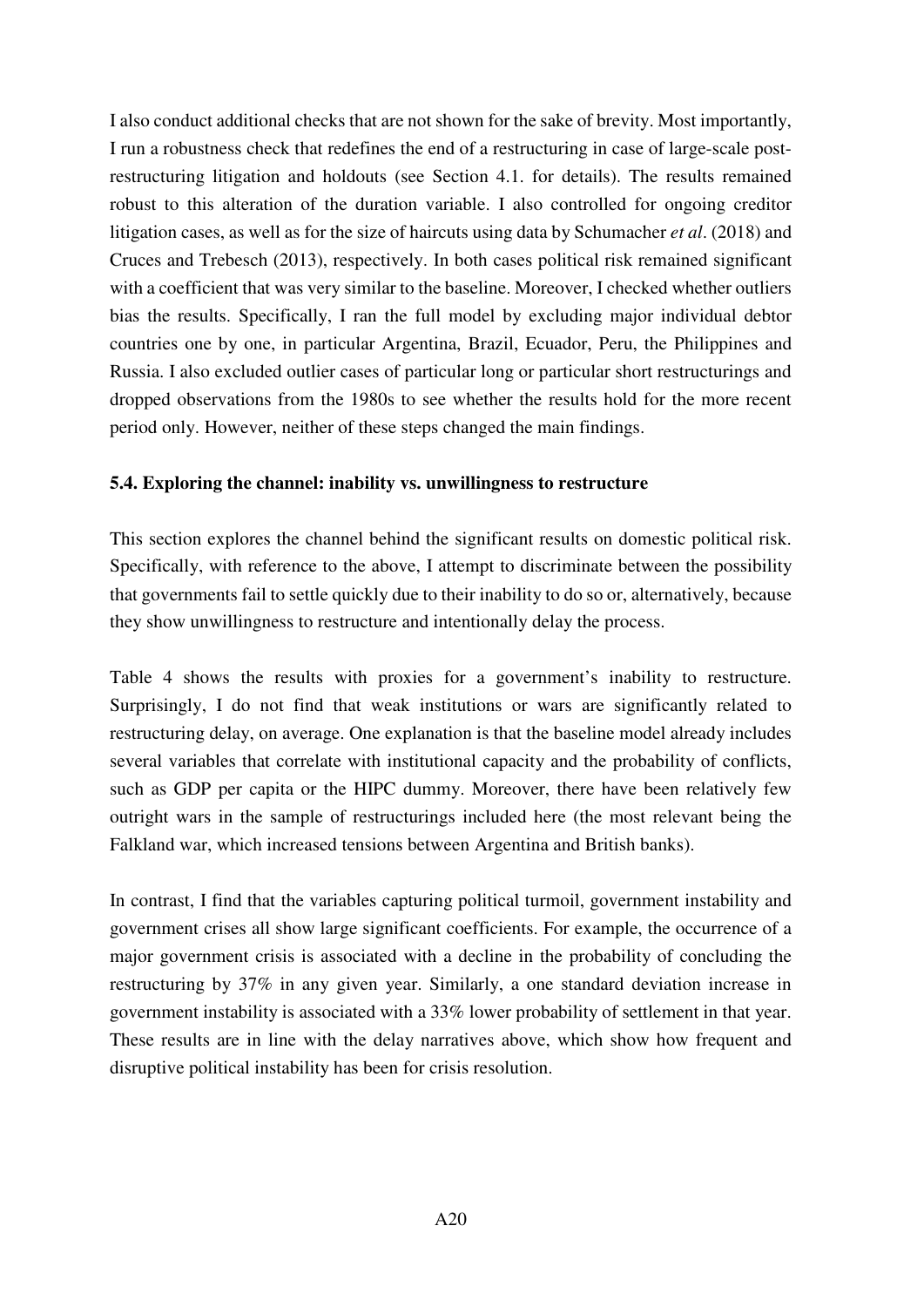I also conduct additional checks that are not shown for the sake of brevity. Most importantly, I run a robustness check that redefines the end of a restructuring in case of large-scale post-restructuring litigation and holdouts (see Section 4.1. for details). The results remained robust to this alteration of the duration variable. I also controlled for ongoing creditor litigation cases, as well as for the size of haircuts using data by Schumacher *et al*. (2018) and Cruces and Trebesch (2013), respectively. In both cases political risk remained significant with a coefficient that was very similar to the baseline. Moreover, I checked whether outliers bias the results. Specifically, I ran the full model by excluding major individual debtor countries one by one, in particular Argentina, Brazil, Ecuador, Peru, the Philippines and Russia. I also excluded outlier cases of particular long or particular short restructurings and dropped observations from the 1980s to see whether the results hold for the more recent period only. However, neither of these steps changed the main findings.

### 5.4. Exploring the channel: inability vs. unwillingness to restructure

This section explores the channel behind the significant results on domestic political risk. Specifically, with reference to the above, I attempt to discriminate between the possibility that governments fail to settle quickly due to their inability to do so or, alternatively, because they show unwillingness to restructure and intentionally delay the process.

Table 4 shows the results with proxies for a government's inability to restructure. Surprisingly, I do not find that weak institutions or wars are significantly related to restructuring delay, on average. One explanation is that the baseline model already includes several variables that correlate with institutional capacity and the probability of conflicts, such as GDP per capita or the HIPC dummy. Moreover, there have been relatively few outright wars in the sample of restructurings included here (the most relevant being the Falkland war, which increased tensions between Argentina and British banks).

In contrast, I find that the variables capturing political turmoil, government instability and government crises all show large significant coefficients. For example, the occurrence of a major government crisis is associated with a decline in the probability of concluding the restructuring by 37% in any given year. Similarly, a one standard deviation increase in government instability is associated with a 33% lower probability of settlement in that year. These results are in line with the delay narratives above, which show how frequent and disruptive political instability has been for crisis resolution.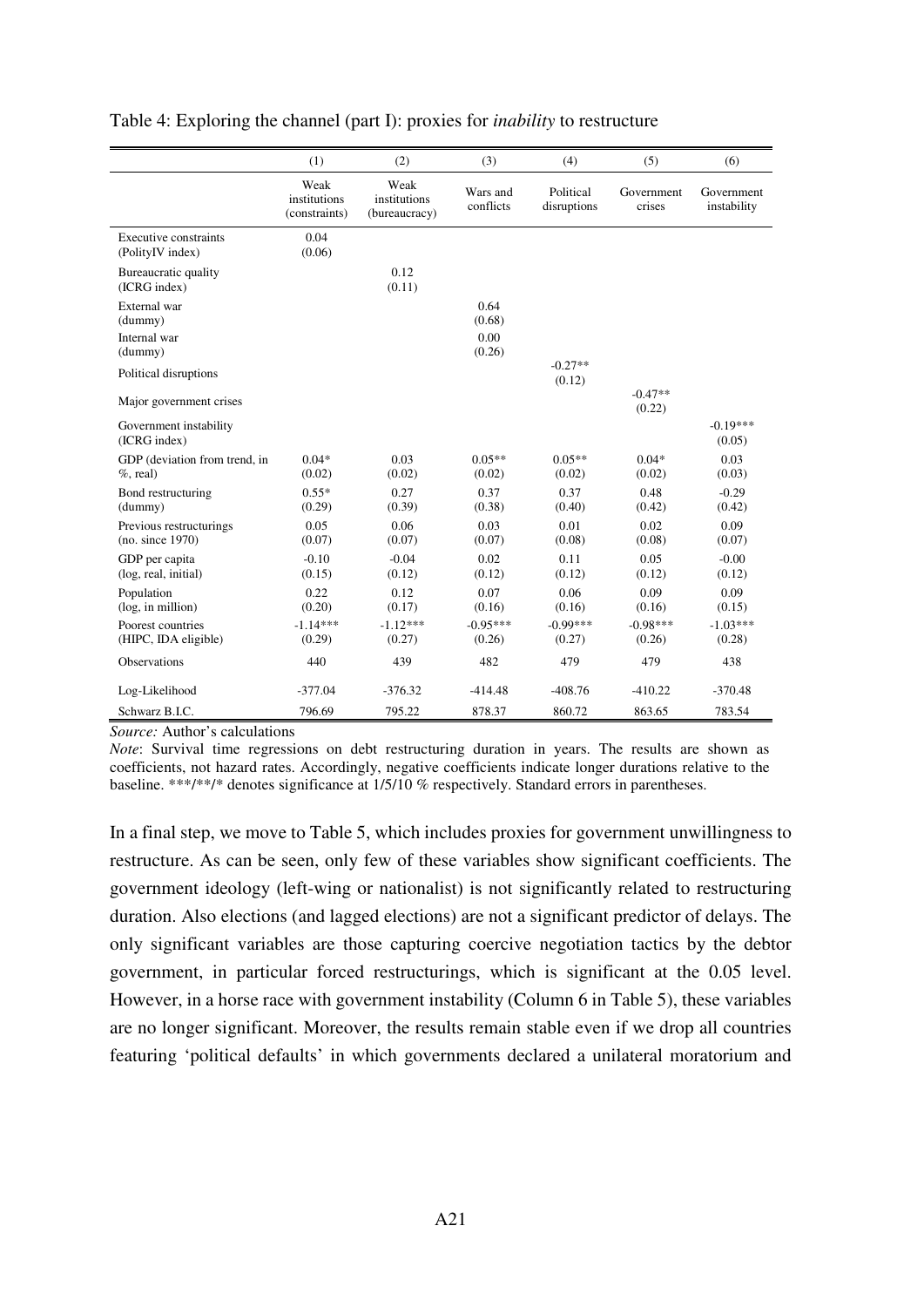Table 4: Exploring the channel (part I): proxies for *inability* to restructure

| | (1) | (2) | (3) | (4) | (5) | (6) |
|---|---|---|---|---|---|---|
| | Weak institutions (constraints) | Weak institutions (bureaucracy) | Wars and conflicts | Political disruptions | Government crises | Government instability |
| Executive constraints (PolityIV index) | 0.04 (0.06) | | | | | |
| Bureaucratic quality (ICRG index) | | 0.12 (0.11) | | | | |
| External war (dummy) | | | 0.64 (0.68) | | | |
| Internal war (dummy) | | | 0.00 (0.26) | | | |
| Political disruptions | | | | -0.27** (0.12) | | |
| Major government crises | | | | | -0.47** (0.22) | |
| Government instability (ICRG index) | | | | | | -0.19*** (0.05) |
| GDP (deviation from trend, in %, real) | 0.04* (0.02) | 0.03 (0.02) | 0.05** (0.02) | 0.05** (0.02) | 0.04* (0.02) | 0.03 (0.03) |
| Bond restructuring (dummy) | 0.55* (0.29) | 0.27 (0.39) | 0.37 (0.38) | 0.37 (0.40) | 0.48 (0.42) | -0.29 (0.42) |
| Previous restructurings (no. since 1970) | 0.05 (0.07) | 0.06 (0.07) | 0.03 (0.07) | 0.01 (0.08) | 0.02 (0.08) | 0.09 (0.07) |
| GDP per capita (log, real, initial) | -0.10 (0.15) | -0.04 (0.12) | 0.02 (0.12) | 0.11 (0.12) | 0.05 (0.12) | -0.00 (0.12) |
| Population (log, in million) | 0.22 (0.20) | 0.12 (0.17) | 0.07 (0.16) | 0.06 (0.16) | 0.09 (0.16) | 0.09 (0.15) |
| Poorest countries (HIPC, IDA eligible) | -1.14*** (0.29) | -1.12*** (0.27) | -0.95*** (0.26) | -0.99*** (0.27) | -0.98*** (0.26) | -1.03*** (0.28) |
| Observations | 440 | 439 | 482 | 479 | 479 | 438 |
| Log-Likelihood | -377.04 | -376.32 | -414.48 | -408.76 | -410.22 | -370.48 |
| Schwarz B.I.C. | 796.69 | 795.22 | 878.37 | 860.72 | 863.65 | 783.54 |

*Source:* Author's calculations

*Note*: Survival time regressions on debt restructuring duration in years. The results are shown as coefficients, not hazard rates. Accordingly, negative coefficients indicate longer durations relative to the baseline. ***/**/* denotes significance at 1/5/10 % respectively. Standard errors in parentheses.

In a final step, we move to Table 5, which includes proxies for government unwillingness to restructure. As can be seen, only few of these variables show significant coefficients. The government ideology (left-wing or nationalist) is not significantly related to restructuring duration. Also elections (and lagged elections) are not a significant predictor of delays. The only significant variables are those capturing coercive negotiation tactics by the debtor government, in particular forced restructurings, which is significant at the 0.05 level. However, in a horse race with government instability (Column 6 in Table 5), these variables are no longer significant. Moreover, the results remain stable even if we drop all countries featuring 'political defaults' in which governments declared a unilateral moratorium and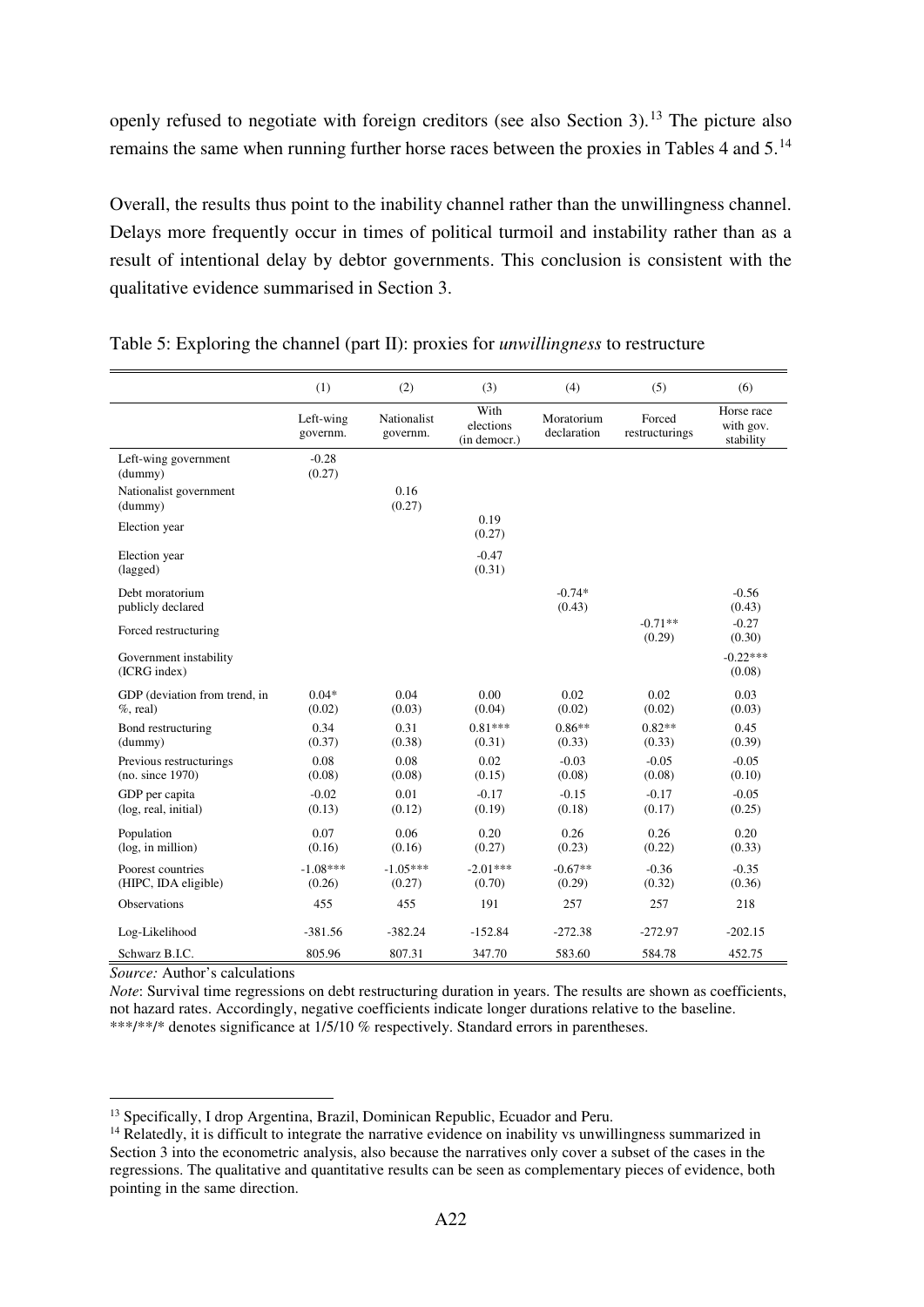openly refused to negotiate with foreign creditors (see also Section 3).[13] The picture also remains the same when running further horse races between the proxies in Tables 4 and 5.[14]

Overall, the results thus point to the inability channel rather than the unwillingness channel. Delays more frequently occur in times of political turmoil and instability rather than as a result of intentional delay by debtor governments. This conclusion is consistent with the qualitative evidence summarised in Section 3.

Table 5: Exploring the channel (part II): proxies for *unwillingness* to restructure

| | (1) | (2) | (3) | (4) | (5) | (6) |
|---|---|---|---|---|---|---|
| | Left-wing governm. | Nationalist governm. | With elections (in democr.) | Moratorium declaration | Forced restructurings | Horse race with gov. stability |
| Left-wing government (dummy) | -0.28 (0.27) | | | | | |
| Nationalist government (dummy) | | 0.16 (0.27) | | | | |
| Election year | | | 0.19 (0.27) | | | |
| Election year (lagged) | | | -0.47 (0.31) | | | |
| Debt moratorium publicly declared | | | | -0.74* (0.43) | | -0.56 (0.43) |
| Forced restructuring | | | | | -0.71** (0.29) | -0.27 (0.30) |
| Government instability (ICRG index) | | | | | | -0.22*** (0.08) |
| GDP (deviation from trend, in %, real) | 0.04* (0.02) | 0.04 (0.03) | 0.00 (0.04) | 0.02 (0.02) | 0.02 (0.02) | 0.03 (0.03) |
| Bond restructuring (dummy) | 0.34 (0.37) | 0.31 (0.38) | 0.81*** (0.31) | 0.86** (0.33) | 0.82** (0.33) | 0.45 (0.39) |
| Previous restructurings (no. since 1970) | 0.08 (0.08) | 0.08 (0.08) | 0.02 (0.15) | -0.03 (0.08) | -0.05 (0.08) | -0.05 (0.10) |
| GDP per capita (log, real, initial) | -0.02 (0.13) | 0.01 (0.12) | -0.17 (0.19) | -0.15 (0.18) | -0.17 (0.17) | -0.05 (0.25) |
| Population (log, in million) | 0.07 (0.16) | 0.06 (0.16) | 0.20 (0.27) | 0.26 (0.23) | 0.26 (0.22) | 0.20 (0.33) |
| Poorest countries (HIPC, IDA eligible) | -1.08*** (0.26) | -1.05*** (0.27) | -2.01*** (0.70) | -0.67** (0.29) | -0.36 (0.32) | -0.35 (0.36) |
| Observations | 455 | 455 | 191 | 257 | 257 | 218 |
| Log-Likelihood | -381.56 | -382.24 | -152.84 | -272.38 | -272.97 | -202.15 |
| Schwarz B.I.C. | 805.96 | 807.31 | 347.70 | 583.60 | 584.78 | 452.75 |

*Source:* Author's calculations

*Note*: Survival time regressions on debt restructuring duration in years. The results are shown as coefficients, not hazard rates. Accordingly, negative coefficients indicate longer durations relative to the baseline. ***/**/* denotes significance at 1/5/10 % respectively. Standard errors in parentheses.

[13] Specifically, I drop Argentina, Brazil, Dominican Republic, Ecuador and Peru.

[14] Relatedly, it is difficult to integrate the narrative evidence on inability vs unwillingness summarized in Section 3 into the econometric analysis, also because the narratives only cover a subset of the cases in the regressions. The qualitative and quantitative results can be seen as complementary pieces of evidence, both pointing in the same direction.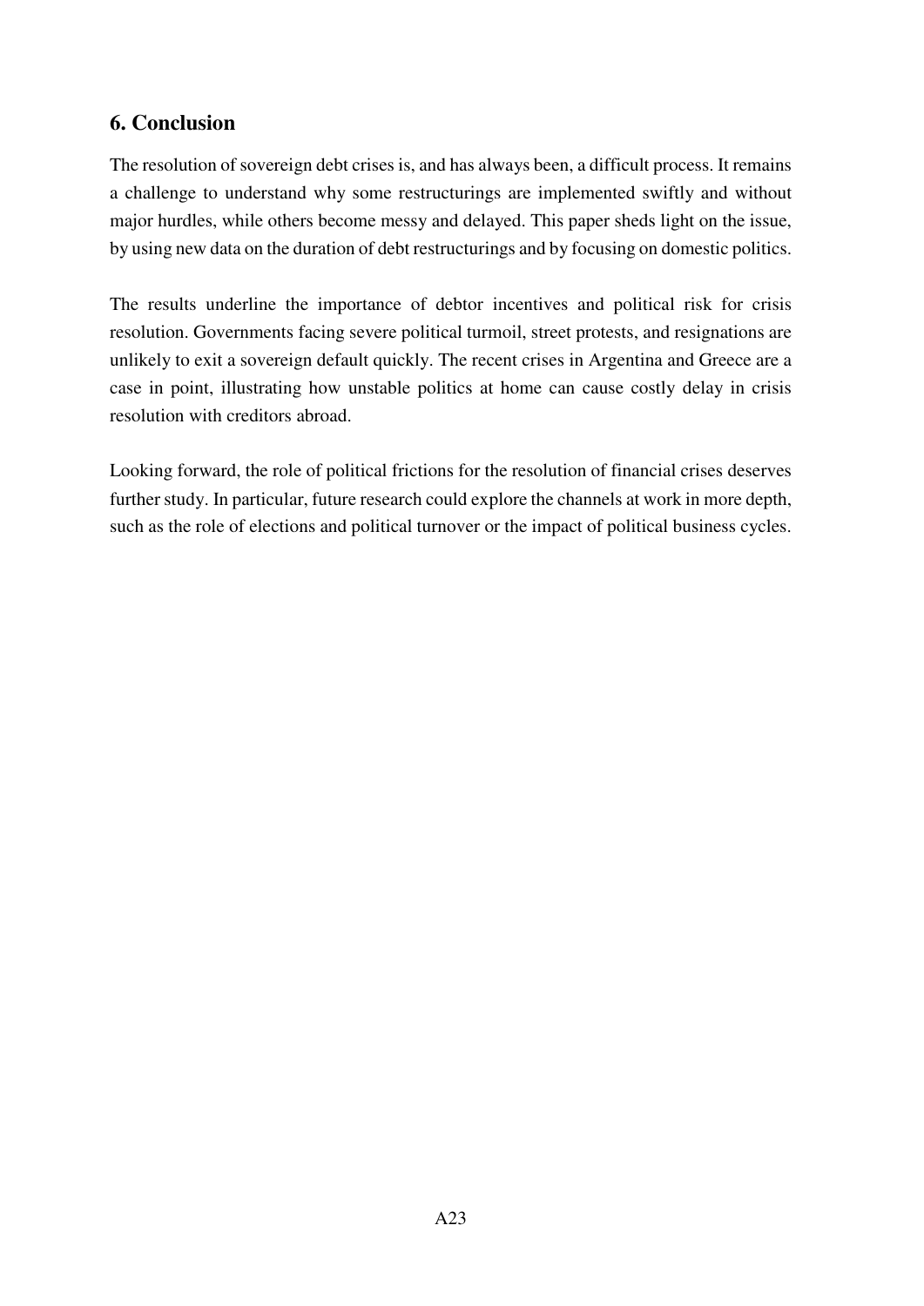## 6. Conclusion

The resolution of sovereign debt crises is, and has always been, a difficult process. It remains a challenge to understand why some restructurings are implemented swiftly and without major hurdles, while others become messy and delayed. This paper sheds light on the issue, by using new data on the duration of debt restructurings and by focusing on domestic politics.

The results underline the importance of debtor incentives and political risk for crisis resolution. Governments facing severe political turmoil, street protests, and resignations are unlikely to exit a sovereign default quickly. The recent crises in Argentina and Greece are a case in point, illustrating how unstable politics at home can cause costly delay in crisis resolution with creditors abroad.

Looking forward, the role of political frictions for the resolution of financial crises deserves further study. In particular, future research could explore the channels at work in more depth, such as the role of elections and political turnover or the impact of political business cycles.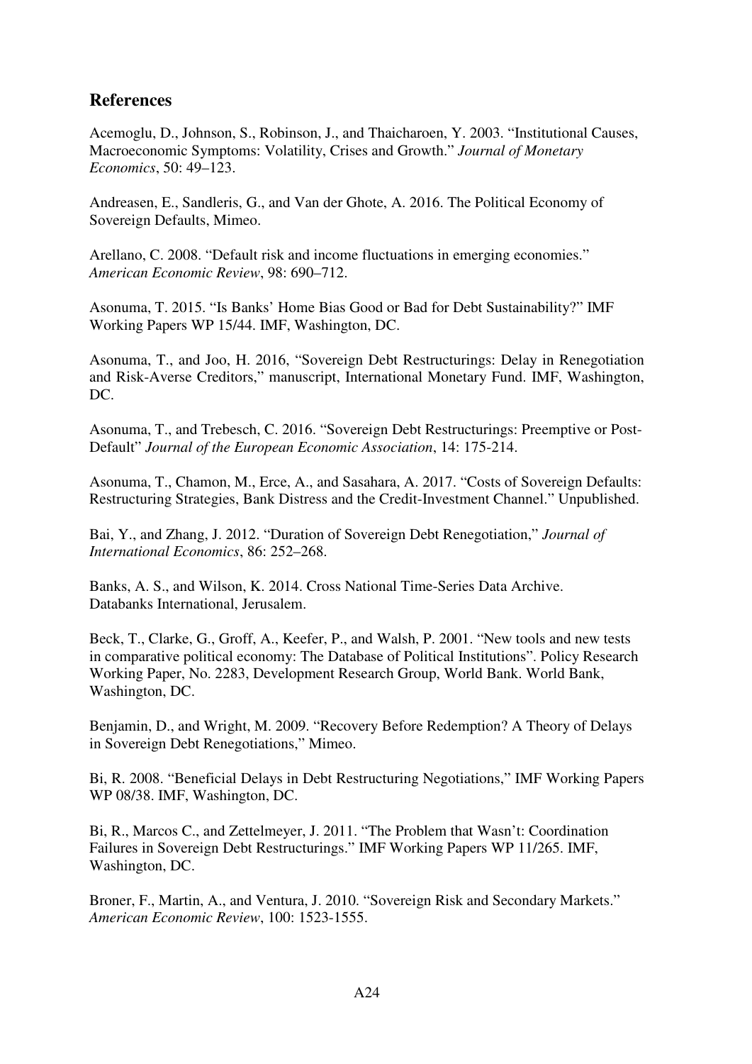## References

Acemoglu, D., Johnson, S., Robinson, J., and Thaicharoen, Y. 2003. "Institutional Causes, Macroeconomic Symptoms: Volatility, Crises and Growth." *Journal of Monetary Economics*, 50: 49–123.

Andreasen, E., Sandleris, G., and Van der Ghote, A. 2016. The Political Economy of Sovereign Defaults, Mimeo.

Arellano, C. 2008. "Default risk and income fluctuations in emerging economies." *American Economic Review*, 98: 690–712.

Asonuma, T. 2015. "Is Banks' Home Bias Good or Bad for Debt Sustainability?" IMF Working Papers WP 15/44. IMF, Washington, DC.

Asonuma, T., and Joo, H. 2016, "Sovereign Debt Restructurings: Delay in Renegotiation and Risk-Averse Creditors," manuscript, International Monetary Fund. IMF, Washington, DC.

Asonuma, T., and Trebesch, C. 2016. "Sovereign Debt Restructurings: Preemptive or Post-Default" *Journal of the European Economic Association*, 14: 175-214.

Asonuma, T., Chamon, M., Erce, A., and Sasahara, A. 2017. "Costs of Sovereign Defaults: Restructuring Strategies, Bank Distress and the Credit-Investment Channel." Unpublished.

Bai, Y., and Zhang, J. 2012. "Duration of Sovereign Debt Renegotiation," *Journal of International Economics*, 86: 252–268.

Banks, A. S., and Wilson, K. 2014. Cross National Time-Series Data Archive. Databanks International, Jerusalem.

Beck, T., Clarke, G., Groff, A., Keefer, P., and Walsh, P. 2001. "New tools and new tests in comparative political economy: The Database of Political Institutions". Policy Research Working Paper, No. 2283, Development Research Group, World Bank. World Bank, Washington, DC.

Benjamin, D., and Wright, M. 2009. "Recovery Before Redemption? A Theory of Delays in Sovereign Debt Renegotiations," Mimeo.

Bi, R. 2008. "Beneficial Delays in Debt Restructuring Negotiations," IMF Working Papers WP 08/38. IMF, Washington, DC.

Bi, R., Marcos C., and Zettelmeyer, J. 2011. "The Problem that Wasn't: Coordination Failures in Sovereign Debt Restructurings." IMF Working Papers WP 11/265. IMF, Washington, DC.

Broner, F., Martin, A., and Ventura, J. 2010. "Sovereign Risk and Secondary Markets." *American Economic Review*, 100: 1523-1555.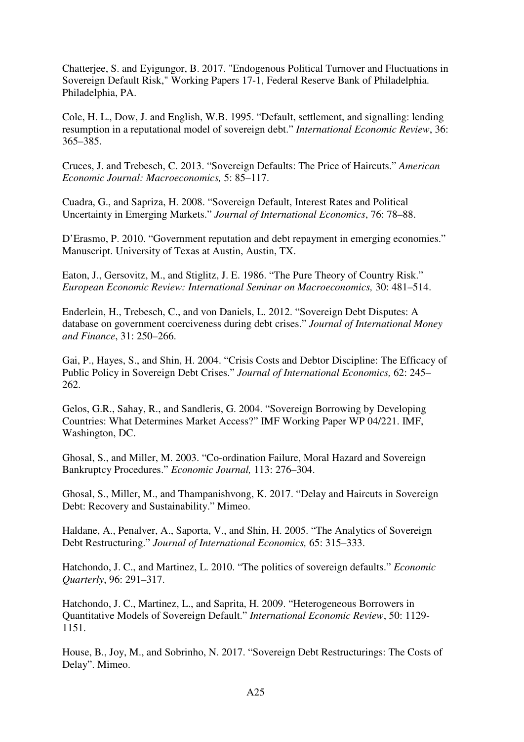Chatterjee, S. and Eyigungor, B. 2017. "Endogenous Political Turnover and Fluctuations in Sovereign Default Risk," Working Papers 17-1, Federal Reserve Bank of Philadelphia. Philadelphia, PA.

Cole, H. L., Dow, J. and English, W.B. 1995. "Default, settlement, and signalling: lending resumption in a reputational model of sovereign debt." *International Economic Review*, 36: 365–385.

Cruces, J. and Trebesch, C. 2013. "Sovereign Defaults: The Price of Haircuts." *American Economic Journal: Macroeconomics,* 5: 85–117.

Cuadra, G., and Sapriza, H. 2008. "Sovereign Default, Interest Rates and Political Uncertainty in Emerging Markets." *Journal of International Economics*, 76: 78–88.

D'Erasmo, P. 2010. "Government reputation and debt repayment in emerging economies." Manuscript. University of Texas at Austin, Austin, TX.

Eaton, J., Gersovitz, M., and Stiglitz, J. E. 1986. "The Pure Theory of Country Risk." *European Economic Review: International Seminar on Macroeconomics,* 30: 481–514.

Enderlein, H., Trebesch, C., and von Daniels, L. 2012. "Sovereign Debt Disputes: A database on government coerciveness during debt crises." *Journal of International Money and Finance*, 31: 250–266.

Gai, P., Hayes, S., and Shin, H. 2004. "Crisis Costs and Debtor Discipline: The Efficacy of Public Policy in Sovereign Debt Crises." *Journal of International Economics,* 62: 245–262.

Gelos, G.R., Sahay, R., and Sandleris, G. 2004. "Sovereign Borrowing by Developing Countries: What Determines Market Access?" IMF Working Paper WP 04/221. IMF, Washington, DC.

Ghosal, S., and Miller, M. 2003. "Co-ordination Failure, Moral Hazard and Sovereign Bankruptcy Procedures." *Economic Journal,* 113: 276–304.

Ghosal, S., Miller, M., and Thampanishvong, K. 2017. "Delay and Haircuts in Sovereign Debt: Recovery and Sustainability." Mimeo.

Haldane, A., Penalver, A., Saporta, V., and Shin, H. 2005. "The Analytics of Sovereign Debt Restructuring." *Journal of International Economics,* 65: 315–333.

Hatchondo, J. C., and Martinez, L. 2010. "The politics of sovereign defaults." *Economic Quarterly*, 96: 291–317.

Hatchondo, J. C., Martinez, L., and Saprita, H. 2009. "Heterogeneous Borrowers in Quantitative Models of Sovereign Default." *International Economic Review*, 50: 1129-1151.

House, B., Joy, M., and Sobrinho, N. 2017. "Sovereign Debt Restructurings: The Costs of Delay". Mimeo.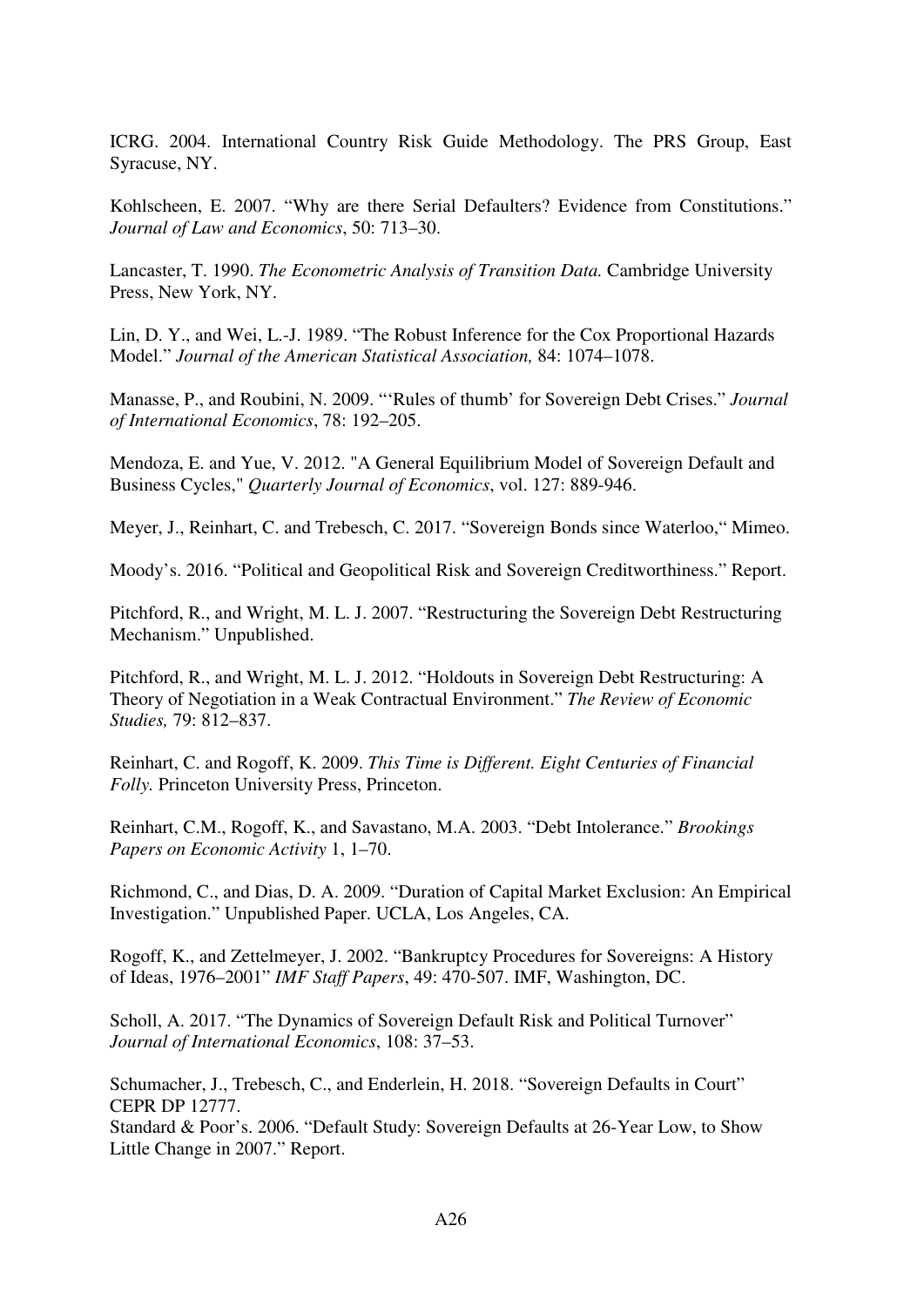ICRG. 2004. International Country Risk Guide Methodology. The PRS Group, East Syracuse, NY.

Kohlscheen, E. 2007. “Why are there Serial Defaulters? Evidence from Constitutions.” *Journal of Law and Economics*, 50: 713–30.

Lancaster, T. 1990. *The Econometric Analysis of Transition Data.* Cambridge University Press, New York, NY.

Lin, D. Y., and Wei, L.-J. 1989. “The Robust Inference for the Cox Proportional Hazards Model.” *Journal of the American Statistical Association,* 84: 1074–1078.

Manasse, P., and Roubini, N. 2009. “‘Rules of thumb’ for Sovereign Debt Crises.” *Journal of International Economics*, 78: 192–205.

Mendoza, E. and Yue, V. 2012. "A General Equilibrium Model of Sovereign Default and Business Cycles," *Quarterly Journal of Economics*, vol. 127: 889-946.

Meyer, J., Reinhart, C. and Trebesch, C. 2017. “Sovereign Bonds since Waterloo,“ Mimeo.

Moody’s. 2016. “Political and Geopolitical Risk and Sovereign Creditworthiness.” Report.

Pitchford, R., and Wright, M. L. J. 2007. “Restructuring the Sovereign Debt Restructuring Mechanism.” Unpublished.

Pitchford, R., and Wright, M. L. J. 2012. “Holdouts in Sovereign Debt Restructuring: A Theory of Negotiation in a Weak Contractual Environment.” *The Review of Economic Studies,* 79: 812–837.

Reinhart, C. and Rogoff, K. 2009. *This Time is Different. Eight Centuries of Financial Folly.* Princeton University Press, Princeton.

Reinhart, C.M., Rogoff, K., and Savastano, M.A. 2003. “Debt Intolerance.” *Brookings Papers on Economic Activity* 1, 1–70.

Richmond, C., and Dias, D. A. 2009. “Duration of Capital Market Exclusion: An Empirical Investigation.” Unpublished Paper. UCLA, Los Angeles, CA.

Rogoff, K., and Zettelmeyer, J. 2002. “Bankruptcy Procedures for Sovereigns: A History of Ideas, 1976–2001” *IMF Staff Papers*, 49: 470-507. IMF, Washington, DC.

Scholl, A. 2017. “The Dynamics of Sovereign Default Risk and Political Turnover” *Journal of International Economics*, 108: 37–53.

Schumacher, J., Trebesch, C., and Enderlein, H. 2018. “Sovereign Defaults in Court” CEPR DP 12777.

Standard & Poor’s. 2006. “Default Study: Sovereign Defaults at 26-Year Low, to Show Little Change in 2007.” Report.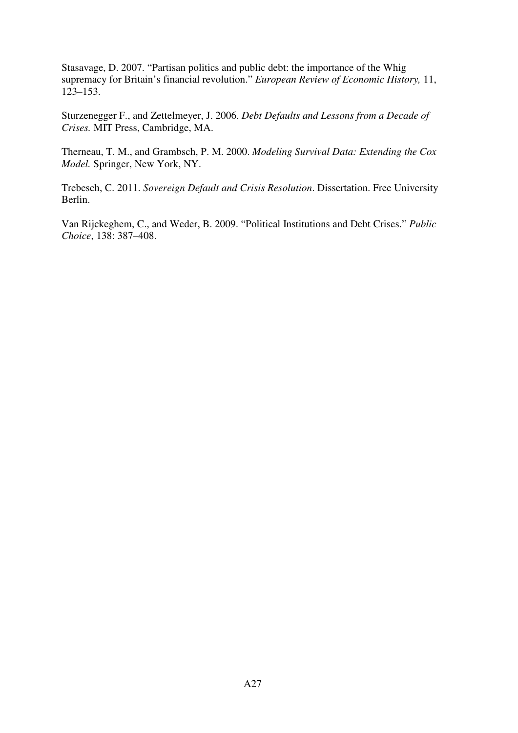Stasavage, D. 2007. "Partisan politics and public debt: the importance of the Whig supremacy for Britain's financial revolution." *European Review of Economic History,* 11, 123–153.

Sturzenegger F., and Zettelmeyer, J. 2006. *Debt Defaults and Lessons from a Decade of Crises.* MIT Press, Cambridge, MA.

Therneau, T. M., and Grambsch, P. M. 2000. *Modeling Survival Data: Extending the Cox Model.* Springer, New York, NY.

Trebesch, C. 2011. *Sovereign Default and Crisis Resolution*. Dissertation. Free University Berlin.

Van Rijckeghem, C., and Weder, B. 2009. "Political Institutions and Debt Crises." *Public Choice*, 138: 387–408.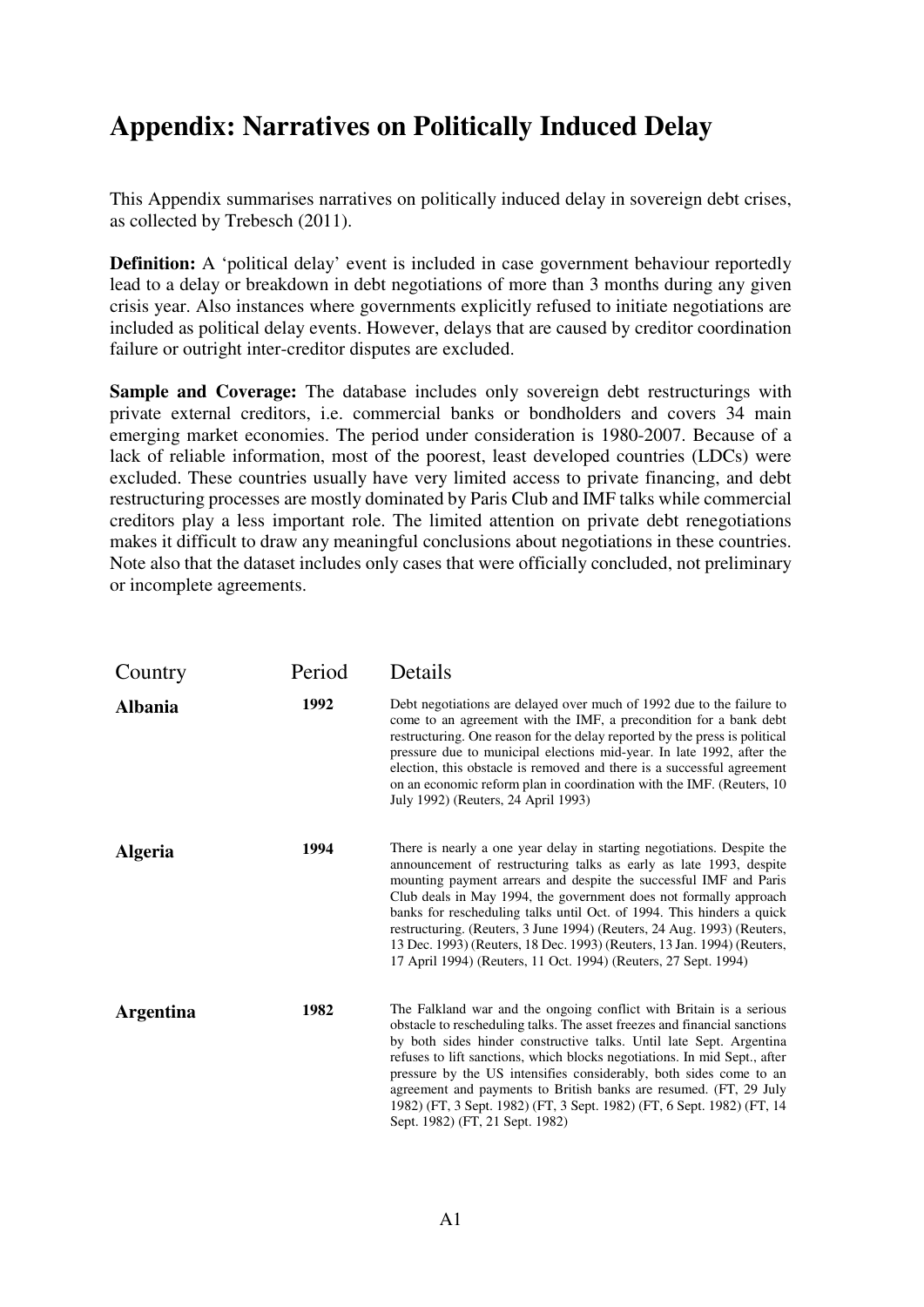# Appendix: Narratives on Politically Induced Delay

This Appendix summarises narratives on politically induced delay in sovereign debt crises, as collected by Trebesch (2011).

**Definition:** A 'political delay' event is included in case government behaviour reportedly lead to a delay or breakdown in debt negotiations of more than 3 months during any given crisis year. Also instances where governments explicitly refused to initiate negotiations are included as political delay events. However, delays that are caused by creditor coordination failure or outright inter-creditor disputes are excluded.

**Sample and Coverage:** The database includes only sovereign debt restructurings with private external creditors, i.e. commercial banks or bondholders and covers 34 main emerging market economies. The period under consideration is 1980-2007. Because of a lack of reliable information, most of the poorest, least developed countries (LDCs) were excluded. These countries usually have very limited access to private financing, and debt restructuring processes are mostly dominated by Paris Club and IMF talks while commercial creditors play a less important role. The limited attention on private debt renegotiations makes it difficult to draw any meaningful conclusions about negotiations in these countries. Note also that the dataset includes only cases that were officially concluded, not preliminary or incomplete agreements.

| Country | Period | Details |
|---|---|---|
| **Albania** | **1992** | Debt negotiations are delayed over much of 1992 due to the failure to come to an agreement with the IMF, a precondition for a bank debt restructuring. One reason for the delay reported by the press is political pressure due to municipal elections mid-year. In late 1992, after the election, this obstacle is removed and there is a successful agreement on an economic reform plan in coordination with the IMF. (Reuters, 10 July 1992) (Reuters, 24 April 1993) |
| **Algeria** | **1994** | There is nearly a one year delay in starting negotiations. Despite the announcement of restructuring talks as early as late 1993, despite mounting payment arrears and despite the successful IMF and Paris Club deals in May 1994, the government does not formally approach banks for rescheduling talks until Oct. of 1994. This hinders a quick restructuring. (Reuters, 3 June 1994) (Reuters, 24 Aug. 1993) (Reuters, 13 Dec. 1993) (Reuters, 18 Dec. 1993) (Reuters, 13 Jan. 1994) (Reuters, 17 April 1994) (Reuters, 11 Oct. 1994) (Reuters, 27 Sept. 1994) |
| **Argentina** | **1982** | The Falkland war and the ongoing conflict with Britain is a serious obstacle to rescheduling talks. The asset freezes and financial sanctions by both sides hinder constructive talks. Until late Sept. Argentina refuses to lift sanctions, which blocks negotiations. In mid Sept., after pressure by the US intensifies considerably, both sides come to an agreement and payments to British banks are resumed. (FT, 29 July 1982) (FT, 3 Sept. 1982) (FT, 3 Sept. 1982) (FT, 6 Sept. 1982) (FT, 14 Sept. 1982) (FT, 21 Sept. 1982) |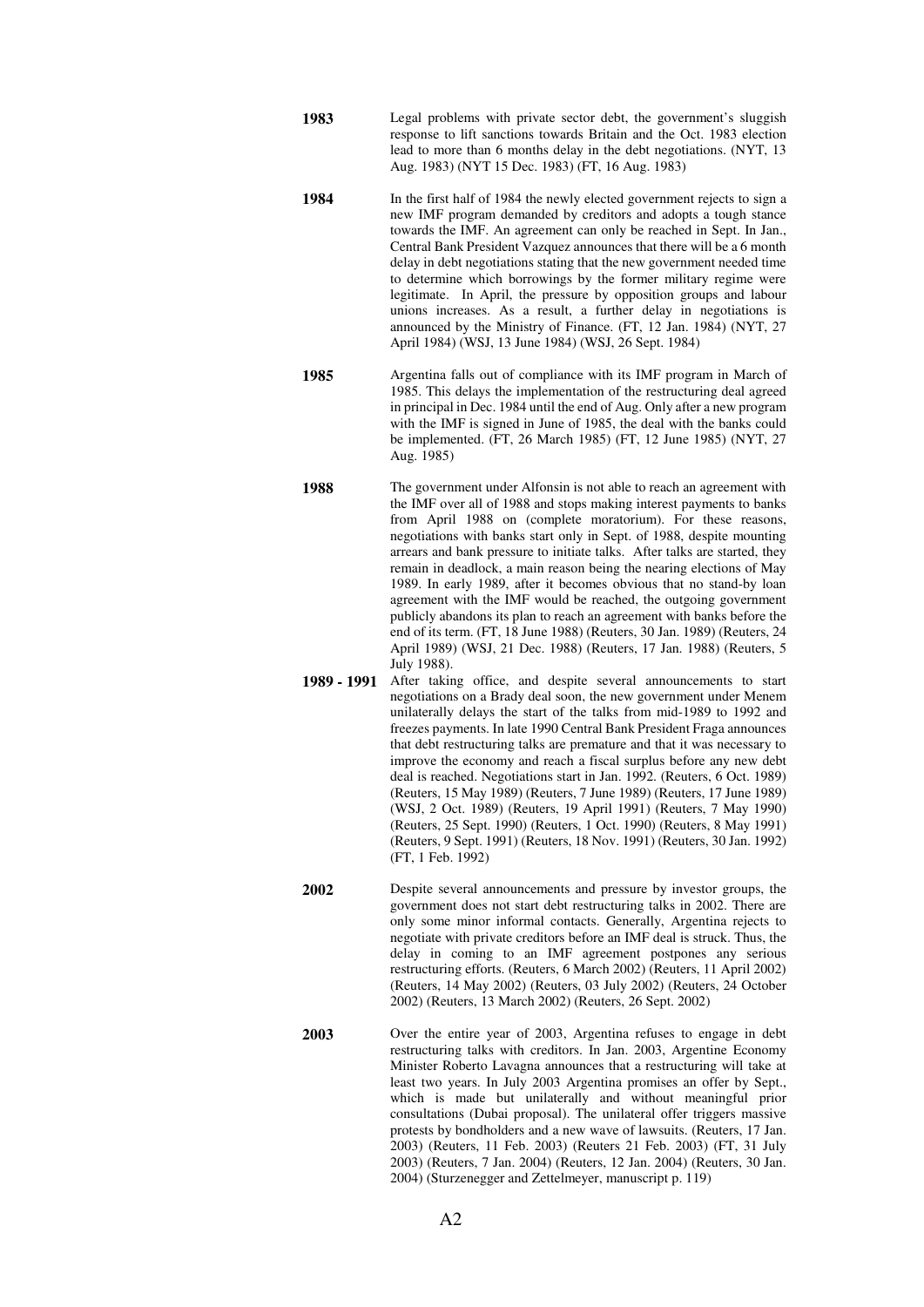**1983** Legal problems with private sector debt, the government's sluggish response to lift sanctions towards Britain and the Oct. 1983 election lead to more than 6 months delay in the debt negotiations. (NYT, 13 Aug. 1983) (NYT 15 Dec. 1983) (FT, 16 Aug. 1983)

**1984** In the first half of 1984 the newly elected government rejects to sign a new IMF program demanded by creditors and adopts a tough stance towards the IMF. An agreement can only be reached in Sept. In Jan., Central Bank President Vazquez announces that there will be a 6 month delay in debt negotiations stating that the new government needed time to determine which borrowings by the former military regime were legitimate. In April, the pressure by opposition groups and labour unions increases. As a result, a further delay in negotiations is announced by the Ministry of Finance. (FT, 12 Jan. 1984) (NYT, 27 April 1984) (WSJ, 13 June 1984) (WSJ, 26 Sept. 1984)

**1985** Argentina falls out of compliance with its IMF program in March of 1985. This delays the implementation of the restructuring deal agreed in principal in Dec. 1984 until the end of Aug. Only after a new program with the IMF is signed in June of 1985, the deal with the banks could be implemented. (FT, 26 March 1985) (FT, 12 June 1985) (NYT, 27 Aug. 1985)

**1988** The government under Alfonsin is not able to reach an agreement with the IMF over all of 1988 and stops making interest payments to banks from April 1988 on (complete moratorium). For these reasons, negotiations with banks start only in Sept. of 1988, despite mounting arrears and bank pressure to initiate talks. After talks are started, they remain in deadlock, a main reason being the nearing elections of May 1989. In early 1989, after it becomes obvious that no stand-by loan agreement with the IMF would be reached, the outgoing government publicly abandons its plan to reach an agreement with banks before the end of its term. (FT, 18 June 1988) (Reuters, 30 Jan. 1989) (Reuters, 24 April 1989) (WSJ, 21 Dec. 1988) (Reuters, 17 Jan. 1988) (Reuters, 5 July 1988).

**1989 - 1991** After taking office, and despite several announcements to start negotiations on a Brady deal soon, the new government under Menem unilaterally delays the start of the talks from mid-1989 to 1992 and freezes payments. In late 1990 Central Bank President Fraga announces that debt restructuring talks are premature and that it was necessary to improve the economy and reach a fiscal surplus before any new debt deal is reached. Negotiations start in Jan. 1992. (Reuters, 6 Oct. 1989) (Reuters, 15 May 1989) (Reuters, 7 June 1989) (Reuters, 17 June 1989) (WSJ, 2 Oct. 1989) (Reuters, 19 April 1991) (Reuters, 7 May 1990) (Reuters, 25 Sept. 1990) (Reuters, 1 Oct. 1990) (Reuters, 8 May 1991) (Reuters, 9 Sept. 1991) (Reuters, 18 Nov. 1991) (Reuters, 30 Jan. 1992) (FT, 1 Feb. 1992)

**2002** Despite several announcements and pressure by investor groups, the government does not start debt restructuring talks in 2002. There are only some minor informal contacts. Generally, Argentina rejects to negotiate with private creditors before an IMF deal is struck. Thus, the delay in coming to an IMF agreement postpones any serious restructuring efforts. (Reuters, 6 March 2002) (Reuters, 11 April 2002) (Reuters, 14 May 2002) (Reuters, 03 July 2002) (Reuters, 24 October 2002) (Reuters, 13 March 2002) (Reuters, 26 Sept. 2002)

**2003** Over the entire year of 2003, Argentina refuses to engage in debt restructuring talks with creditors. In Jan. 2003, Argentine Economy Minister Roberto Lavagna announces that a restructuring will take at least two years. In July 2003 Argentina promises an offer by Sept., which is made but unilaterally and without meaningful prior consultations (Dubai proposal). The unilateral offer triggers massive protests by bondholders and a new wave of lawsuits. (Reuters, 17 Jan. 2003) (Reuters, 11 Feb. 2003) (Reuters 21 Feb. 2003) (FT, 31 July 2003) (Reuters, 7 Jan. 2004) (Reuters, 12 Jan. 2004) (Reuters, 30 Jan. 2004) (Sturzenegger and Zettelmeyer, manuscript p. 119)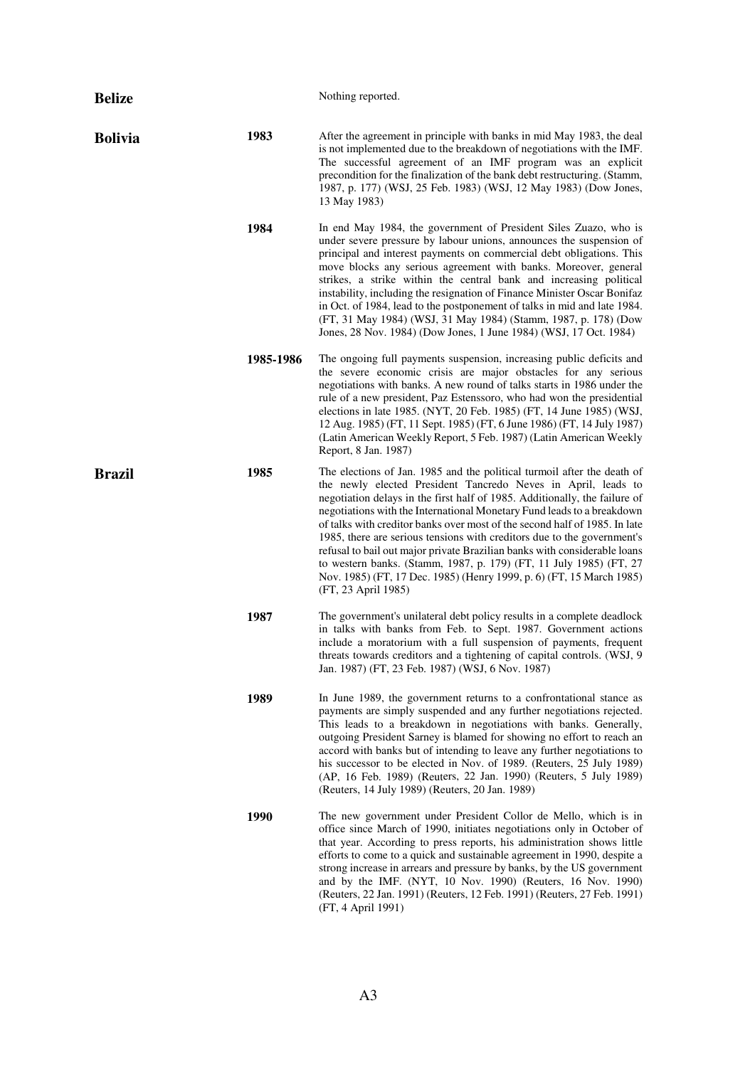| | | |
|---|---|---|
| **Belize** | | Nothing reported. |
| **Bolivia** | **1983** | After the agreement in principle with banks in mid May 1983, the deal is not implemented due to the breakdown of negotiations with the IMF. The successful agreement of an IMF program was an explicit precondition for the finalization of the bank debt restructuring. (Stamm, 1987, p. 177) (WSJ, 25 Feb. 1983) (WSJ, 12 May 1983) (Dow Jones, 13 May 1983) |
| | **1984** | In end May 1984, the government of President Siles Zuazo, who is under severe pressure by labour unions, announces the suspension of principal and interest payments on commercial debt obligations. This move blocks any serious agreement with banks. Moreover, general strikes, a strike within the central bank and increasing political instability, including the resignation of Finance Minister Oscar Bonifaz in Oct. of 1984, lead to the postponement of talks in mid and late 1984. (FT, 31 May 1984) (WSJ, 31 May 1984) (Stamm, 1987, p. 178) (Dow Jones, 28 Nov. 1984) (Dow Jones, 1 June 1984) (WSJ, 17 Oct. 1984) |
| | **1985-1986** | The ongoing full payments suspension, increasing public deficits and the severe economic crisis are major obstacles for any serious negotiations with banks. A new round of talks starts in 1986 under the rule of a new president, Paz Estenssoro, who had won the presidential elections in late 1985. (NYT, 20 Feb. 1985) (FT, 14 June 1985) (WSJ, 12 Aug. 1985) (FT, 11 Sept. 1985) (FT, 6 June 1986) (FT, 14 July 1987) (Latin American Weekly Report, 5 Feb. 1987) (Latin American Weekly Report, 8 Jan. 1987) |
| **Brazil** | **1985** | The elections of Jan. 1985 and the political turmoil after the death of the newly elected President Tancredo Neves in April, leads to negotiation delays in the first half of 1985. Additionally, the failure of negotiations with the International Monetary Fund leads to a breakdown of talks with creditor banks over most of the second half of 1985. In late 1985, there are serious tensions with creditors due to the government's refusal to bail out major private Brazilian banks with considerable loans to western banks. (Stamm, 1987, p. 179) (FT, 11 July 1985) (FT, 27 Nov. 1985) (FT, 17 Dec. 1985) (Henry 1999, p. 6) (FT, 15 March 1985) (FT, 23 April 1985) |
| | **1987** | The government's unilateral debt policy results in a complete deadlock in talks with banks from Feb. to Sept. 1987. Government actions include a moratorium with a full suspension of payments, frequent threats towards creditors and a tightening of capital controls. (WSJ, 9 Jan. 1987) (FT, 23 Feb. 1987) (WSJ, 6 Nov. 1987) |
| | **1989** | In June 1989, the government returns to a confrontational stance as payments are simply suspended and any further negotiations rejected. This leads to a breakdown in negotiations with banks. Generally, outgoing President Sarney is blamed for showing no effort to reach an accord with banks but of intending to leave any further negotiations to his successor to be elected in Nov. of 1989. (Reuters, 25 July 1989) (AP, 16 Feb. 1989) (Reuters, 22 Jan. 1990) (Reuters, 5 July 1989) (Reuters, 14 July 1989) (Reuters, 20 Jan. 1989) |
| | **1990** | The new government under President Collor de Mello, which is in office since March of 1990, initiates negotiations only in October of that year. According to press reports, his administration shows little efforts to come to a quick and sustainable agreement in 1990, despite a strong increase in arrears and pressure by banks, by the US government and by the IMF. (NYT, 10 Nov. 1990) (Reuters, 16 Nov. 1990) (Reuters, 22 Jan. 1991) (Reuters, 12 Feb. 1991) (Reuters, 27 Feb. 1991) (FT, 4 April 1991) |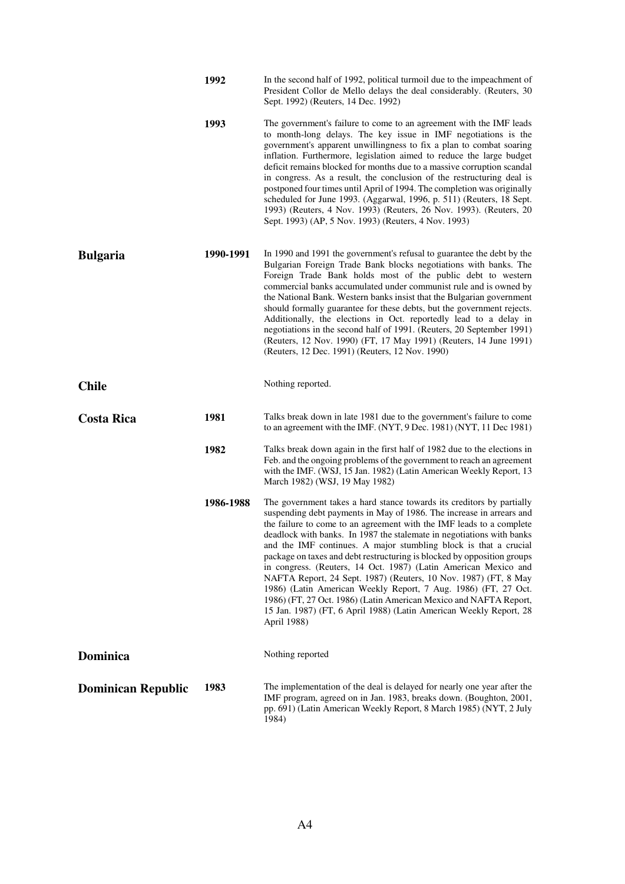| Country | Year | Description |
|---|---|---|
| | **1992** | In the second half of 1992, political turmoil due to the impeachment of President Collor de Mello delays the deal considerably. (Reuters, 30 Sept. 1992) (Reuters, 14 Dec. 1992) |
| | **1993** | The government's failure to come to an agreement with the IMF leads to month-long delays. The key issue in IMF negotiations is the government's apparent unwillingness to fix a plan to combat soaring inflation. Furthermore, legislation aimed to reduce the large budget deficit remains blocked for months due to a massive corruption scandal in congress. As a result, the conclusion of the restructuring deal is postponed four times until April of 1994. The completion was originally scheduled for June 1993. (Aggarwal, 1996, p. 511) (Reuters, 18 Sept. 1993) (Reuters, 4 Nov. 1993) (Reuters, 26 Nov. 1993). (Reuters, 20 Sept. 1993) (AP, 5 Nov. 1993) (Reuters, 4 Nov. 1993) |
| **Bulgaria** | **1990-1991** | In 1990 and 1991 the government's refusal to guarantee the debt by the Bulgarian Foreign Trade Bank blocks negotiations with banks. The Foreign Trade Bank holds most of the public debt to western commercial banks accumulated under communist rule and is owned by the National Bank. Western banks insist that the Bulgarian government should formally guarantee for these debts, but the government rejects. Additionally, the elections in Oct. reportedly lead to a delay in negotiations in the second half of 1991. (Reuters, 20 September 1991) (Reuters, 12 Nov. 1990) (FT, 17 May 1991) (Reuters, 14 June 1991) (Reuters, 12 Dec. 1991) (Reuters, 12 Nov. 1990) |
| **Chile** | | Nothing reported. |
| **Costa Rica** | **1981** | Talks break down in late 1981 due to the government's failure to come to an agreement with the IMF. (NYT, 9 Dec. 1981) (NYT, 11 Dec 1981) |
| | **1982** | Talks break down again in the first half of 1982 due to the elections in Feb. and the ongoing problems of the government to reach an agreement with the IMF. (WSJ, 15 Jan. 1982) (Latin American Weekly Report, 13 March 1982) (WSJ, 19 May 1982) |
| | **1986-1988** | The government takes a hard stance towards its creditors by partially suspending debt payments in May of 1986. The increase in arrears and the failure to come to an agreement with the IMF leads to a complete deadlock with banks. In 1987 the stalemate in negotiations with banks and the IMF continues. A major stumbling block is that a crucial package on taxes and debt restructuring is blocked by opposition groups in congress. (Reuters, 14 Oct. 1987) (Latin American Mexico and NAFTA Report, 24 Sept. 1987) (Reuters, 10 Nov. 1987) (FT, 8 May 1986) (Latin American Weekly Report, 7 Aug. 1986) (FT, 27 Oct. 1986) (FT, 27 Oct. 1986) (Latin American Mexico and NAFTA Report, 15 Jan. 1987) (FT, 6 April 1988) (Latin American Weekly Report, 28 April 1988) |
| **Dominica** | | Nothing reported |
| **Dominican Republic** | **1983** | The implementation of the deal is delayed for nearly one year after the IMF program, agreed on in Jan. 1983, breaks down. (Boughton, 2001, pp. 691) (Latin American Weekly Report, 8 March 1985) (NYT, 2 July 1984) |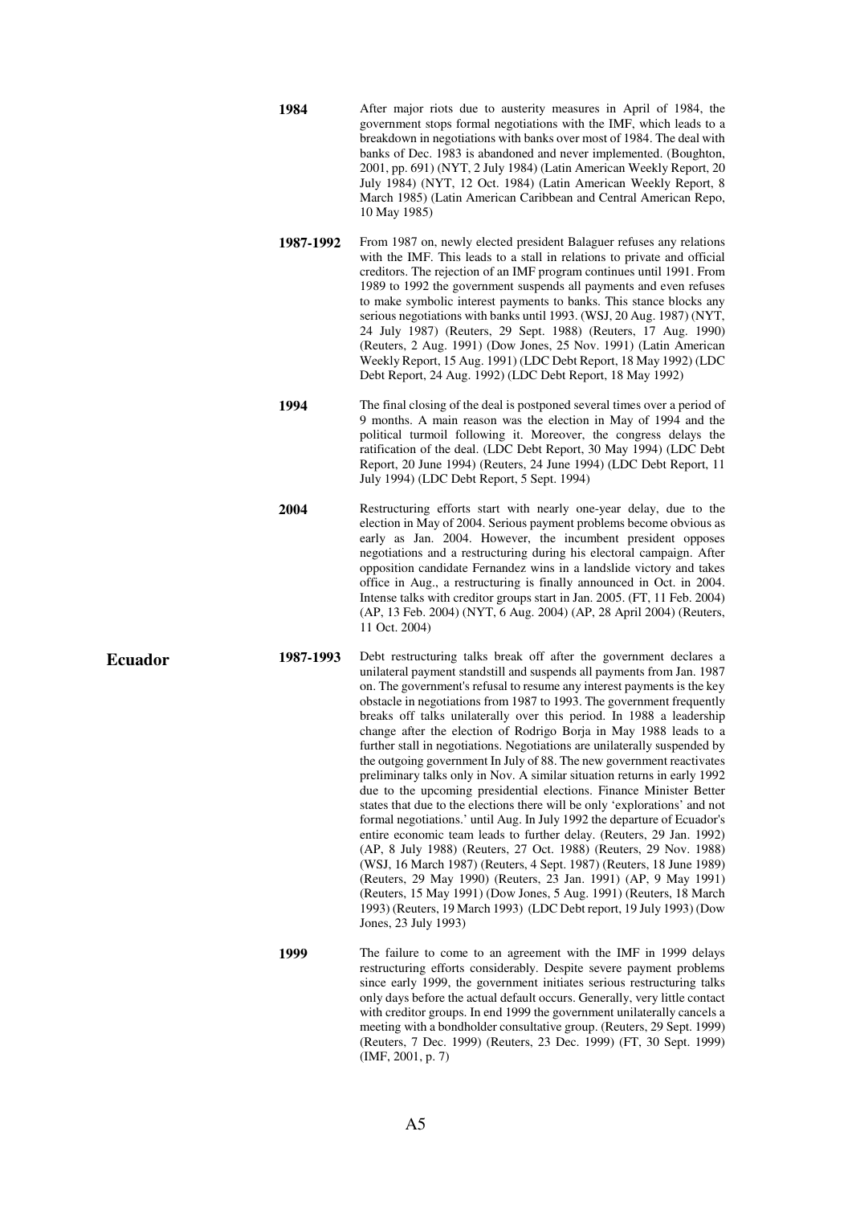| | | |
|---|---|---|
| | **1984** | After major riots due to austerity measures in April of 1984, the government stops formal negotiations with the IMF, which leads to a breakdown in negotiations with banks over most of 1984. The deal with banks of Dec. 1983 is abandoned and never implemented. (Boughton, 2001, pp. 691) (NYT, 2 July 1984) (Latin American Weekly Report, 20 July 1984) (NYT, 12 Oct. 1984) (Latin American Weekly Report, 8 March 1985) (Latin American Caribbean and Central American Repo, 10 May 1985) |
| | **1987-1992** | From 1987 on, newly elected president Balaguer refuses any relations with the IMF. This leads to a stall in relations to private and official creditors. The rejection of an IMF program continues until 1991. From 1989 to 1992 the government suspends all payments and even refuses to make symbolic interest payments to banks. This stance blocks any serious negotiations with banks until 1993. (WSJ, 20 Aug. 1987) (NYT, 24 July 1987) (Reuters, 29 Sept. 1988) (Reuters, 17 Aug. 1990) (Reuters, 2 Aug. 1991) (Dow Jones, 25 Nov. 1991) (Latin American Weekly Report, 15 Aug. 1991) (LDC Debt Report, 18 May 1992) (LDC Debt Report, 24 Aug. 1992) (LDC Debt Report, 18 May 1992) |
| | **1994** | The final closing of the deal is postponed several times over a period of 9 months. A main reason was the election in May of 1994 and the political turmoil following it. Moreover, the congress delays the ratification of the deal. (LDC Debt Report, 30 May 1994) (LDC Debt Report, 20 June 1994) (Reuters, 24 June 1994) (LDC Debt Report, 11 July 1994) (LDC Debt Report, 5 Sept. 1994) |
| | **2004** | Restructuring efforts start with nearly one-year delay, due to the election in May of 2004. Serious payment problems become obvious as early as Jan. 2004. However, the incumbent president opposes negotiations and a restructuring during his electoral campaign. After opposition candidate Fernandez wins in a landslide victory and takes office in Aug., a restructuring is finally announced in Oct. in 2004. Intense talks with creditor groups start in Jan. 2005. (FT, 11 Feb. 2004) (AP, 13 Feb. 2004) (NYT, 6 Aug. 2004) (AP, 28 April 2004) (Reuters, 11 Oct. 2004) |
| **Ecuador** | **1987-1993** | Debt restructuring talks break off after the government declares a unilateral payment standstill and suspends all payments from Jan. 1987 on. The government's refusal to resume any interest payments is the key obstacle in negotiations from 1987 to 1993. The government frequently breaks off talks unilaterally over this period. In 1988 a leadership change after the election of Rodrigo Borja in May 1988 leads to a further stall in negotiations. Negotiations are unilaterally suspended by the outgoing government In July of 88. The new government reactivates preliminary talks only in Nov. A similar situation returns in early 1992 due to the upcoming presidential elections. Finance Minister Better states that due to the elections there will be only 'explorations' and not formal negotiations.' until Aug. In July 1992 the departure of Ecuador's entire economic team leads to further delay. (Reuters, 29 Jan. 1992) (AP, 8 July 1988) (Reuters, 27 Oct. 1988) (Reuters, 29 Nov. 1988) (WSJ, 16 March 1987) (Reuters, 4 Sept. 1987) (Reuters, 18 June 1989) (Reuters, 29 May 1990) (Reuters, 23 Jan. 1991) (AP, 9 May 1991) (Reuters, 15 May 1991) (Dow Jones, 5 Aug. 1991) (Reuters, 18 March 1993) (Reuters, 19 March 1993) (LDC Debt report, 19 July 1993) (Dow Jones, 23 July 1993) |
| | **1999** | The failure to come to an agreement with the IMF in 1999 delays restructuring efforts considerably. Despite severe payment problems since early 1999, the government initiates serious restructuring talks only days before the actual default occurs. Generally, very little contact with creditor groups. In end 1999 the government unilaterally cancels a meeting with a bondholder consultative group. (Reuters, 29 Sept. 1999) (Reuters, 7 Dec. 1999) (Reuters, 23 Dec. 1999) (FT, 30 Sept. 1999) (IMF, 2001, p. 7) |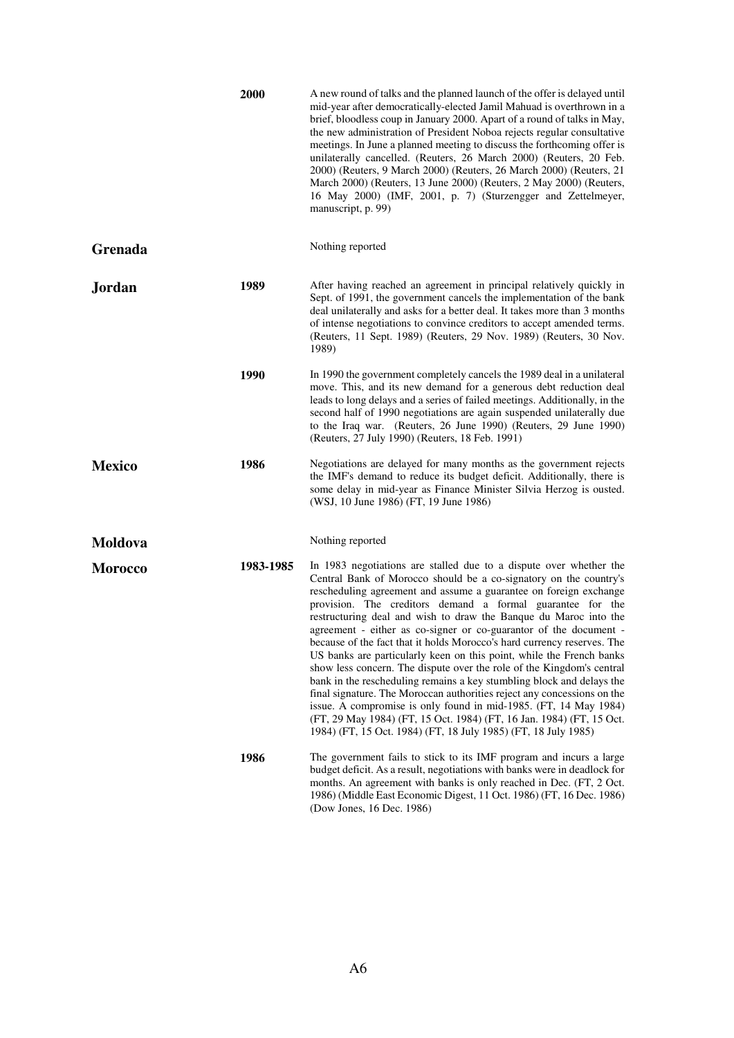| Country | Year | Description |
|---|---|---|
| | **2000** | A new round of talks and the planned launch of the offer is delayed until mid-year after democratically-elected Jamil Mahuad is overthrown in a brief, bloodless coup in January 2000. Apart of a round of talks in May, the new administration of President Noboa rejects regular consultative meetings. In June a planned meeting to discuss the forthcoming offer is unilaterally cancelled. (Reuters, 26 March 2000) (Reuters, 20 Feb. 2000) (Reuters, 9 March 2000) (Reuters, 26 March 2000) (Reuters, 21 March 2000) (Reuters, 13 June 2000) (Reuters, 2 May 2000) (Reuters, 16 May 2000) (IMF, 2001, p. 7) (Sturzengger and Zettelmeyer, manuscript, p. 99) |
| **Grenada** | | Nothing reported |
| **Jordan** | **1989** | After having reached an agreement in principal relatively quickly in Sept. of 1991, the government cancels the implementation of the bank deal unilaterally and asks for a better deal. It takes more than 3 months of intense negotiations to convince creditors to accept amended terms. (Reuters, 11 Sept. 1989) (Reuters, 29 Nov. 1989) (Reuters, 30 Nov. 1989) |
| | **1990** | In 1990 the government completely cancels the 1989 deal in a unilateral move. This, and its new demand for a generous debt reduction deal leads to long delays and a series of failed meetings. Additionally, in the second half of 1990 negotiations are again suspended unilaterally due to the Iraq war. (Reuters, 26 June 1990) (Reuters, 29 June 1990) (Reuters, 27 July 1990) (Reuters, 18 Feb. 1991) |
| **Mexico** | **1986** | Negotiations are delayed for many months as the government rejects the IMF's demand to reduce its budget deficit. Additionally, there is some delay in mid-year as Finance Minister Silvia Herzog is ousted. (WSJ, 10 June 1986) (FT, 19 June 1986) |
| **Moldova** | | Nothing reported |
| **Morocco** | **1983-1985** | In 1983 negotiations are stalled due to a dispute over whether the Central Bank of Morocco should be a co-signatory on the country's rescheduling agreement and assume a guarantee on foreign exchange provision. The creditors demand a formal guarantee for the restructuring deal and wish to draw the Banque du Maroc into the agreement - either as co-signer or co-guarantor of the document - because of the fact that it holds Morocco's hard currency reserves. The US banks are particularly keen on this point, while the French banks show less concern. The dispute over the role of the Kingdom's central bank in the rescheduling remains a key stumbling block and delays the final signature. The Moroccan authorities reject any concessions on the issue. A compromise is only found in mid-1985. (FT, 14 May 1984) (FT, 29 May 1984) (FT, 15 Oct. 1984) (FT, 16 Jan. 1984) (FT, 15 Oct. 1984) (FT, 15 Oct. 1984) (FT, 18 July 1985) (FT, 18 July 1985) |
| | **1986** | The government fails to stick to its IMF program and incurs a large budget deficit. As a result, negotiations with banks were in deadlock for months. An agreement with banks is only reached in Dec. (FT, 2 Oct. 1986) (Middle East Economic Digest, 11 Oct. 1986) (FT, 16 Dec. 1986) (Dow Jones, 16 Dec. 1986) |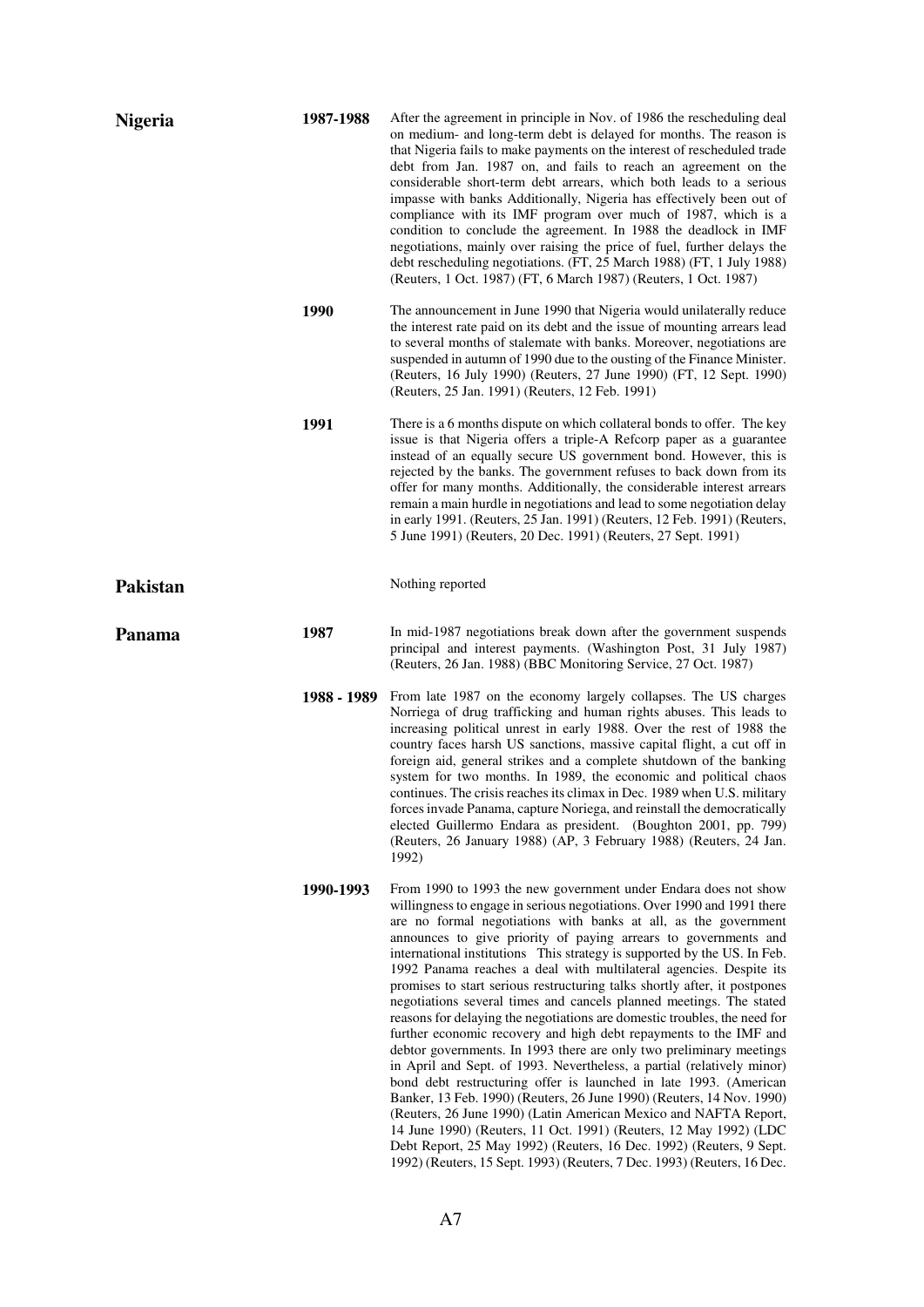**Nigeria**

**1987-1988** After the agreement in principle in Nov. of 1986 the rescheduling deal on medium- and long-term debt is delayed for months. The reason is that Nigeria fails to make payments on the interest of rescheduled trade debt from Jan. 1987 on, and fails to reach an agreement on the considerable short-term debt arrears, which both leads to a serious impasse with banks Additionally, Nigeria has effectively been out of compliance with its IMF program over much of 1987, which is a condition to conclude the agreement. In 1988 the deadlock in IMF negotiations, mainly over raising the price of fuel, further delays the debt rescheduling negotiations. (FT, 25 March 1988) (FT, 1 July 1988) (Reuters, 1 Oct. 1987) (FT, 6 March 1987) (Reuters, 1 Oct. 1987)

**1990** The announcement in June 1990 that Nigeria would unilaterally reduce the interest rate paid on its debt and the issue of mounting arrears lead to several months of stalemate with banks. Moreover, negotiations are suspended in autumn of 1990 due to the ousting of the Finance Minister. (Reuters, 16 July 1990) (Reuters, 27 June 1990) (FT, 12 Sept. 1990) (Reuters, 25 Jan. 1991) (Reuters, 12 Feb. 1991)

**1991** There is a 6 months dispute on which collateral bonds to offer. The key issue is that Nigeria offers a triple-A Refcorp paper as a guarantee instead of an equally secure US government bond. However, this is rejected by the banks. The government refuses to back down from its offer for many months. Additionally, the considerable interest arrears remain a main hurdle in negotiations and lead to some negotiation delay in early 1991. (Reuters, 25 Jan. 1991) (Reuters, 12 Feb. 1991) (Reuters, 5 June 1991) (Reuters, 20 Dec. 1991) (Reuters, 27 Sept. 1991)

**Pakistan**

Nothing reported

**Panama**

**1987** In mid-1987 negotiations break down after the government suspends principal and interest payments. (Washington Post, 31 July 1987) (Reuters, 26 Jan. 1988) (BBC Monitoring Service, 27 Oct. 1987)

**1988 - 1989** From late 1987 on the economy largely collapses. The US charges Norriega of drug trafficking and human rights abuses. This leads to increasing political unrest in early 1988. Over the rest of 1988 the country faces harsh US sanctions, massive capital flight, a cut off in foreign aid, general strikes and a complete shutdown of the banking system for two months. In 1989, the economic and political chaos continues. The crisis reaches its climax in Dec. 1989 when U.S. military forces invade Panama, capture Noriega, and reinstall the democratically elected Guillermo Endara as president. (Boughton 2001, pp. 799) (Reuters, 26 January 1988) (AP, 3 February 1988) (Reuters, 24 Jan. 1992)

**1990-1993** From 1990 to 1993 the new government under Endara does not show willingness to engage in serious negotiations. Over 1990 and 1991 there are no formal negotiations with banks at all, as the government announces to give priority of paying arrears to governments and international institutions This strategy is supported by the US. In Feb. 1992 Panama reaches a deal with multilateral agencies. Despite its promises to start serious restructuring talks shortly after, it postpones negotiations several times and cancels planned meetings. The stated reasons for delaying the negotiations are domestic troubles, the need for further economic recovery and high debt repayments to the IMF and debtor governments. In 1993 there are only two preliminary meetings in April and Sept. of 1993. Nevertheless, a partial (relatively minor) bond debt restructuring offer is launched in late 1993. (American Banker, 13 Feb. 1990) (Reuters, 26 June 1990) (Reuters, 14 Nov. 1990) (Reuters, 26 June 1990) (Latin American Mexico and NAFTA Report, 14 June 1990) (Reuters, 11 Oct. 1991) (Reuters, 12 May 1992) (LDC Debt Report, 25 May 1992) (Reuters, 16 Dec. 1992) (Reuters, 9 Sept. 1992) (Reuters, 15 Sept. 1993) (Reuters, 7 Dec. 1993) (Reuters, 16 Dec.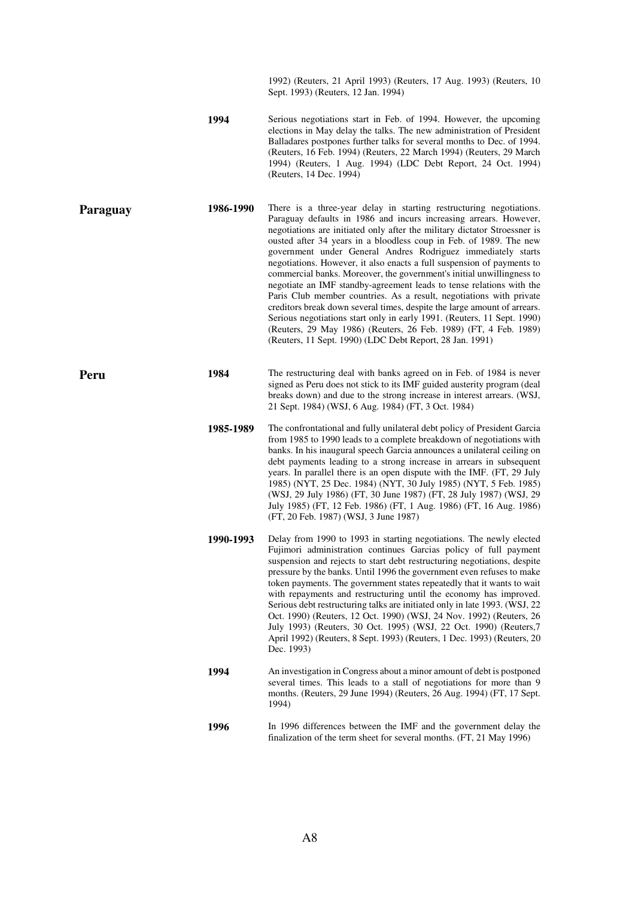| | | |
|---|---|---|
| | | 1992) (Reuters, 21 April 1993) (Reuters, 17 Aug. 1993) (Reuters, 10 Sept. 1993) (Reuters, 12 Jan. 1994) |
| | **1994** | Serious negotiations start in Feb. of 1994. However, the upcoming elections in May delay the talks. The new administration of President Balladares postpones further talks for several months to Dec. of 1994. (Reuters, 16 Feb. 1994) (Reuters, 22 March 1994) (Reuters, 29 March 1994) (Reuters, 1 Aug. 1994) (LDC Debt Report, 24 Oct. 1994) (Reuters, 14 Dec. 1994) |
| **Paraguay** | **1986-1990** | There is a three-year delay in starting restructuring negotiations. Paraguay defaults in 1986 and incurs increasing arrears. However, negotiations are initiated only after the military dictator Stroessner is ousted after 34 years in a bloodless coup in Feb. of 1989. The new government under General Andres Rodriguez immediately starts negotiations. However, it also enacts a full suspension of payments to commercial banks. Moreover, the government's initial unwillingness to negotiate an IMF standby-agreement leads to tense relations with the Paris Club member countries. As a result, negotiations with private creditors break down several times, despite the large amount of arrears. Serious negotiations start only in early 1991. (Reuters, 11 Sept. 1990) (Reuters, 29 May 1986) (Reuters, 26 Feb. 1989) (FT, 4 Feb. 1989) (Reuters, 11 Sept. 1990) (LDC Debt Report, 28 Jan. 1991) |
| **Peru** | **1984** | The restructuring deal with banks agreed on in Feb. of 1984 is never signed as Peru does not stick to its IMF guided austerity program (deal breaks down) and due to the strong increase in interest arrears. (WSJ, 21 Sept. 1984) (WSJ, 6 Aug. 1984) (FT, 3 Oct. 1984) |
| | **1985-1989** | The confrontational and fully unilateral debt policy of President Garcia from 1985 to 1990 leads to a complete breakdown of negotiations with banks. In his inaugural speech Garcia announces a unilateral ceiling on debt payments leading to a strong increase in arrears in subsequent years. In parallel there is an open dispute with the IMF. (FT, 29 July 1985) (NYT, 25 Dec. 1984) (NYT, 30 July 1985) (NYT, 5 Feb. 1985) (WSJ, 29 July 1986) (FT, 30 June 1987) (FT, 28 July 1987) (WSJ, 29 July 1985) (FT, 12 Feb. 1986) (FT, 1 Aug. 1986) (FT, 16 Aug. 1986) (FT, 20 Feb. 1987) (WSJ, 3 June 1987) |
| | **1990-1993** | Delay from 1990 to 1993 in starting negotiations. The newly elected Fujimori administration continues Garcias policy of full payment suspension and rejects to start debt restructuring negotiations, despite pressure by the banks. Until 1996 the government even refuses to make token payments. The government states repeatedly that it wants to wait with repayments and restructuring until the economy has improved. Serious debt restructuring talks are initiated only in late 1993. (WSJ, 22 Oct. 1990) (Reuters, 12 Oct. 1990) (WSJ, 24 Nov. 1992) (Reuters, 26 July 1993) (Reuters, 30 Oct. 1995) (WSJ, 22 Oct. 1990) (Reuters,7 April 1992) (Reuters, 8 Sept. 1993) (Reuters, 1 Dec. 1993) (Reuters, 20 Dec. 1993) |
| | **1994** | An investigation in Congress about a minor amount of debt is postponed several times. This leads to a stall of negotiations for more than 9 months. (Reuters, 29 June 1994) (Reuters, 26 Aug. 1994) (FT, 17 Sept. 1994) |
| | **1996** | In 1996 differences between the IMF and the government delay the finalization of the term sheet for several months. (FT, 21 May 1996) |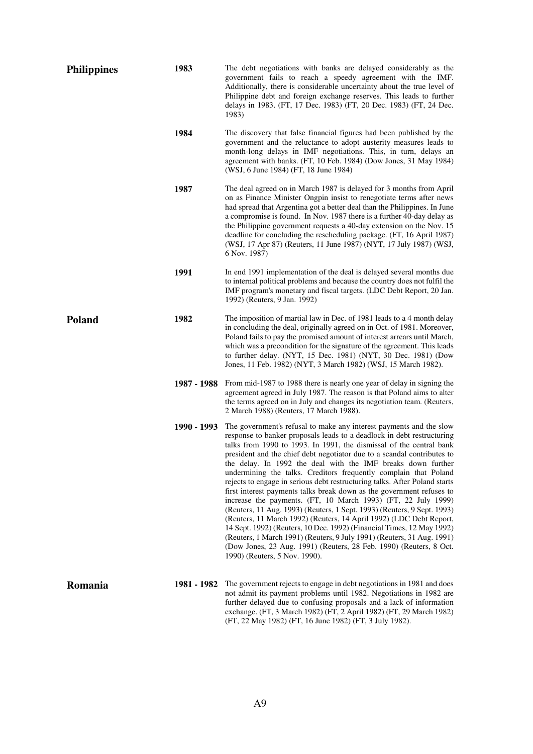| Country | Year | Description |
|---|---|---|
| **Philippines** | **1983** | The debt negotiations with banks are delayed considerably as the government fails to reach a speedy agreement with the IMF. Additionally, there is considerable uncertainty about the true level of Philippine debt and foreign exchange reserves. This leads to further delays in 1983. (FT, 17 Dec. 1983) (FT, 20 Dec. 1983) (FT, 24 Dec. 1983) |
| | **1984** | The discovery that false financial figures had been published by the government and the reluctance to adopt austerity measures leads to month-long delays in IMF negotiations. This, in turn, delays an agreement with banks. (FT, 10 Feb. 1984) (Dow Jones, 31 May 1984) (WSJ, 6 June 1984) (FT, 18 June 1984) |
| | **1987** | The deal agreed on in March 1987 is delayed for 3 months from April on as Finance Minister Ongpin insist to renegotiate terms after news had spread that Argentina got a better deal than the Philippines. In June a compromise is found. In Nov. 1987 there is a further 40-day delay as the Philippine government requests a 40-day extension on the Nov. 15 deadline for concluding the rescheduling package. (FT, 16 April 1987) (WSJ, 17 Apr 87) (Reuters, 11 June 1987) (NYT, 17 July 1987) (WSJ, 6 Nov. 1987) |
| | **1991** | In end 1991 implementation of the deal is delayed several months due to internal political problems and because the country does not fulfil the IMF program's monetary and fiscal targets. (LDC Debt Report, 20 Jan. 1992) (Reuters, 9 Jan. 1992) |
| **Poland** | **1982** | The imposition of martial law in Dec. of 1981 leads to a 4 month delay in concluding the deal, originally agreed on in Oct. of 1981. Moreover, Poland fails to pay the promised amount of interest arrears until March, which was a precondition for the signature of the agreement. This leads to further delay. (NYT, 15 Dec. 1981) (NYT, 30 Dec. 1981) (Dow Jones, 11 Feb. 1982) (NYT, 3 March 1982) (WSJ, 15 March 1982). |
| | **1987 - 1988** | From mid-1987 to 1988 there is nearly one year of delay in signing the agreement agreed in July 1987. The reason is that Poland aims to alter the terms agreed on in July and changes its negotiation team. (Reuters, 2 March 1988) (Reuters, 17 March 1988). |
| | **1990 - 1993** | The government's refusal to make any interest payments and the slow response to banker proposals leads to a deadlock in debt restructuring talks from 1990 to 1993. In 1991, the dismissal of the central bank president and the chief debt negotiator due to a scandal contributes to the delay. In 1992 the deal with the IMF breaks down further undermining the talks. Creditors frequently complain that Poland rejects to engage in serious debt restructuring talks. After Poland starts first interest payments talks break down as the government refuses to increase the payments. (FT, 10 March 1993) (FT, 22 July 1999) (Reuters, 11 Aug. 1993) (Reuters, 1 Sept. 1993) (Reuters, 9 Sept. 1993) (Reuters, 11 March 1992) (Reuters, 14 April 1992) (LDC Debt Report, 14 Sept. 1992) (Reuters, 10 Dec. 1992) (Financial Times, 12 May 1992) (Reuters, 1 March 1991) (Reuters, 9 July 1991) (Reuters, 31 Aug. 1991) (Dow Jones, 23 Aug. 1991) (Reuters, 28 Feb. 1990) (Reuters, 8 Oct. 1990) (Reuters, 5 Nov. 1990). |
| **Romania** | **1981 - 1982** | The government rejects to engage in debt negotiations in 1981 and does not admit its payment problems until 1982. Negotiations in 1982 are further delayed due to confusing proposals and a lack of information exchange. (FT, 3 March 1982) (FT, 2 April 1982) (FT, 29 March 1982) (FT, 22 May 1982) (FT, 16 June 1982) (FT, 3 July 1982). |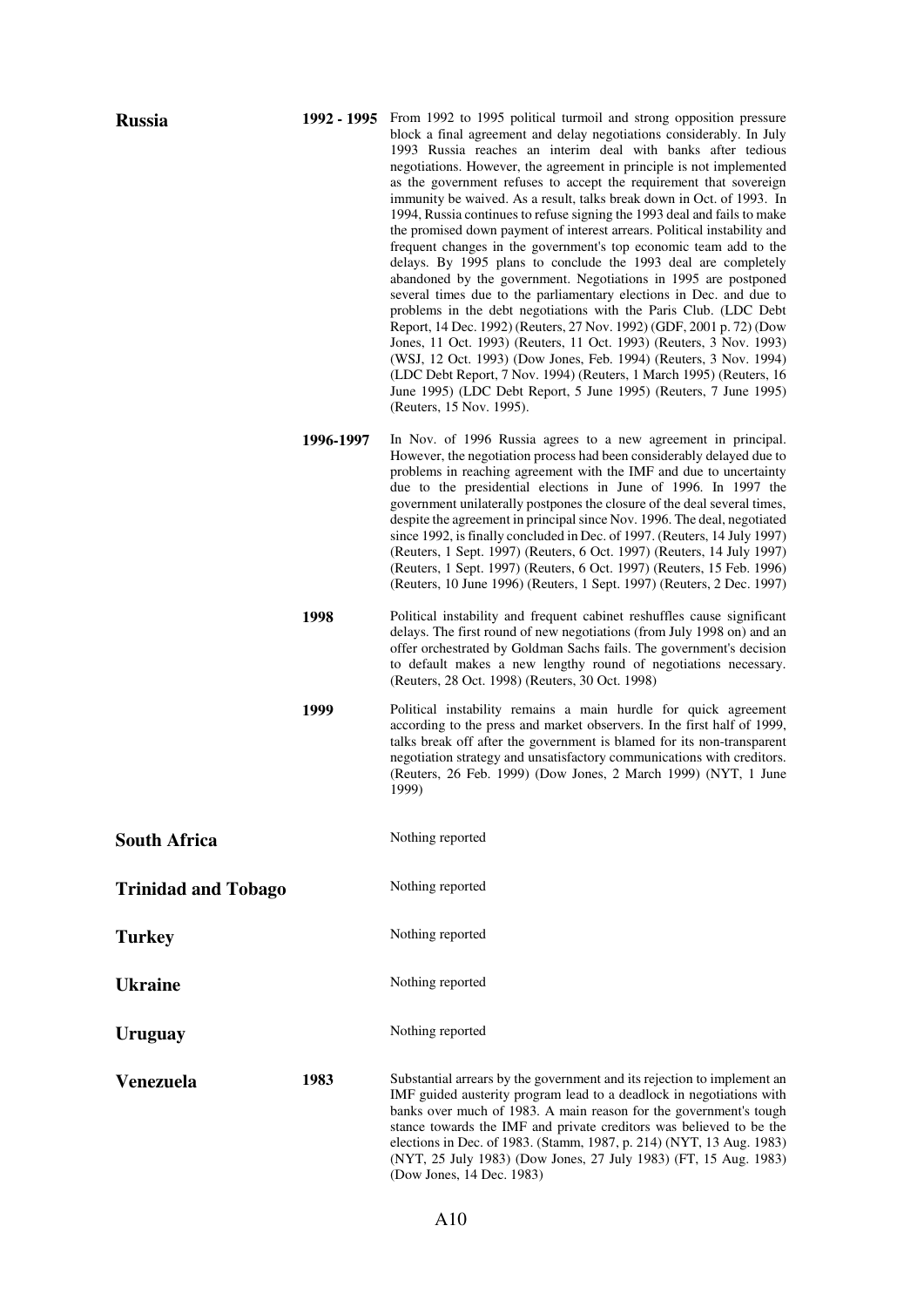| | | |
|---|---|---|
| **Russia** | **1992 - 1995** | From 1992 to 1995 political turmoil and strong opposition pressure block a final agreement and delay negotiations considerably. In July 1993 Russia reaches an interim deal with banks after tedious negotiations. However, the agreement in principle is not implemented as the government refuses to accept the requirement that sovereign immunity be waived. As a result, talks break down in Oct. of 1993. In 1994, Russia continues to refuse signing the 1993 deal and fails to make the promised down payment of interest arrears. Political instability and frequent changes in the government's top economic team add to the delays. By 1995 plans to conclude the 1993 deal are completely abandoned by the government. Negotiations in 1995 are postponed several times due to the parliamentary elections in Dec. and due to problems in the debt negotiations with the Paris Club. (LDC Debt Report, 14 Dec. 1992) (Reuters, 27 Nov. 1992) (GDF, 2001 p. 72) (Dow Jones, 11 Oct. 1993) (Reuters, 11 Oct. 1993) (Reuters, 3 Nov. 1993) (WSJ, 12 Oct. 1993) (Dow Jones, Feb. 1994) (Reuters, 3 Nov. 1994) (LDC Debt Report, 7 Nov. 1994) (Reuters, 1 March 1995) (Reuters, 16 June 1995) (LDC Debt Report, 5 June 1995) (Reuters, 7 June 1995) (Reuters, 15 Nov. 1995). |
| | **1996-1997** | In Nov. of 1996 Russia agrees to a new agreement in principal. However, the negotiation process had been considerably delayed due to problems in reaching agreement with the IMF and due to uncertainty due to the presidential elections in June of 1996. In 1997 the government unilaterally postpones the closure of the deal several times, despite the agreement in principal since Nov. 1996. The deal, negotiated since 1992, is finally concluded in Dec. of 1997. (Reuters, 14 July 1997) (Reuters, 1 Sept. 1997) (Reuters, 6 Oct. 1997) (Reuters, 14 July 1997) (Reuters, 1 Sept. 1997) (Reuters, 6 Oct. 1997) (Reuters, 15 Feb. 1996) (Reuters, 10 June 1996) (Reuters, 1 Sept. 1997) (Reuters, 2 Dec. 1997) |
| | **1998** | Political instability and frequent cabinet reshuffles cause significant delays. The first round of new negotiations (from July 1998 on) and an offer orchestrated by Goldman Sachs fails. The government's decision to default makes a new lengthy round of negotiations necessary. (Reuters, 28 Oct. 1998) (Reuters, 30 Oct. 1998) |
| | **1999** | Political instability remains a main hurdle for quick agreement according to the press and market observers. In the first half of 1999, talks break off after the government is blamed for its non-transparent negotiation strategy and unsatisfactory communications with creditors. (Reuters, 26 Feb. 1999) (Dow Jones, 2 March 1999) (NYT, 1 June 1999) |
| **South Africa** | | Nothing reported |
| **Trinidad and Tobago** | | Nothing reported |
| **Turkey** | | Nothing reported |
| **Ukraine** | | Nothing reported |
| **Uruguay** | | Nothing reported |
| **Venezuela** | **1983** | Substantial arrears by the government and its rejection to implement an IMF guided austerity program lead to a deadlock in negotiations with banks over much of 1983. A main reason for the government's tough stance towards the IMF and private creditors was believed to be the elections in Dec. of 1983. (Stamm, 1987, p. 214) (NYT, 13 Aug. 1983) (NYT, 25 July 1983) (Dow Jones, 27 July 1983) (FT, 15 Aug. 1983) (Dow Jones, 14 Dec. 1983) |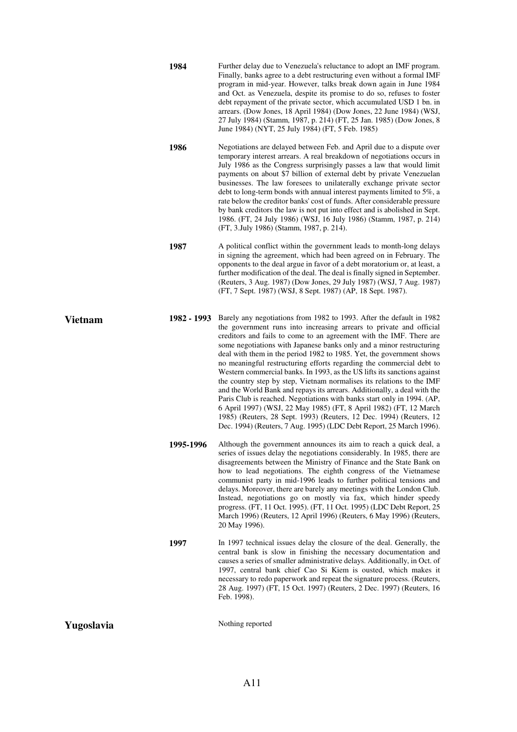| | | |
|---|---|---|
| | **1984** | Further delay due to Venezuela's reluctance to adopt an IMF program. Finally, banks agree to a debt restructuring even without a formal IMF program in mid-year. However, talks break down again in June 1984 and Oct. as Venezuela, despite its promise to do so, refuses to foster debt repayment of the private sector, which accumulated USD 1 bn. in arrears. (Dow Jones, 18 April 1984) (Dow Jones, 22 June 1984) (WSJ, 27 July 1984) (Stamm, 1987, p. 214) (FT, 25 Jan. 1985) (Dow Jones, 8 June 1984) (NYT, 25 July 1984) (FT, 5 Feb. 1985) |
| | **1986** | Negotiations are delayed between Feb. and April due to a dispute over temporary interest arrears. A real breakdown of negotiations occurs in July 1986 as the Congress surprisingly passes a law that would limit payments on about $7 billion of external debt by private Venezuelan businesses. The law foresees to unilaterally exchange private sector debt to long-term bonds with annual interest payments limited to 5%, a rate below the creditor banks' cost of funds. After considerable pressure by bank creditors the law is not put into effect and is abolished in Sept. 1986. (FT, 24 July 1986) (WSJ, 16 July 1986) (Stamm, 1987, p. 214) (FT, 3.July 1986) (Stamm, 1987, p. 214). |
| | **1987** | A political conflict within the government leads to month-long delays in signing the agreement, which had been agreed on in February. The opponents to the deal argue in favor of a debt moratorium or, at least, a further modification of the deal. The deal is finally signed in September. (Reuters, 3 Aug. 1987) (Dow Jones, 29 July 1987) (WSJ, 7 Aug. 1987) (FT, 7 Sept. 1987) (WSJ, 8 Sept. 1987) (AP, 18 Sept. 1987). |
| **Vietnam** | **1982 - 1993** | Barely any negotiations from 1982 to 1993. After the default in 1982 the government runs into increasing arrears to private and official creditors and fails to come to an agreement with the IMF. There are some negotiations with Japanese banks only and a minor restructuring deal with them in the period 1982 to 1985. Yet, the government shows no meaningful restructuring efforts regarding the commercial debt to Western commercial banks. In 1993, as the US lifts its sanctions against the country step by step, Vietnam normalises its relations to the IMF and the World Bank and repays its arrears. Additionally, a deal with the Paris Club is reached. Negotiations with banks start only in 1994. (AP, 6 April 1997) (WSJ, 22 May 1985) (FT, 8 April 1982) (FT, 12 March 1985) (Reuters, 28 Sept. 1993) (Reuters, 12 Dec. 1994) (Reuters, 12 Dec. 1994) (Reuters, 7 Aug. 1995) (LDC Debt Report, 25 March 1996). |
| | **1995-1996** | Although the government announces its aim to reach a quick deal, a series of issues delay the negotiations considerably. In 1995, there are disagreements between the Ministry of Finance and the State Bank on how to lead negotiations. The eighth congress of the Vietnamese communist party in mid-1996 leads to further political tensions and delays. Moreover, there are barely any meetings with the London Club. Instead, negotiations go on mostly via fax, which hinder speedy progress. (FT, 11 Oct. 1995). (FT, 11 Oct. 1995) (LDC Debt Report, 25 March 1996) (Reuters, 12 April 1996) (Reuters, 6 May 1996) (Reuters, 20 May 1996). |
| | **1997** | In 1997 technical issues delay the closure of the deal. Generally, the central bank is slow in finishing the necessary documentation and causes a series of smaller administrative delays. Additionally, in Oct. of 1997, central bank chief Cao Si Kiem is ousted, which makes it necessary to redo paperwork and repeat the signature process. (Reuters, 28 Aug. 1997) (FT, 15 Oct. 1997) (Reuters, 2 Dec. 1997) (Reuters, 16 Feb. 1998). |
| **Yugoslavia** | | Nothing reported |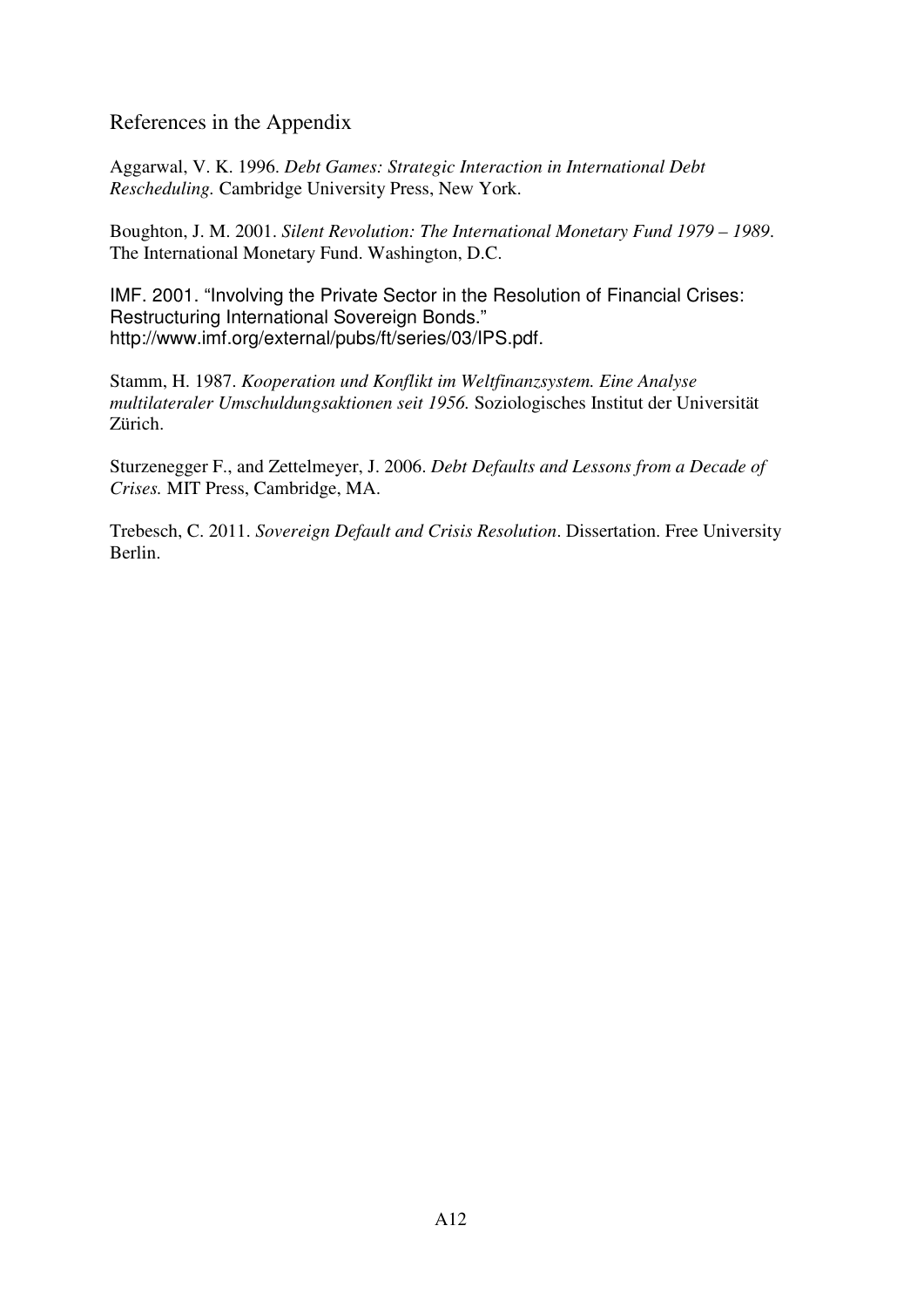## References in the Appendix

Aggarwal, V. K. 1996. *Debt Games: Strategic Interaction in International Debt Rescheduling.* Cambridge University Press, New York.

Boughton, J. M. 2001. *Silent Revolution: The International Monetary Fund 1979 – 1989*. The International Monetary Fund. Washington, D.C.

IMF. 2001. "Involving the Private Sector in the Resolution of Financial Crises: Restructuring International Sovereign Bonds." http://www.imf.org/external/pubs/ft/series/03/IPS.pdf.

Stamm, H. 1987. *Kooperation und Konflikt im Weltfinanzsystem. Eine Analyse multilateraler Umschuldungsaktionen seit 1956.* Soziologisches Institut der Universität Zürich.

Sturzenegger F., and Zettelmeyer, J. 2006. *Debt Defaults and Lessons from a Decade of Crises.* MIT Press, Cambridge, MA.

Trebesch, C. 2011. *Sovereign Default and Crisis Resolution*. Dissertation. Free University Berlin.